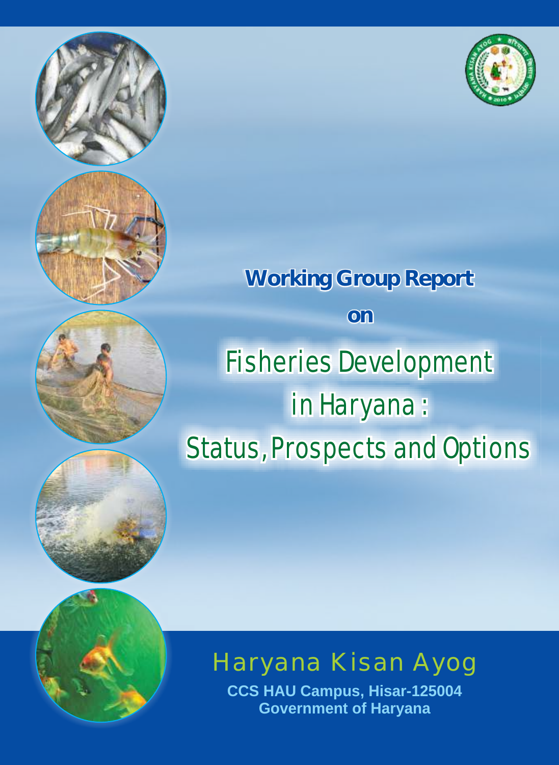# Working Group Report

on

# Fisheries Development in Haryana : Status, Prospects and Options

## Haryana Kisan Ayog

**CCS HAU Campus, Hisar-125004**
**Government of Haryana**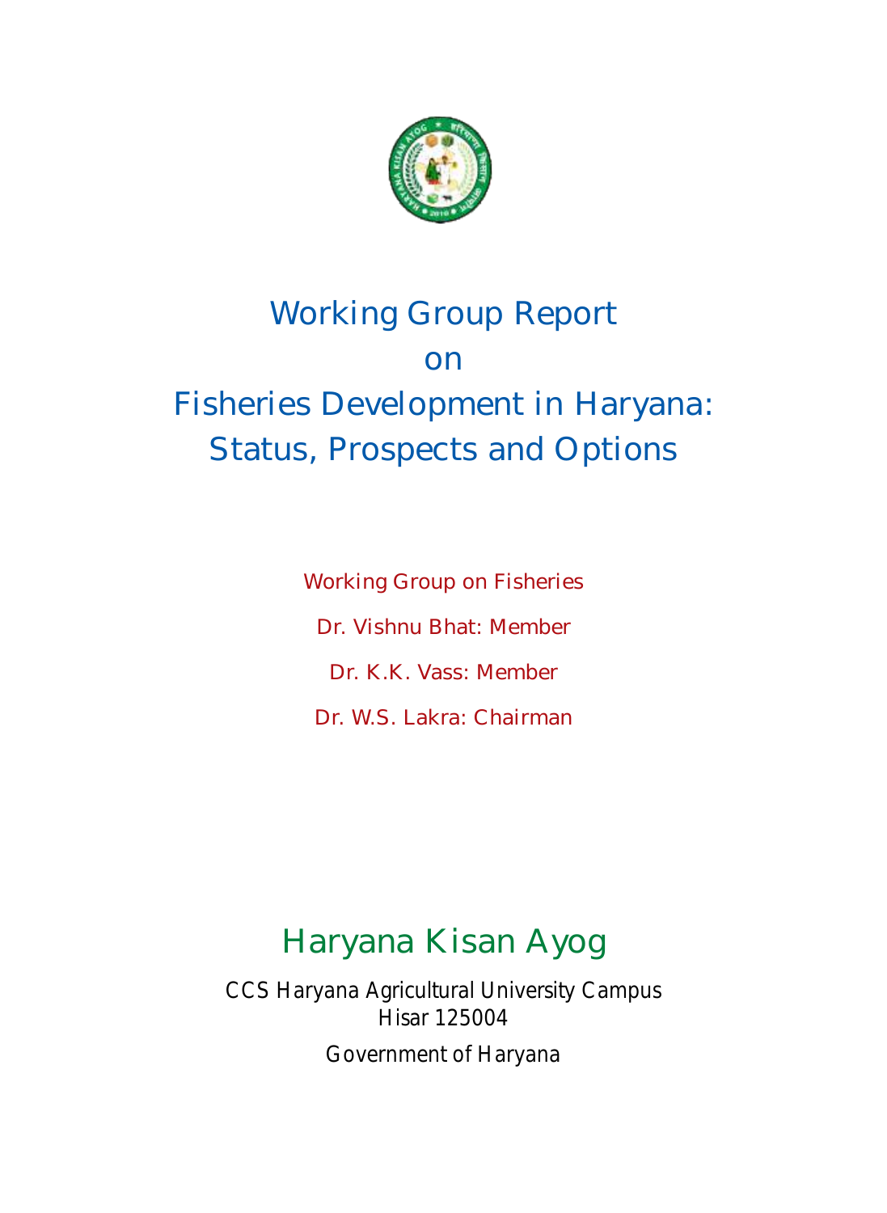# Working Group Report on Fisheries Development in Haryana: Status, Prospects and Options

Working Group on Fisheries

Dr. Vishnu Bhat: Member

Dr. K.K. Vass: Member

Dr. W.S. Lakra: Chairman

## Haryana Kisan Ayog

CCS Haryana Agricultural University Campus
Hisar 125004

Government of Haryana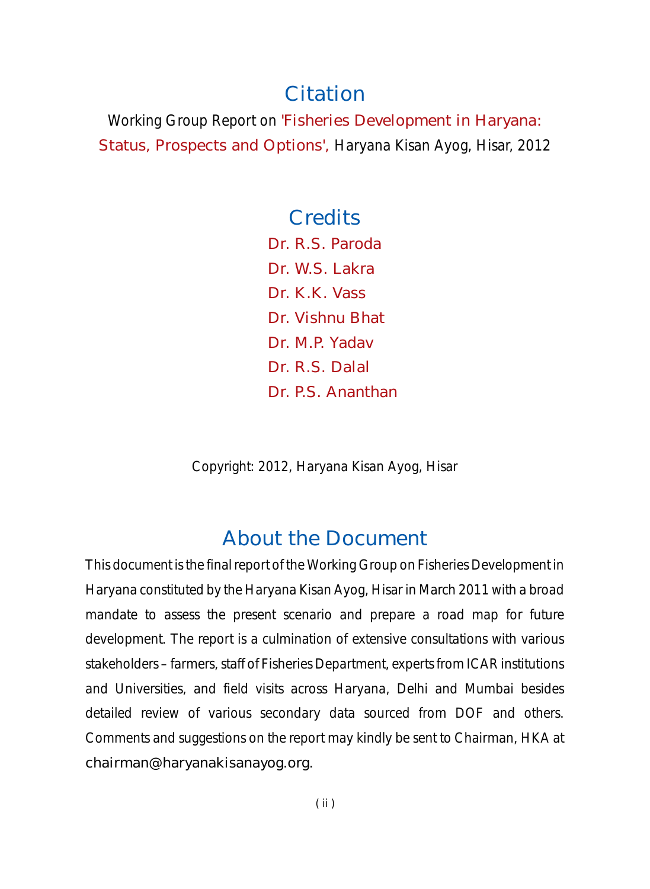## Citation

Working Group Report on 'Fisheries Development in Haryana: Status, Prospects and Options', Haryana Kisan Ayog, Hisar, 2012

## Credits

Dr. R.S. Paroda
Dr. W.S. Lakra
Dr. K.K. Vass
Dr. Vishnu Bhat
Dr. M.P. Yadav
Dr. R.S. Dalal
Dr. P.S. Ananthan

Copyright: 2012, Haryana Kisan Ayog, Hisar

## About the Document

This document is the final report of the Working Group on Fisheries Development in Haryana constituted by the Haryana Kisan Ayog, Hisar in March 2011 with a broad mandate to assess the present scenario and prepare a road map for future development. The report is a culmination of extensive consultations with various stakeholders – farmers, staff of Fisheries Department, experts from ICAR institutions and Universities, and field visits across Haryana, Delhi and Mumbai besides detailed review of various secondary data sourced from DOF and others. Comments and suggestions on the report may kindly be sent to Chairman, HKA at chairman@haryanakisanayog.org.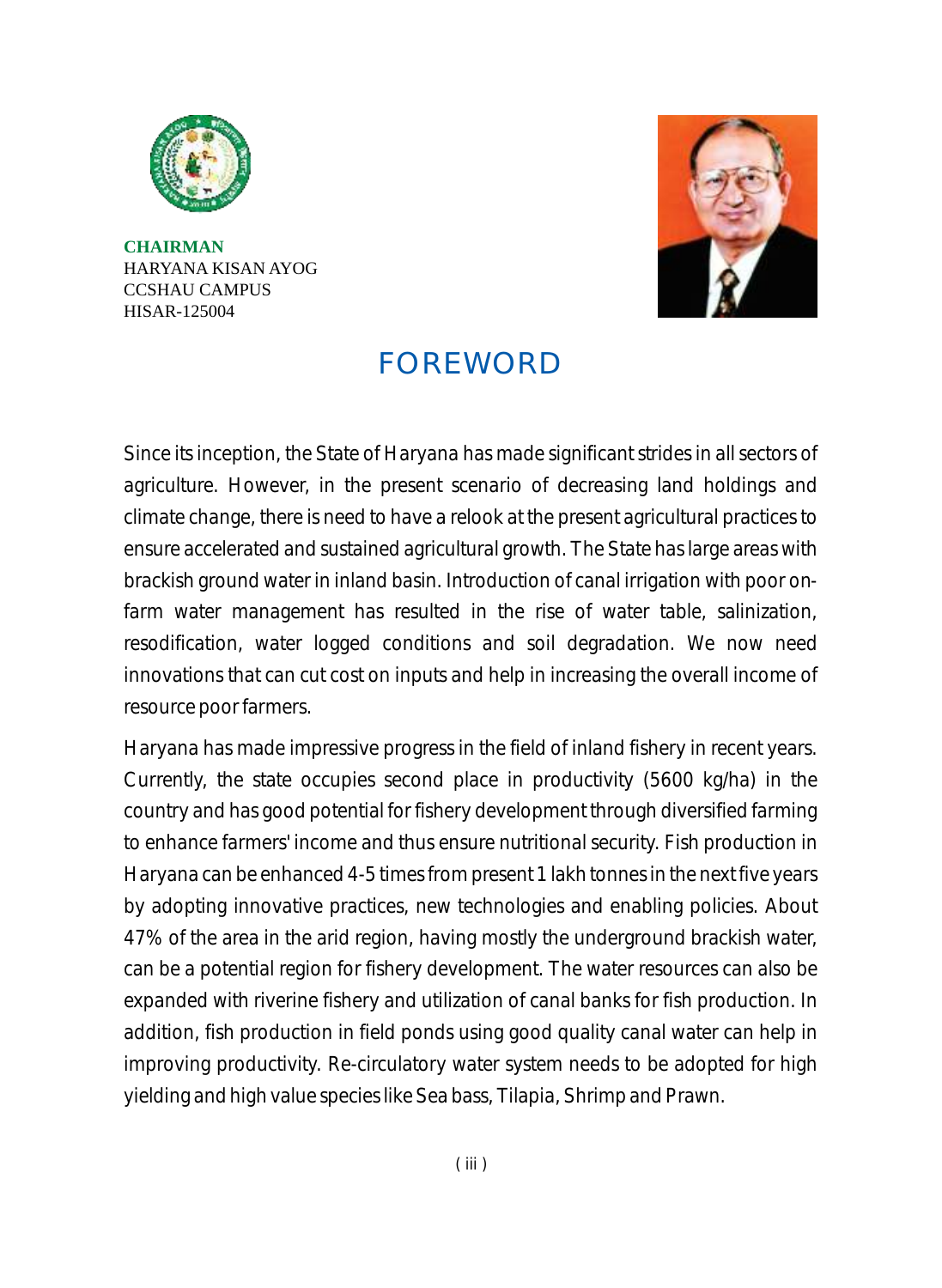**CHAIRMAN**
HARYANA KISAN AYOG
CCSHAU CAMPUS
HISAR-125004

# FOREWORD

Since its inception, the State of Haryana has made significant strides in all sectors of agriculture. However, in the present scenario of decreasing land holdings and climate change, there is need to have a relook at the present agricultural practices to ensure accelerated and sustained agricultural growth. The State has large areas with brackish ground water in inland basin. Introduction of canal irrigation with poor on-farm water management has resulted in the rise of water table, salinization, resodification, water logged conditions and soil degradation. We now need innovations that can cut cost on inputs and help in increasing the overall income of resource poor farmers.

Haryana has made impressive progress in the field of inland fishery in recent years. Currently, the state occupies second place in productivity (5600 kg/ha) in the country and has good potential for fishery development through diversified farming to enhance farmers' income and thus ensure nutritional security. Fish production in Haryana can be enhanced 4-5 times from present 1 lakh tonnes in the next five years by adopting innovative practices, new technologies and enabling policies. About 47% of the area in the arid region, having mostly the underground brackish water, can be a potential region for fishery development. The water resources can also be expanded with riverine fishery and utilization of canal banks for fish production. In addition, fish production in field ponds using good quality canal water can help in improving productivity. Re-circulatory water system needs to be adopted for high yielding and high value species like Sea bass, Tilapia, Shrimp and Prawn.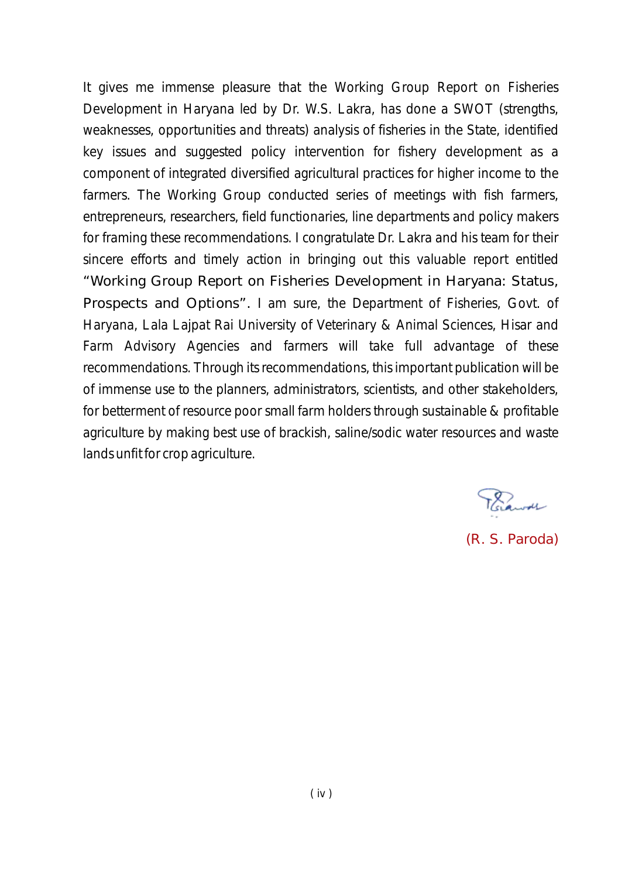It gives me immense pleasure that the Working Group Report on Fisheries Development in Haryana led by Dr. W.S. Lakra, has done a SWOT (strengths, weaknesses, opportunities and threats) analysis of fisheries in the State, identified key issues and suggested policy intervention for fishery development as a component of integrated diversified agricultural practices for higher income to the farmers. The Working Group conducted series of meetings with fish farmers, entrepreneurs, researchers, field functionaries, line departments and policy makers for framing these recommendations. I congratulate Dr. Lakra and his team for their sincere efforts and timely action in bringing out this valuable report entitled "Working Group Report on Fisheries Development in Haryana: Status, Prospects and Options". I am sure, the Department of Fisheries, Govt. of Haryana, Lala Lajpat Rai University of Veterinary & Animal Sciences, Hisar and Farm Advisory Agencies and farmers will take full advantage of these recommendations. Through its recommendations, this important publication will be of immense use to the planners, administrators, scientists, and other stakeholders, for betterment of resource poor small farm holders through sustainable & profitable agriculture by making best use of brackish, saline/sodic water resources and waste lands unfit for crop agriculture.

(R. S. Paroda)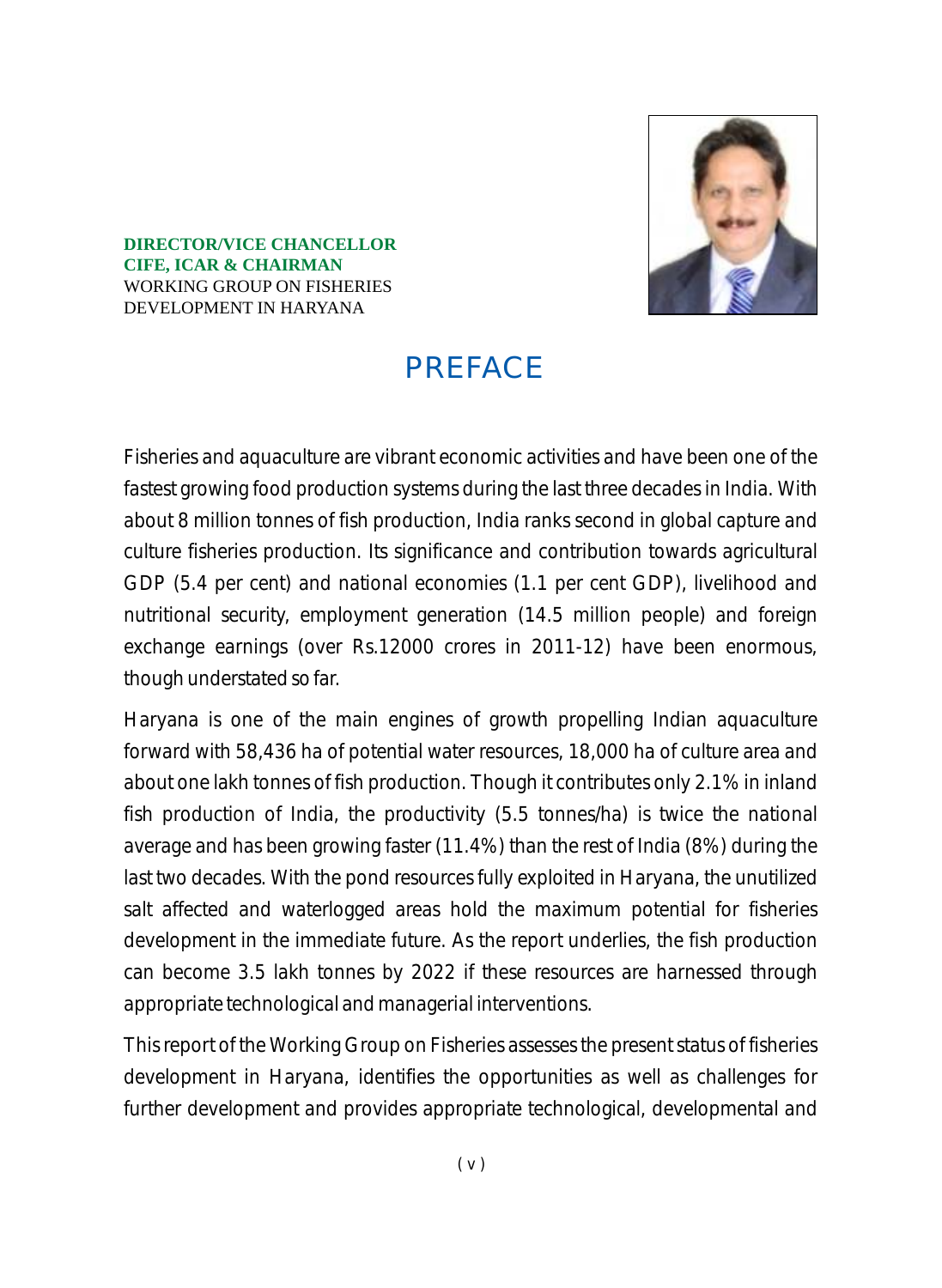**DIRECTOR/VICE CHANCELLOR**
**CIFE, ICAR & CHAIRMAN**
WORKING GROUP ON FISHERIES
DEVELOPMENT IN HARYANA

# PREFACE

Fisheries and aquaculture are vibrant economic activities and have been one of the fastest growing food production systems during the last three decades in India. With about 8 million tonnes of fish production, India ranks second in global capture and culture fisheries production. Its significance and contribution towards agricultural GDP (5.4 per cent) and national economies (1.1 per cent GDP), livelihood and nutritional security, employment generation (14.5 million people) and foreign exchange earnings (over Rs.12000 crores in 2011-12) have been enormous, though understated so far.

Haryana is one of the main engines of growth propelling Indian aquaculture forward with 58,436 ha of potential water resources, 18,000 ha of culture area and about one lakh tonnes of fish production. Though it contributes only 2.1% in inland fish production of India, the productivity (5.5 tonnes/ha) is twice the national average and has been growing faster (11.4%) than the rest of India (8%) during the last two decades. With the pond resources fully exploited in Haryana, the unutilized salt affected and waterlogged areas hold the maximum potential for fisheries development in the immediate future. As the report underlies, the fish production can become 3.5 lakh tonnes by 2022 if these resources are harnessed through appropriate technological and managerial interventions.

This report of the Working Group on Fisheries assesses the present status of fisheries development in Haryana, identifies the opportunities as well as challenges for further development and provides appropriate technological, developmental and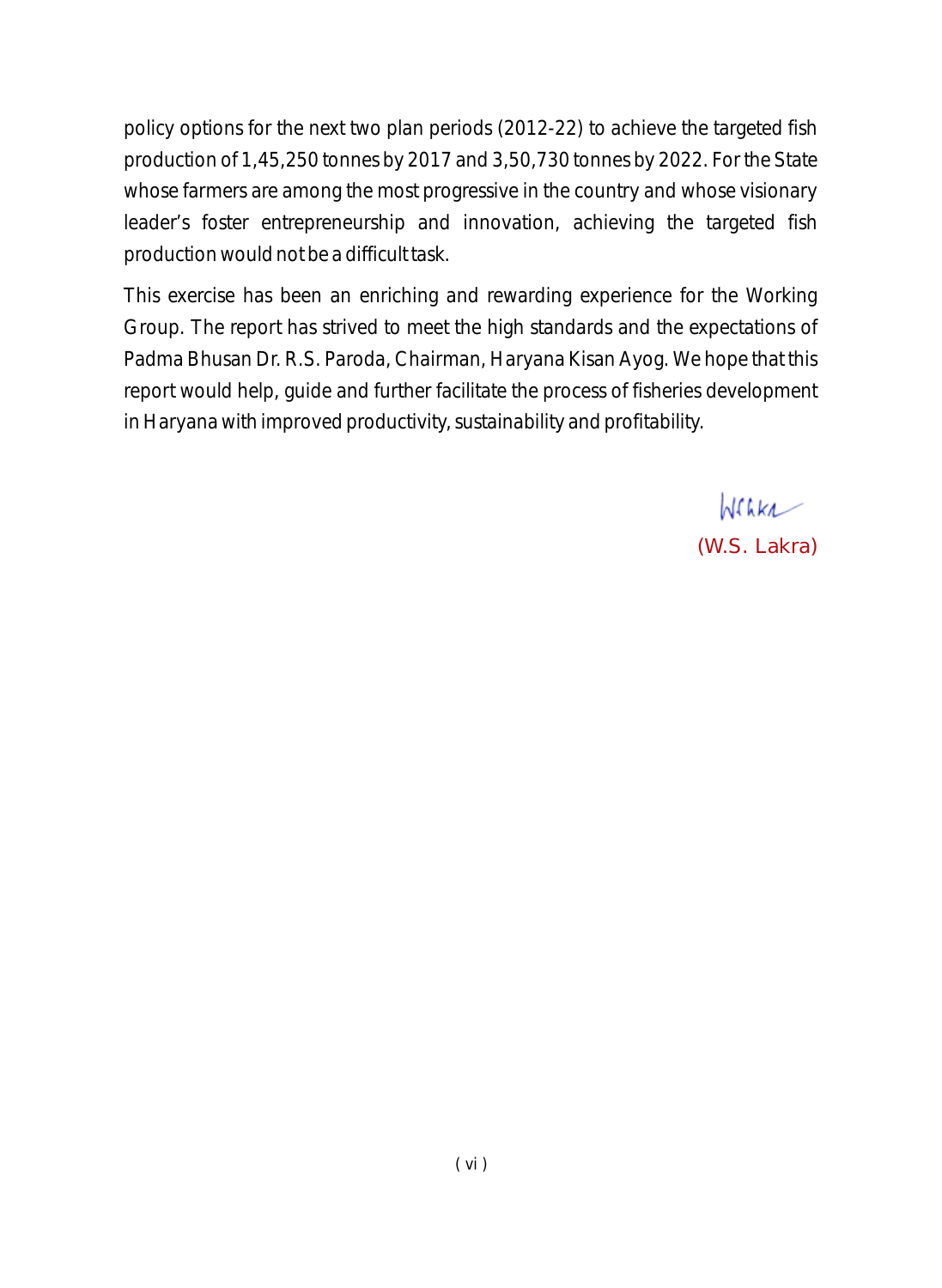policy options for the next two plan periods (2012-22) to achieve the targeted fish production of 1,45,250 tonnes by 2017 and 3,50,730 tonnes by 2022. For the State whose farmers are among the most progressive in the country and whose visionary leader's foster entrepreneurship and innovation, achieving the targeted fish production would not be a difficult task.

This exercise has been an enriching and rewarding experience for the Working Group. The report has strived to meet the high standards and the expectations of Padma Bhusan Dr. R.S. Paroda, Chairman, Haryana Kisan Ayog. We hope that this report would help, guide and further facilitate the process of fisheries development in Haryana with improved productivity, sustainability and profitability.

(W.S. Lakra)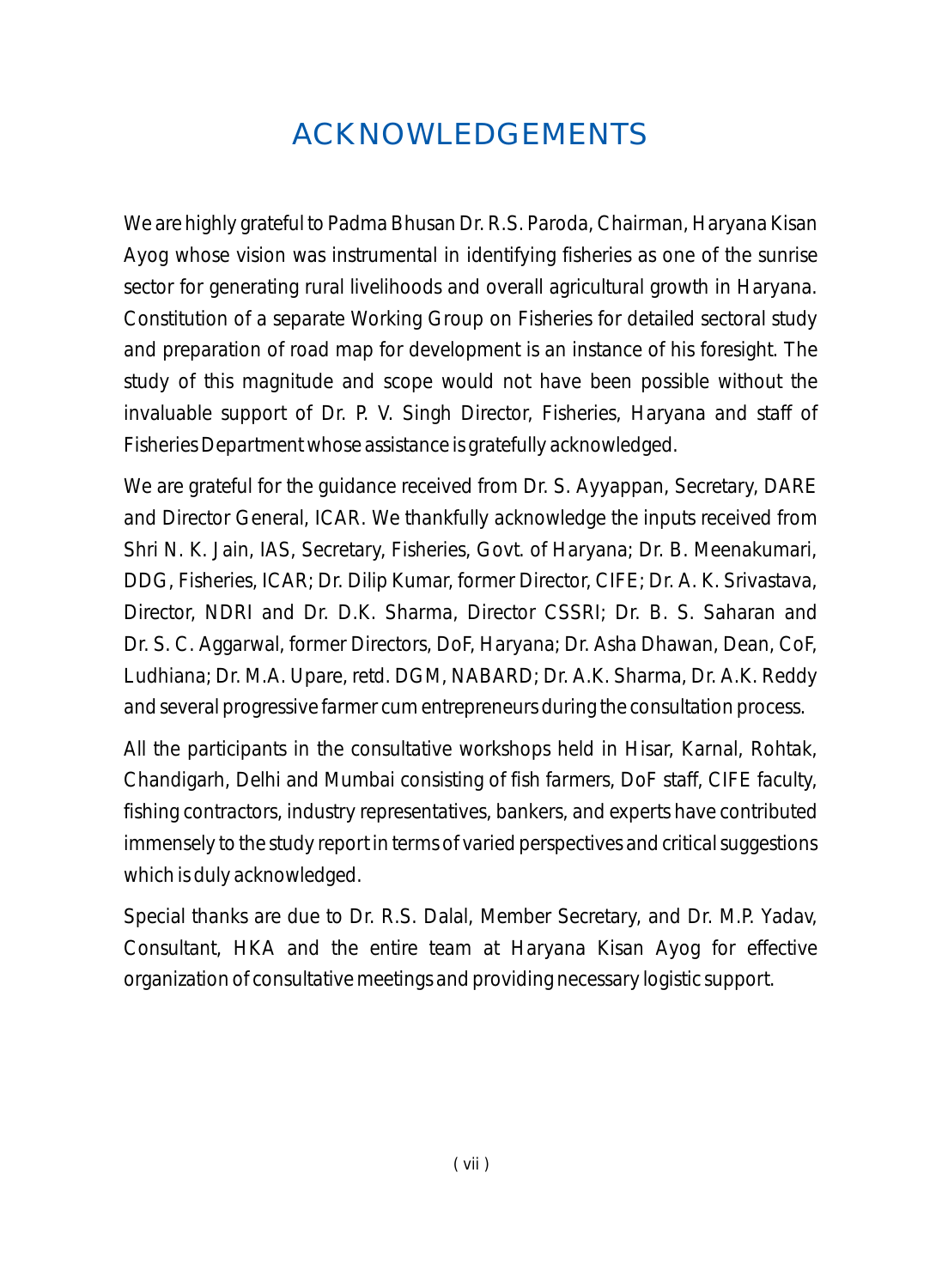# ACKNOWLEDGEMENTS

We are highly grateful to Padma Bhusan Dr. R.S. Paroda, Chairman, Haryana Kisan Ayog whose vision was instrumental in identifying fisheries as one of the sunrise sector for generating rural livelihoods and overall agricultural growth in Haryana. Constitution of a separate Working Group on Fisheries for detailed sectoral study and preparation of road map for development is an instance of his foresight. The study of this magnitude and scope would not have been possible without the invaluable support of Dr. P. V. Singh Director, Fisheries, Haryana and staff of Fisheries Department whose assistance is gratefully acknowledged.

We are grateful for the guidance received from Dr. S. Ayyappan, Secretary, DARE and Director General, ICAR. We thankfully acknowledge the inputs received from Shri N. K. Jain, IAS, Secretary, Fisheries, Govt. of Haryana; Dr. B. Meenakumari, DDG, Fisheries, ICAR; Dr. Dilip Kumar, former Director, CIFE; Dr. A. K. Srivastava, Director, NDRI and Dr. D.K. Sharma, Director CSSRI; Dr. B. S. Saharan and Dr. S. C. Aggarwal, former Directors, DoF, Haryana; Dr. Asha Dhawan, Dean, CoF, Ludhiana; Dr. M.A. Upare, retd. DGM, NABARD; Dr. A.K. Sharma, Dr. A.K. Reddy and several progressive farmer cum entrepreneurs during the consultation process.

All the participants in the consultative workshops held in Hisar, Karnal, Rohtak, Chandigarh, Delhi and Mumbai consisting of fish farmers, DoF staff, CIFE faculty, fishing contractors, industry representatives, bankers, and experts have contributed immensely to the study report in terms of varied perspectives and critical suggestions which is duly acknowledged.

Special thanks are due to Dr. R.S. Dalal, Member Secretary, and Dr. M.P. Yadav, Consultant, HKA and the entire team at Haryana Kisan Ayog for effective organization of consultative meetings and providing necessary logistic support.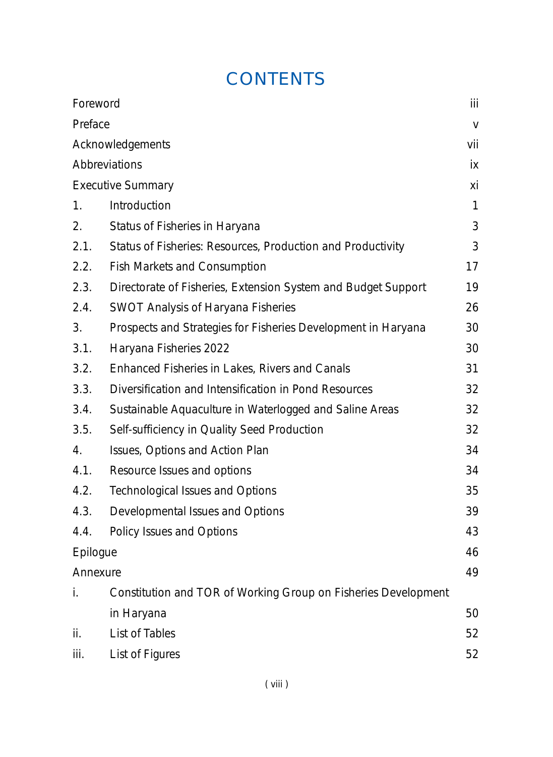# CONTENTS

| | | |
|---|---|---|
| Foreword | | iii |
| Preface | | v |
| Acknowledgements | | vii |
| Abbreviations | | ix |
| Executive Summary | | xi |
| 1. | Introduction | 1 |
| 2. | Status of Fisheries in Haryana | 3 |
| 2.1. | Status of Fisheries: Resources, Production and Productivity | 3 |
| 2.2. | Fish Markets and Consumption | 17 |
| 2.3. | Directorate of Fisheries, Extension System and Budget Support | 19 |
| 2.4. | SWOT Analysis of Haryana Fisheries | 26 |
| 3. | Prospects and Strategies for Fisheries Development in Haryana | 30 |
| 3.1. | Haryana Fisheries 2022 | 30 |
| 3.2. | Enhanced Fisheries in Lakes, Rivers and Canals | 31 |
| 3.3. | Diversification and Intensification in Pond Resources | 32 |
| 3.4. | Sustainable Aquaculture in Waterlogged and Saline Areas | 32 |
| 3.5. | Self-sufficiency in Quality Seed Production | 32 |
| 4. | Issues, Options and Action Plan | 34 |
| 4.1. | Resource Issues and options | 34 |
| 4.2. | Technological Issues and Options | 35 |
| 4.3. | Developmental Issues and Options | 39 |
| 4.4. | Policy Issues and Options | 43 |
| Epilogue | | 46 |
| Annexure | | 49 |
| i. | Constitution and TOR of Working Group on Fisheries Development in Haryana | 50 |
| ii. | List of Tables | 52 |
| iii. | List of Figures | 52 |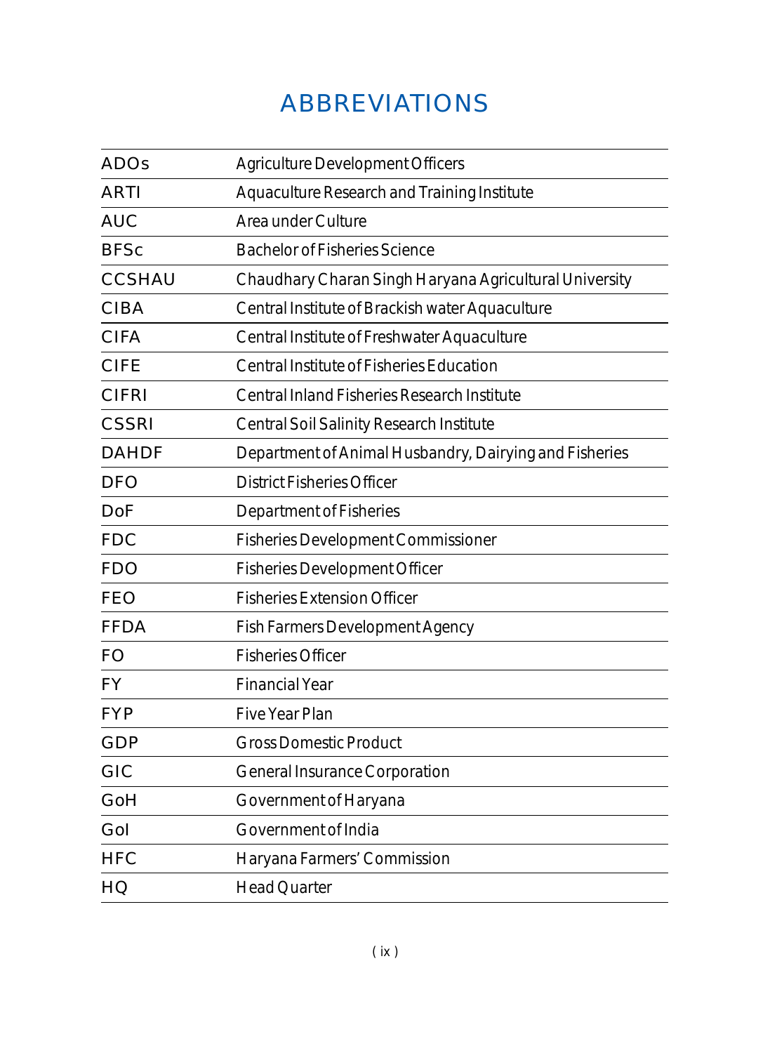# ABBREVIATIONS

| | |
|---|---|
| ADOs | Agriculture Development Officers |
| ARTI | Aquaculture Research and Training Institute |
| AUC | Area under Culture |
| BFSc | Bachelor of Fisheries Science |
| CCSHAU | Chaudhary Charan Singh Haryana Agricultural University |
| CIBA | Central Institute of Brackish water Aquaculture |
| CIFA | Central Institute of Freshwater Aquaculture |
| CIFE | Central Institute of Fisheries Education |
| CIFRI | Central Inland Fisheries Research Institute |
| CSSRI | Central Soil Salinity Research Institute |
| DAHDF | Department of Animal Husbandry, Dairying and Fisheries |
| DFO | District Fisheries Officer |
| DoF | Department of Fisheries |
| FDC | Fisheries Development Commissioner |
| FDO | Fisheries Development Officer |
| FEO | Fisheries Extension Officer |
| FFDA | Fish Farmers Development Agency |
| FO | Fisheries Officer |
| FY | Financial Year |
| FYP | Five Year Plan |
| GDP | Gross Domestic Product |
| GIC | General Insurance Corporation |
| GoH | Government of Haryana |
| GoI | Government of India |
| HFC | Haryana Farmers' Commission |
| HQ | Head Quarter |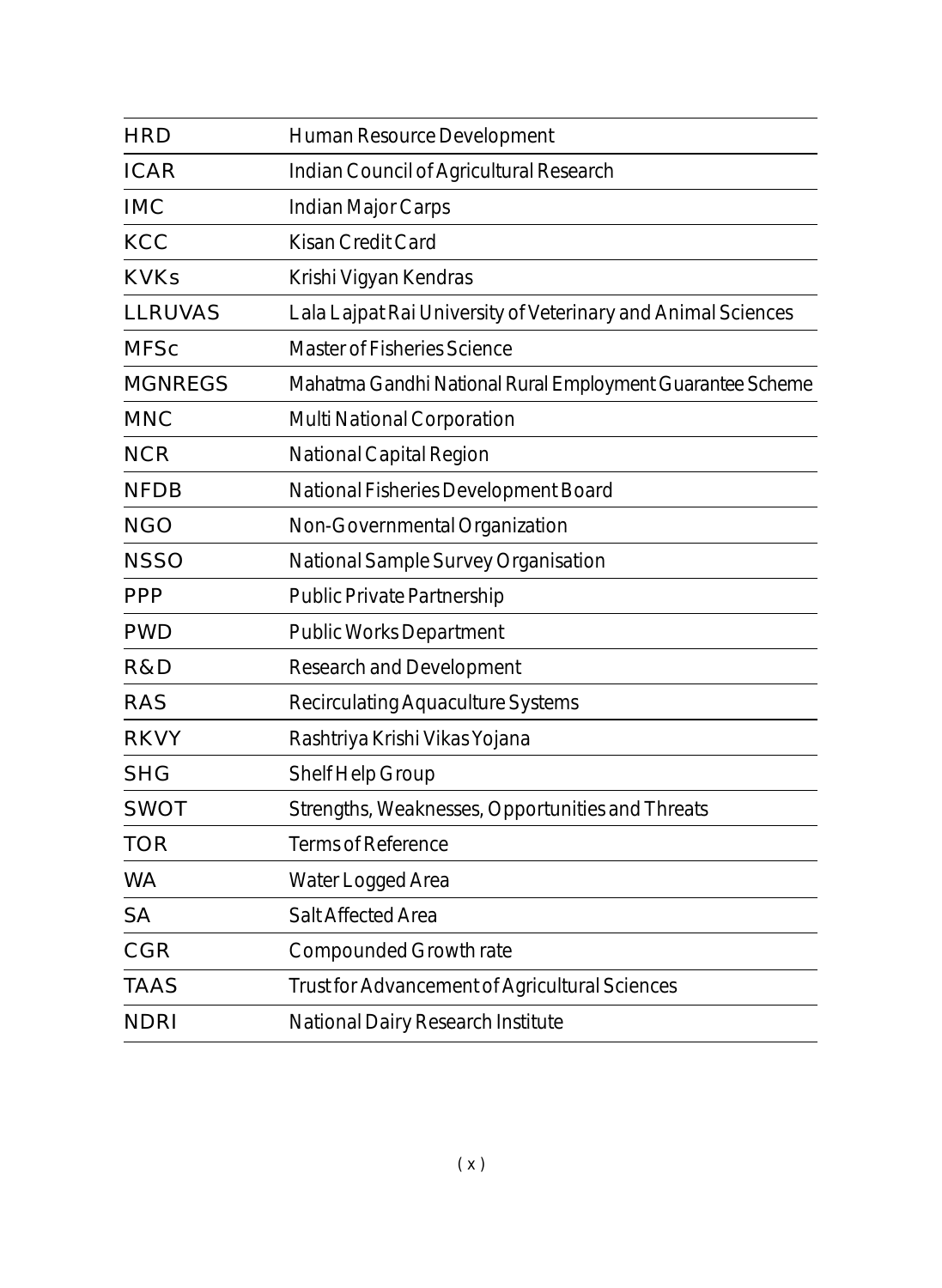| | |
|---|---|
| HRD | Human Resource Development |
| ICAR | Indian Council of Agricultural Research |
| IMC | Indian Major Carps |
| KCC | Kisan Credit Card |
| KVKs | Krishi Vigyan Kendras |
| LLRUVAS | Lala Lajpat Rai University of Veterinary and Animal Sciences |
| MFSc | Master of Fisheries Science |
| MGNREGS | Mahatma Gandhi National Rural Employment Guarantee Scheme |
| MNC | Multi National Corporation |
| NCR | National Capital Region |
| NFDB | National Fisheries Development Board |
| NGO | Non-Governmental Organization |
| NSSO | National Sample Survey Organisation |
| PPP | Public Private Partnership |
| PWD | Public Works Department |
| R&D | Research and Development |
| RAS | Recirculating Aquaculture Systems |
| RKVY | Rashtriya Krishi Vikas Yojana |
| SHG | Shelf Help Group |
| SWOT | Strengths, Weaknesses, Opportunities and Threats |
| TOR | Terms of Reference |
| WA | Water Logged Area |
| SA | Salt Affected Area |
| CGR | Compounded Growth rate |
| TAAS | Trust for Advancement of Agricultural Sciences |
| NDRI | National Dairy Research Institute |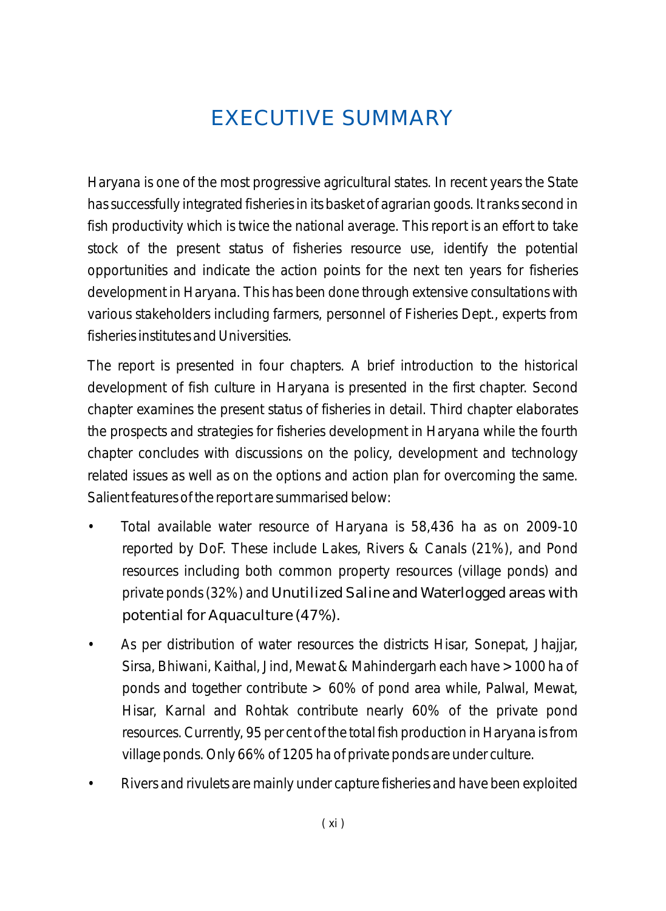# EXECUTIVE SUMMARY

Haryana is one of the most progressive agricultural states. In recent years the State has successfully integrated fisheries in its basket of agrarian goods. It ranks second in fish productivity which is twice the national average. This report is an effort to take stock of the present status of fisheries resource use, identify the potential opportunities and indicate the action points for the next ten years for fisheries development in Haryana. This has been done through extensive consultations with various stakeholders including farmers, personnel of Fisheries Dept., experts from fisheries institutes and Universities.

The report is presented in four chapters. A brief introduction to the historical development of fish culture in Haryana is presented in the first chapter. Second chapter examines the present status of fisheries in detail. Third chapter elaborates the prospects and strategies for fisheries development in Haryana while the fourth chapter concludes with discussions on the policy, development and technology related issues as well as on the options and action plan for overcoming the same. Salient features of the report are summarised below:

- Total available water resource of Haryana is 58,436 ha as on 2009-10 reported by DoF. These include Lakes, Rivers & Canals (21%), and Pond resources including both common property resources (village ponds) and private ponds (32%) and Unutilized Saline and Waterlogged areas with potential for Aquaculture (47%).
- As per distribution of water resources the districts Hisar, Sonepat, Jhajjar, Sirsa, Bhiwani, Kaithal, Jind, Mewat & Mahindergarh each have > 1000 ha of ponds and together contribute > 60% of pond area while, Palwal, Mewat, Hisar, Karnal and Rohtak contribute nearly 60% of the private pond resources. Currently, 95 per cent of the total fish production in Haryana is from village ponds. Only 66% of 1205 ha of private ponds are under culture.
- Rivers and rivulets are mainly under capture fisheries and have been exploited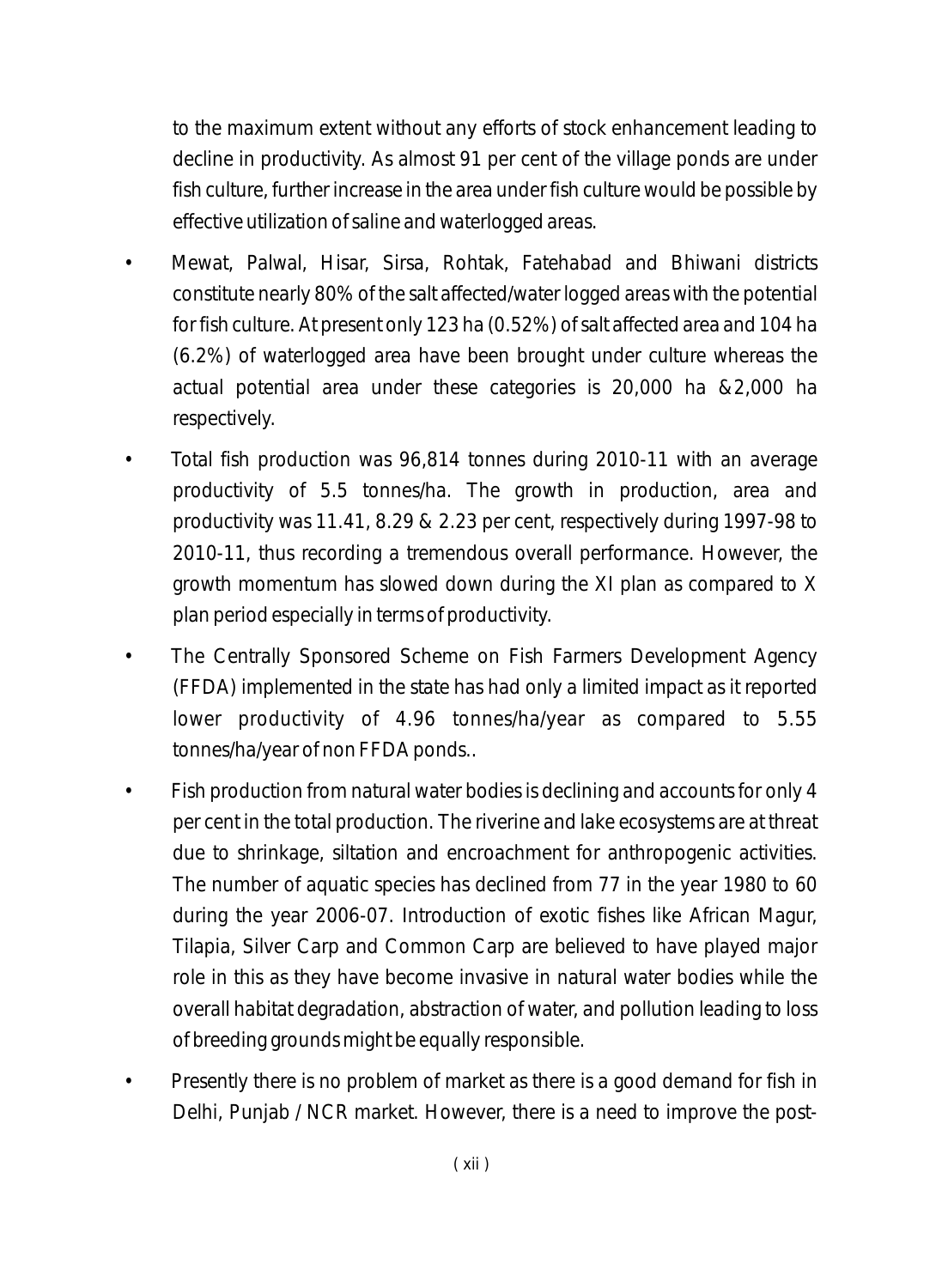to the maximum extent without any efforts of stock enhancement leading to decline in productivity. As almost 91 per cent of the village ponds are under fish culture, further increase in the area under fish culture would be possible by effective utilization of saline and waterlogged areas.

- Mewat, Palwal, Hisar, Sirsa, Rohtak, Fatehabad and Bhiwani districts constitute nearly 80% of the salt affected/water logged areas with the potential for fish culture. At present only 123 ha (0.52%) of salt affected area and 104 ha (6.2%) of waterlogged area have been brought under culture whereas the actual potential area under these categories is 20,000 ha &2,000 ha respectively.
- Total fish production was 96,814 tonnes during 2010-11 with an average productivity of 5.5 tonnes/ha. The growth in production, area and productivity was 11.41, 8.29 & 2.23 per cent, respectively during 1997-98 to 2010-11, thus recording a tremendous overall performance. However, the growth momentum has slowed down during the XI plan as compared to X plan period especially in terms of productivity.
- The Centrally Sponsored Scheme on Fish Farmers Development Agency (FFDA) implemented in the state has had only a limited impact as it reported lower productivity of 4.96 tonnes/ha/year as compared to 5.55 tonnes/ha/year of non FFDA ponds..
- Fish production from natural water bodies is declining and accounts for only 4 per cent in the total production. The riverine and lake ecosystems are at threat due to shrinkage, siltation and encroachment for anthropogenic activities. The number of aquatic species has declined from 77 in the year 1980 to 60 during the year 2006-07. Introduction of exotic fishes like African Magur, Tilapia, Silver Carp and Common Carp are believed to have played major role in this as they have become invasive in natural water bodies while the overall habitat degradation, abstraction of water, and pollution leading to loss of breeding grounds might be equally responsible.
- Presently there is no problem of market as there is a good demand for fish in Delhi, Punjab / NCR market. However, there is a need to improve the post-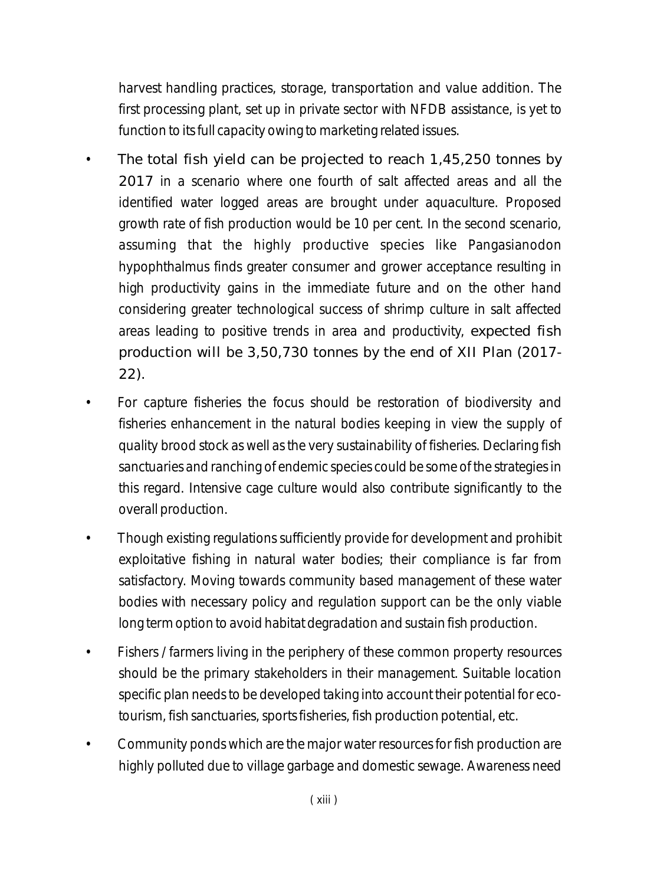harvest handling practices, storage, transportation and value addition. The first processing plant, set up in private sector with NFDB assistance, is yet to function to its full capacity owing to marketing related issues.

- **The total fish yield can be projected to reach 1,45,250 tonnes by 2017** in a scenario where one fourth of salt affected areas and all the identified water logged areas are brought under aquaculture. Proposed growth rate of fish production would be 10 per cent. In the second scenario, assuming that the highly productive species like Pangasianodon hypophthalmus finds greater consumer and grower acceptance resulting in high productivity gains in the immediate future and on the other hand considering greater technological success of shrimp culture in salt affected areas leading to positive trends in area and productivity, **expected fish production will be 3,50,730 tonnes by the end of XII Plan (2017-22).**
- For capture fisheries the focus should be restoration of biodiversity and fisheries enhancement in the natural bodies keeping in view the supply of quality brood stock as well as the very sustainability of fisheries. Declaring fish sanctuaries and ranching of endemic species could be some of the strategies in this regard. Intensive cage culture would also contribute significantly to the overall production.
- Though existing regulations sufficiently provide for development and prohibit exploitative fishing in natural water bodies; their compliance is far from satisfactory. Moving towards community based management of these water bodies with necessary policy and regulation support can be the only viable long term option to avoid habitat degradation and sustain fish production.
- Fishers / farmers living in the periphery of these common property resources should be the primary stakeholders in their management. Suitable location specific plan needs to be developed taking into account their potential for eco-tourism, fish sanctuaries, sports fisheries, fish production potential, etc.
- Community ponds which are the major water resources for fish production are highly polluted due to village garbage and domestic sewage. Awareness need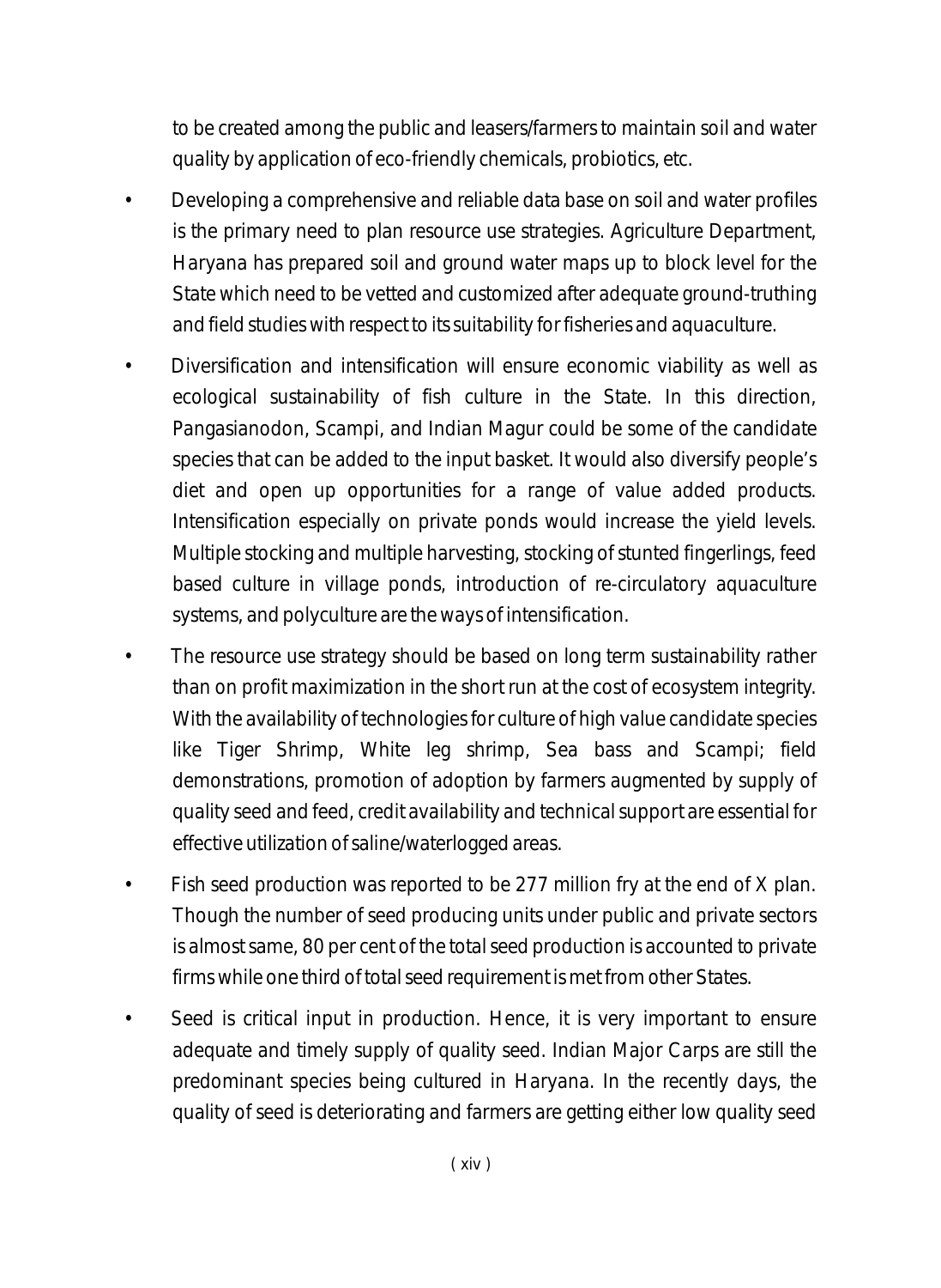to be created among the public and leasers/farmers to maintain soil and water quality by application of eco-friendly chemicals, probiotics, etc.

- Developing a comprehensive and reliable data base on soil and water profiles is the primary need to plan resource use strategies. Agriculture Department, Haryana has prepared soil and ground water maps up to block level for the State which need to be vetted and customized after adequate ground-truthing and field studies with respect to its suitability for fisheries and aquaculture.

- Diversification and intensification will ensure economic viability as well as ecological sustainability of fish culture in the State. In this direction, Pangasianodon, Scampi, and Indian Magur could be some of the candidate species that can be added to the input basket. It would also diversify people's diet and open up opportunities for a range of value added products. Intensification especially on private ponds would increase the yield levels. Multiple stocking and multiple harvesting, stocking of stunted fingerlings, feed based culture in village ponds, introduction of re-circulatory aquaculture systems, and polyculture are the ways of intensification.

- The resource use strategy should be based on long term sustainability rather than on profit maximization in the short run at the cost of ecosystem integrity. With the availability of technologies for culture of high value candidate species like Tiger Shrimp, White leg shrimp, Sea bass and Scampi; field demonstrations, promotion of adoption by farmers augmented by supply of quality seed and feed, credit availability and technical support are essential for effective utilization of saline/waterlogged areas.

- Fish seed production was reported to be 277 million fry at the end of X plan. Though the number of seed producing units under public and private sectors is almost same, 80 per cent of the total seed production is accounted to private firms while one third of total seed requirement is met from other States.

- Seed is critical input in production. Hence, it is very important to ensure adequate and timely supply of quality seed. Indian Major Carps are still the predominant species being cultured in Haryana. In the recently days, the quality of seed is deteriorating and farmers are getting either low quality seed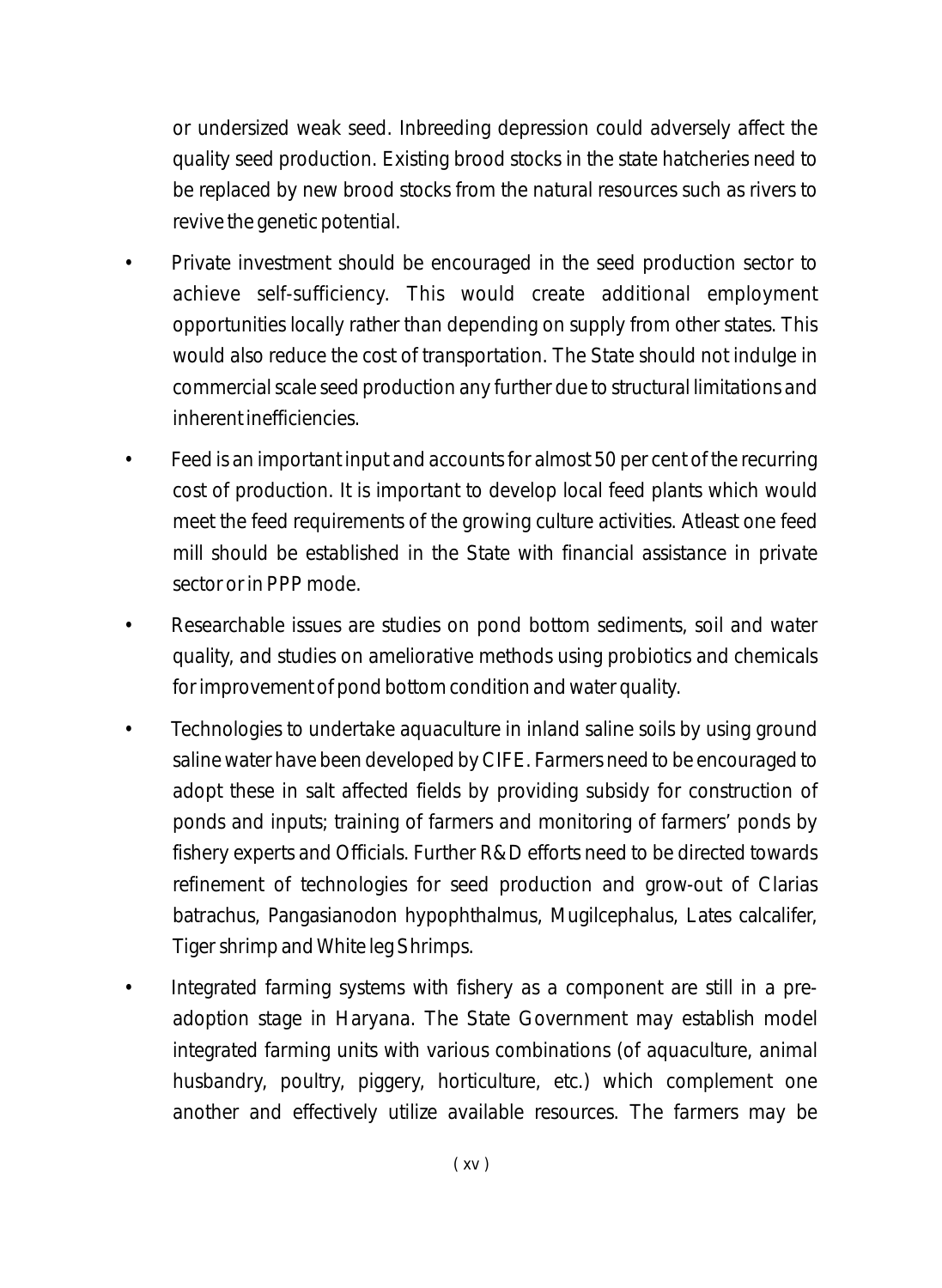or undersized weak seed. Inbreeding depression could adversely affect the quality seed production. Existing brood stocks in the state hatcheries need to be replaced by new brood stocks from the natural resources such as rivers to revive the genetic potential.

- Private investment should be encouraged in the seed production sector to achieve self-sufficiency. This would create additional employment opportunities locally rather than depending on supply from other states. This would also reduce the cost of transportation. The State should not indulge in commercial scale seed production any further due to structural limitations and inherent inefficiencies.
- Feed is an important input and accounts for almost 50 per cent of the recurring cost of production. It is important to develop local feed plants which would meet the feed requirements of the growing culture activities. Atleast one feed mill should be established in the State with financial assistance in private sector or in PPP mode.
- Researchable issues are studies on pond bottom sediments, soil and water quality, and studies on ameliorative methods using probiotics and chemicals for improvement of pond bottom condition and water quality.
- Technologies to undertake aquaculture in inland saline soils by using ground saline water have been developed by CIFE. Farmers need to be encouraged to adopt these in salt affected fields by providing subsidy for construction of ponds and inputs; training of farmers and monitoring of farmers' ponds by fishery experts and Officials. Further R&D efforts need to be directed towards refinement of technologies for seed production and grow-out of Clarias batrachus, Pangasianodon hypophthalmus, Mugilcephalus, Lates calcalifer, Tiger shrimp and White leg Shrimps.
- Integrated farming systems with fishery as a component are still in a pre-adoption stage in Haryana. The State Government may establish model integrated farming units with various combinations (of aquaculture, animal husbandry, poultry, piggery, horticulture, etc.) which complement one another and effectively utilize available resources. The farmers may be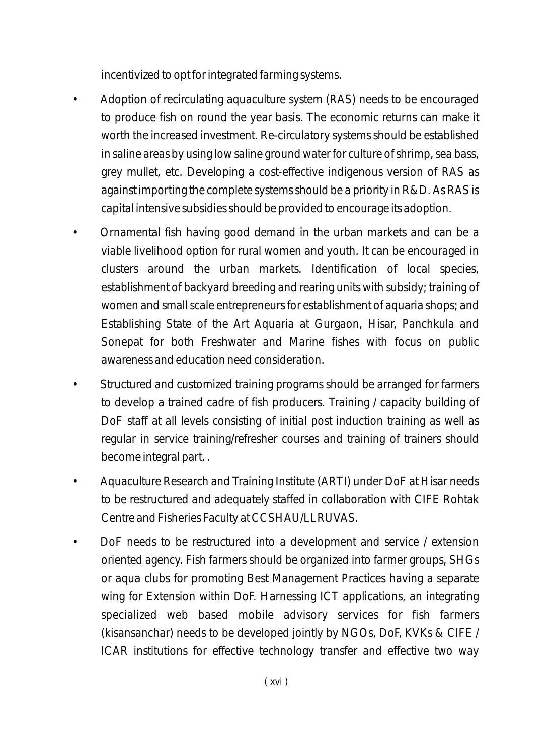incentivized to opt for integrated farming systems.

- Adoption of recirculating aquaculture system (RAS) needs to be encouraged to produce fish on round the year basis. The economic returns can make it worth the increased investment. Re-circulatory systems should be established in saline areas by using low saline ground water for culture of shrimp, sea bass, grey mullet, etc. Developing a cost-effective indigenous version of RAS as against importing the complete systems should be a priority in R&D. As RAS is capital intensive subsidies should be provided to encourage its adoption.
- Ornamental fish having good demand in the urban markets and can be a viable livelihood option for rural women and youth. It can be encouraged in clusters around the urban markets. Identification of local species, establishment of backyard breeding and rearing units with subsidy; training of women and small scale entrepreneurs for establishment of aquaria shops; and Establishing State of the Art Aquaria at Gurgaon, Hisar, Panchkula and Sonepat for both Freshwater and Marine fishes with focus on public awareness and education need consideration.
- Structured and customized training programs should be arranged for farmers to develop a trained cadre of fish producers. Training / capacity building of DoF staff at all levels consisting of initial post induction training as well as regular in service training/refresher courses and training of trainers should become integral part. .
- Aquaculture Research and Training Institute (ARTI) under DoF at Hisar needs to be restructured and adequately staffed in collaboration with CIFE Rohtak Centre and Fisheries Faculty at CCSHAU/LLRUVAS.
- DoF needs to be restructured into a development and service / extension oriented agency. Fish farmers should be organized into farmer groups, SHGs or aqua clubs for promoting Best Management Practices having a separate wing for Extension within DoF. Harnessing ICT applications, an integrating specialized web based mobile advisory services for fish farmers (kisansanchar) needs to be developed jointly by NGOs, DoF, KVKs & CIFE / ICAR institutions for effective technology transfer and effective two way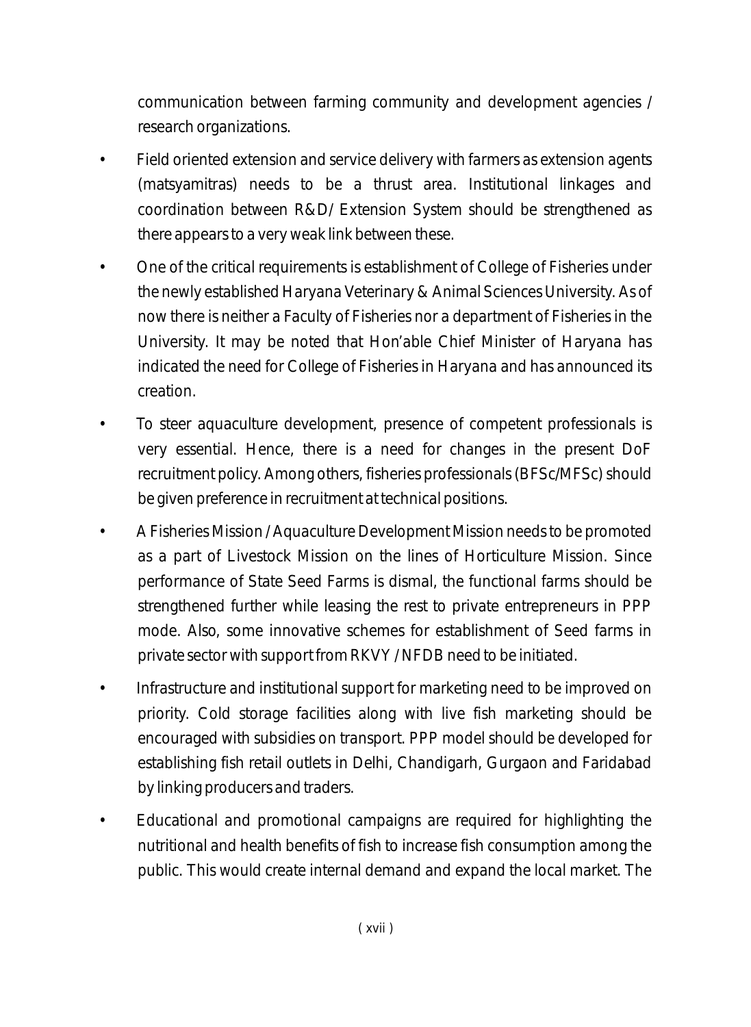communication between farming community and development agencies / research organizations.

- Field oriented extension and service delivery with farmers as extension agents (matsyamitras) needs to be a thrust area. Institutional linkages and coordination between R&D/ Extension System should be strengthened as there appears to a very weak link between these.
- One of the critical requirements is establishment of College of Fisheries under the newly established Haryana Veterinary & Animal Sciences University. As of now there is neither a Faculty of Fisheries nor a department of Fisheries in the University. It may be noted that Hon'able Chief Minister of Haryana has indicated the need for College of Fisheries in Haryana and has announced its creation.
- To steer aquaculture development, presence of competent professionals is very essential. Hence, there is a need for changes in the present DoF recruitment policy. Among others, fisheries professionals (BFSc/MFSc) should be given preference in recruitment at technical positions.
- A Fisheries Mission / Aquaculture Development Mission needs to be promoted as a part of Livestock Mission on the lines of Horticulture Mission. Since performance of State Seed Farms is dismal, the functional farms should be strengthened further while leasing the rest to private entrepreneurs in PPP mode. Also, some innovative schemes for establishment of Seed farms in private sector with support from RKVY / NFDB need to be initiated.
- Infrastructure and institutional support for marketing need to be improved on priority. Cold storage facilities along with live fish marketing should be encouraged with subsidies on transport. PPP model should be developed for establishing fish retail outlets in Delhi, Chandigarh, Gurgaon and Faridabad by linking producers and traders.
- Educational and promotional campaigns are required for highlighting the nutritional and health benefits of fish to increase fish consumption among the public. This would create internal demand and expand the local market. The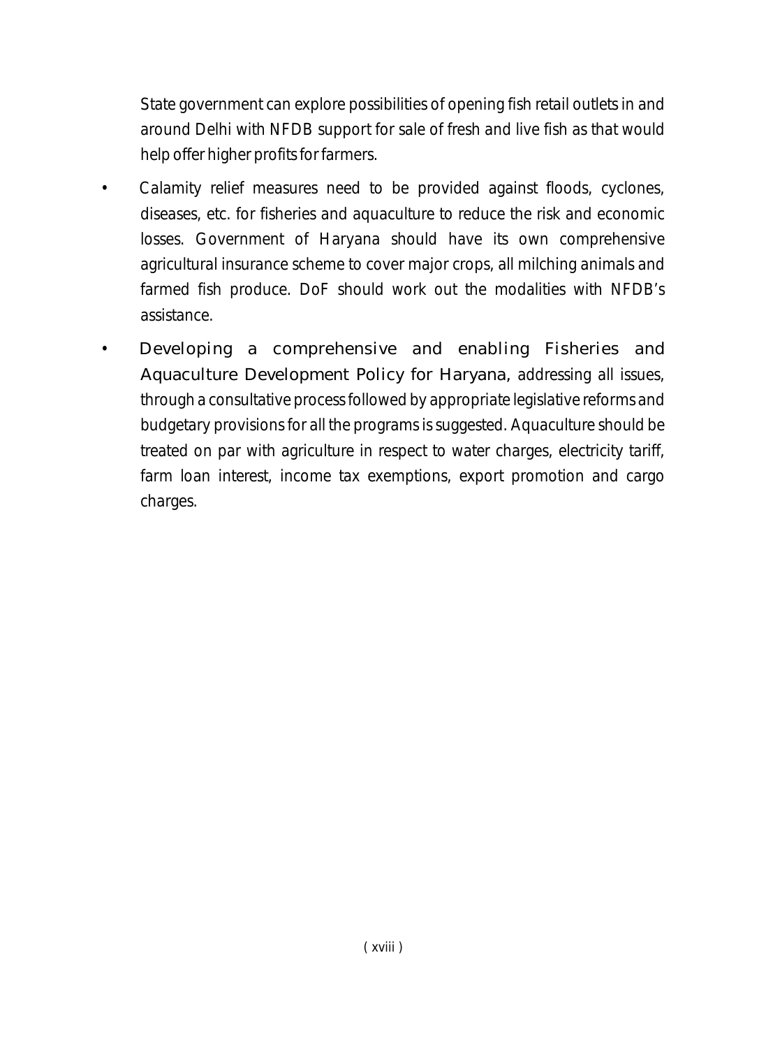State government can explore possibilities of opening fish retail outlets in and around Delhi with NFDB support for sale of fresh and live fish as that would help offer higher profits for farmers.

- Calamity relief measures need to be provided against floods, cyclones, diseases, etc. for fisheries and aquaculture to reduce the risk and economic losses. Government of Haryana should have its own comprehensive agricultural insurance scheme to cover major crops, all milching animals and farmed fish produce. DoF should work out the modalities with NFDB's assistance.
- Developing a comprehensive and enabling Fisheries and Aquaculture Development Policy for Haryana, addressing all issues, through a consultative process followed by appropriate legislative reforms and budgetary provisions for all the programs is suggested. Aquaculture should be treated on par with agriculture in respect to water charges, electricity tariff, farm loan interest, income tax exemptions, export promotion and cargo charges.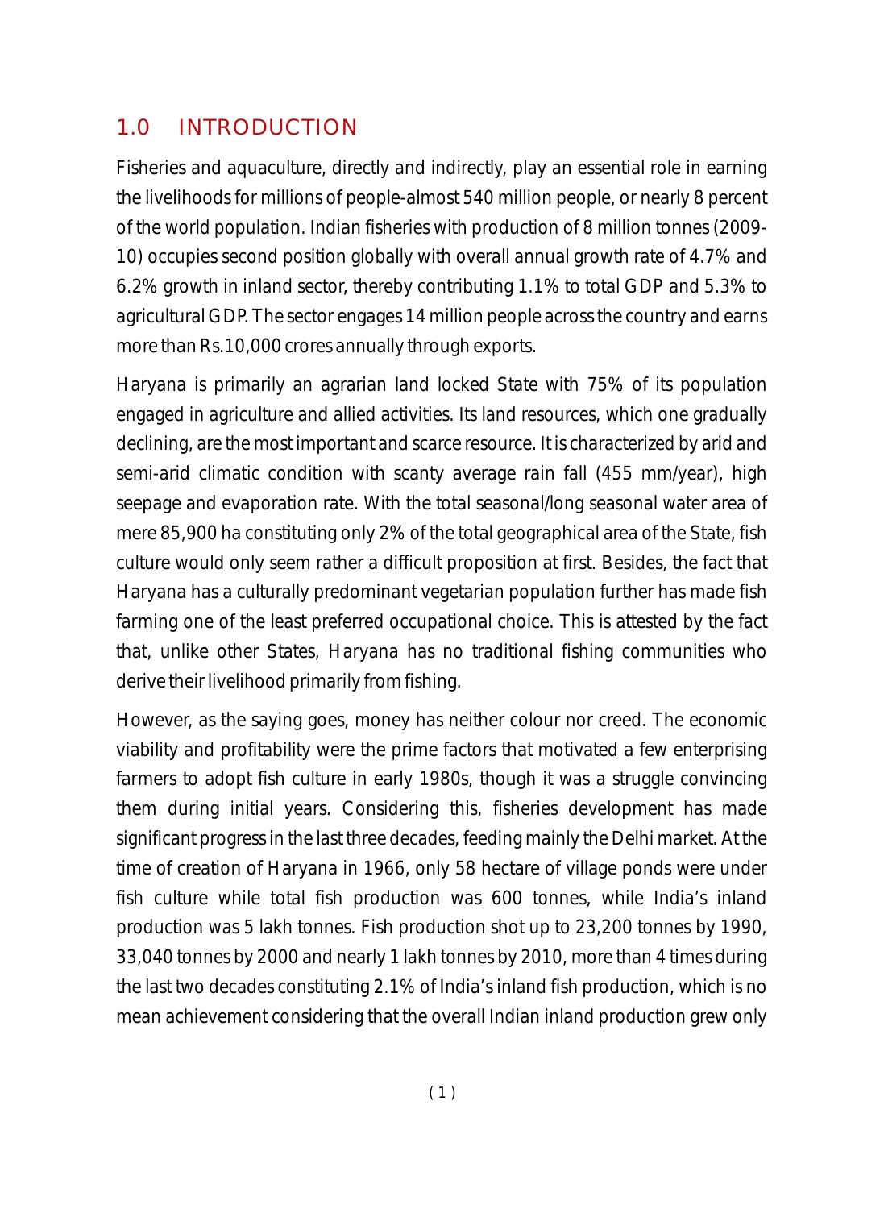## 1.0 INTRODUCTION

Fisheries and aquaculture, directly and indirectly, play an essential role in earning the livelihoods for millions of people-almost 540 million people, or nearly 8 percent of the world population. Indian fisheries with production of 8 million tonnes (2009-10) occupies second position globally with overall annual growth rate of 4.7% and 6.2% growth in inland sector, thereby contributing 1.1% to total GDP and 5.3% to agricultural GDP. The sector engages 14 million people across the country and earns more than Rs.10,000 crores annually through exports.

Haryana is primarily an agrarian land locked State with 75% of its population engaged in agriculture and allied activities. Its land resources, which one gradually declining, are the most important and scarce resource. It is characterized by arid and semi-arid climatic condition with scanty average rain fall (455 mm/year), high seepage and evaporation rate. With the total seasonal/long seasonal water area of mere 85,900 ha constituting only 2% of the total geographical area of the State, fish culture would only seem rather a difficult proposition at first. Besides, the fact that Haryana has a culturally predominant vegetarian population further has made fish farming one of the least preferred occupational choice. This is attested by the fact that, unlike other States, Haryana has no traditional fishing communities who derive their livelihood primarily from fishing.

However, as the saying goes, money has neither colour nor creed. The economic viability and profitability were the prime factors that motivated a few enterprising farmers to adopt fish culture in early 1980s, though it was a struggle convincing them during initial years. Considering this, fisheries development has made significant progress in the last three decades, feeding mainly the Delhi market. At the time of creation of Haryana in 1966, only 58 hectare of village ponds were under fish culture while total fish production was 600 tonnes, while India's inland production was 5 lakh tonnes. Fish production shot up to 23,200 tonnes by 1990, 33,040 tonnes by 2000 and nearly 1 lakh tonnes by 2010, more than 4 times during the last two decades constituting 2.1% of India's inland fish production, which is no mean achievement considering that the overall Indian inland production grew only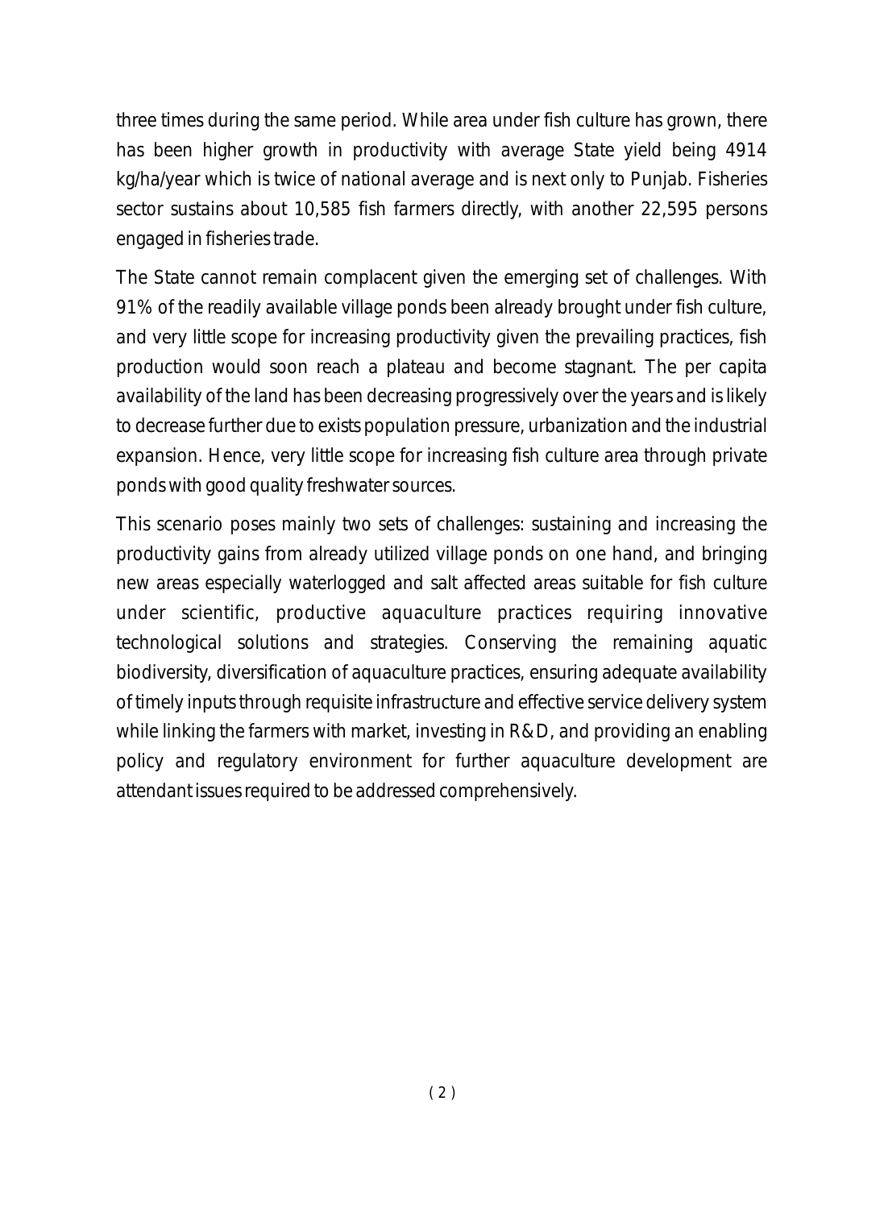three times during the same period. While area under fish culture has grown, there has been higher growth in productivity with average State yield being 4914 kg/ha/year which is twice of national average and is next only to Punjab. Fisheries sector sustains about 10,585 fish farmers directly, with another 22,595 persons engaged in fisheries trade.

The State cannot remain complacent given the emerging set of challenges. With 91% of the readily available village ponds been already brought under fish culture, and very little scope for increasing productivity given the prevailing practices, fish production would soon reach a plateau and become stagnant. The per capita availability of the land has been decreasing progressively over the years and is likely to decrease further due to exists population pressure, urbanization and the industrial expansion. Hence, very little scope for increasing fish culture area through private ponds with good quality freshwater sources.

This scenario poses mainly two sets of challenges: sustaining and increasing the productivity gains from already utilized village ponds on one hand, and bringing new areas especially waterlogged and salt affected areas suitable for fish culture under scientific, productive aquaculture practices requiring innovative technological solutions and strategies. Conserving the remaining aquatic biodiversity, diversification of aquaculture practices, ensuring adequate availability of timely inputs through requisite infrastructure and effective service delivery system while linking the farmers with market, investing in R&D, and providing an enabling policy and regulatory environment for further aquaculture development are attendant issues required to be addressed comprehensively.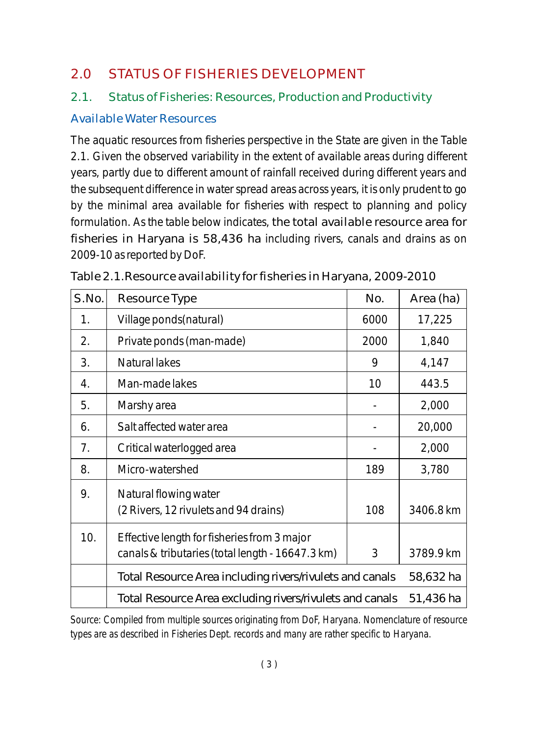## 2.0 STATUS OF FISHERIES DEVELOPMENT

### 2.1. Status of Fisheries: Resources, Production and Productivity

#### Available Water Resources

The aquatic resources from fisheries perspective in the State are given in the Table 2.1. Given the observed variability in the extent of available areas during different years, partly due to different amount of rainfall received during different years and the subsequent difference in water spread areas across years, it is only prudent to go by the minimal area available for fisheries with respect to planning and policy formulation. As the table below indicates, **the total available resource area for fisheries in Haryana is 58,436 ha** including rivers, canals and drains as on 2009-10 as reported by DoF.

Table 2.1.Resource availability for fisheries in Haryana, 2009-2010

| S.No. | Resource Type | No. | Area (ha) |
|---|---|---|---|
| 1. | Village ponds(natural) | 6000 | 17,225 |
| 2. | Private ponds (man-made) | 2000 | 1,840 |
| 3. | Natural lakes | 9 | 4,147 |
| 4. | Man-made lakes | 10 | 443.5 |
| 5. | Marshy area | - | 2,000 |
| 6. | Salt affected water area | - | 20,000 |
| 7. | Critical waterlogged area | - | 2,000 |
| 8. | Micro-watershed | 189 | 3,780 |
| 9. | Natural flowing water<br>(2 Rivers, 12 rivulets and 94 drains) | 108 | 3406.8 km |
| 10. | Effective length for fisheries from 3 major canals & tributaries (total length - 16647.3 km) | 3 | 3789.9 km |
| | Total Resource Area including rivers/rivulets and canals | | 58,632 ha |
| | Total Resource Area excluding rivers/rivulets and canals | | 51,436 ha |

Source: Compiled from multiple sources originating from DoF, Haryana. Nomenclature of resource types are as described in Fisheries Dept. records and many are rather specific to Haryana.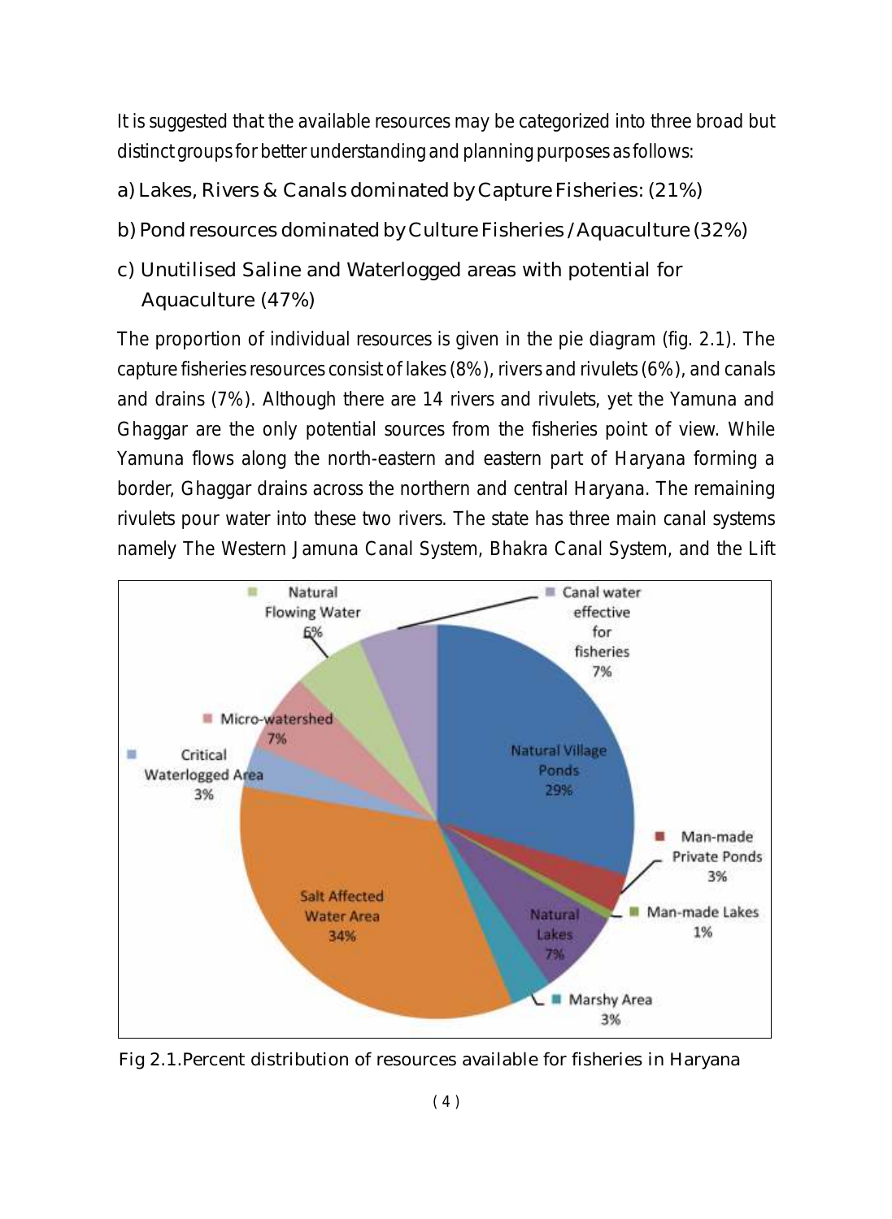It is suggested that the available resources may be categorized into three broad but distinct groups for better understanding and planning purposes as follows:

a) Lakes, Rivers & Canals dominated by Capture Fisheries: (21%)

b) Pond resources dominated by Culture Fisheries / Aquaculture (32%)

c) Unutilised Saline and Waterlogged areas with potential for Aquaculture (47%)

The proportion of individual resources is given in the pie diagram (fig. 2.1). The capture fisheries resources consist of lakes (8%), rivers and rivulets (6%), and canals and drains (7%). Although there are 14 rivers and rivulets, yet the Yamuna and Ghaggar are the only potential sources from the fisheries point of view. While Yamuna flows along the north-eastern and eastern part of Haryana forming a border, Ghaggar drains across the northern and central Haryana. The remaining rivulets pour water into these two rivers. The state has three main canal systems namely The Western Jamuna Canal System, Bhakra Canal System, and the Lift

Natural Village Ponds 29%; Man-made Private Ponds 3%; Man-made Lakes 1%; Natural Lakes 7%; Marshy Area 3%; Salt Affected Water Area 34%; Critical Waterlogged Area 3%; Micro-watershed 7%; Natural Flowing Water 6%; Canal water effective for fisheries 7%

Fig 2.1.Percent distribution of resources available for fisheries in Haryana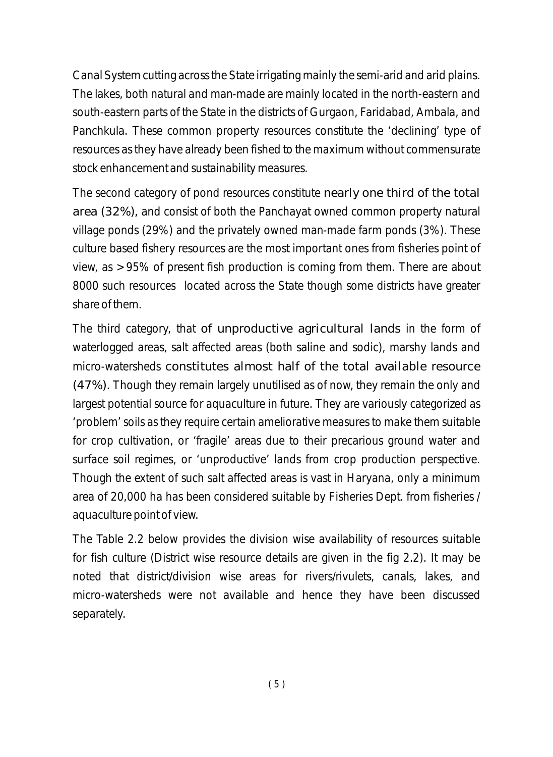Canal System cutting across the State irrigating mainly the semi-arid and arid plains. The lakes, both natural and man-made are mainly located in the north-eastern and south-eastern parts of the State in the districts of Gurgaon, Faridabad, Ambala, and Panchkula. These common property resources constitute the 'declining' type of resources as they have already been fished to the maximum without commensurate stock enhancement and sustainability measures.

The second category of pond resources constitute nearly one third of the total area (32%), and consist of both the Panchayat owned common property natural village ponds (29%) and the privately owned man-made farm ponds (3%). These culture based fishery resources are the most important ones from fisheries point of view, as >95% of present fish production is coming from them. There are about 8000 such resources located across the State though some districts have greater share of them.

The third category, that of unproductive agricultural lands in the form of waterlogged areas, salt affected areas (both saline and sodic), marshy lands and micro-watersheds constitutes almost half of the total available resource (47%). Though they remain largely unutilised as of now, they remain the only and largest potential source for aquaculture in future. They are variously categorized as 'problem' soils as they require certain ameliorative measures to make them suitable for crop cultivation, or 'fragile' areas due to their precarious ground water and surface soil regimes, or 'unproductive' lands from crop production perspective. Though the extent of such salt affected areas is vast in Haryana, only a minimum area of 20,000 ha has been considered suitable by Fisheries Dept. from fisheries / aquaculture point of view.

The Table 2.2 below provides the division wise availability of resources suitable for fish culture (District wise resource details are given in the fig 2.2). It may be noted that district/division wise areas for rivers/rivulets, canals, lakes, and micro-watersheds were not available and hence they have been discussed separately.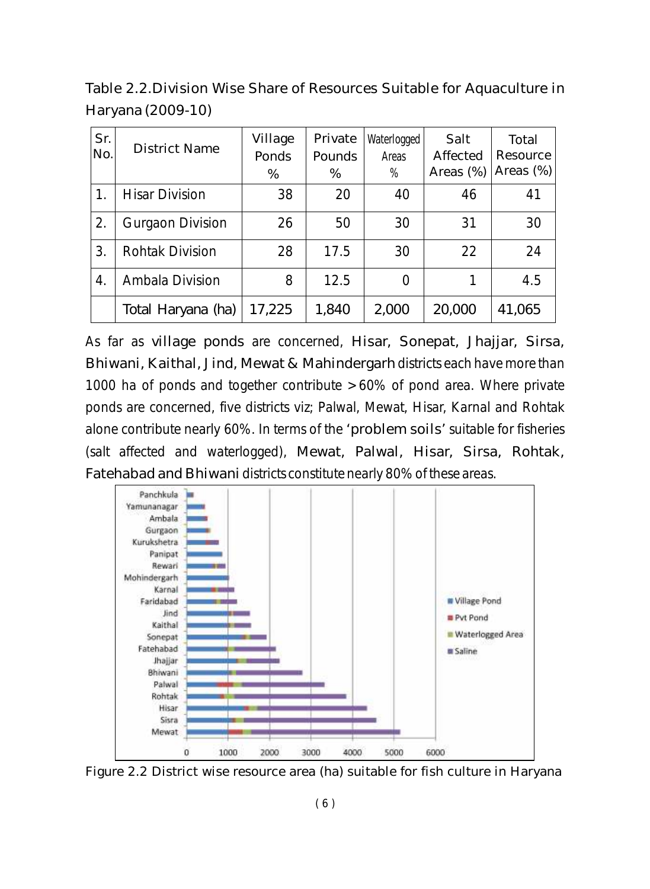Table 2.2. Division Wise Share of Resources Suitable for Aquaculture in Haryana (2009-10)

| Sr. No. | District Name | Village Ponds % | Private Pounds % | Waterlogged Areas % | Salt Affected Areas (%) | Total Resource Areas (%) |
|---|---|---|---|---|---|---|
| 1. | Hisar Division | 38 | 20 | 40 | 46 | 41 |
| 2. | Gurgaon Division | 26 | 50 | 30 | 31 | 30 |
| 3. | Rohtak Division | 28 | 17.5 | 30 | 22 | 24 |
| 4. | Ambala Division | 8 | 12.5 | 0 | 1 | 4.5 |
| | Total Haryana (ha) | 17,225 | 1,840 | 2,000 | 20,000 | 41,065 |

As far as village ponds are concerned, Hisar, Sonepat, Jhajjar, Sirsa, Bhiwani, Kaithal, Jind, Mewat & Mahindergarh districts each have more than 1000 ha of ponds and together contribute >60% of pond area. Where private ponds are concerned, five districts viz; Palwal, Mewat, Hisar, Karnal and Rohtak alone contribute nearly 60%. In terms of the 'problem soils' suitable for fisheries (salt affected and waterlogged), Mewat, Palwal, Hisar, Sirsa, Rohtak, Fatehabad and Bhiwani districts constitute nearly 80% of these areas.

Figure 2.2 District wise resource area (ha) suitable for fish culture in Haryana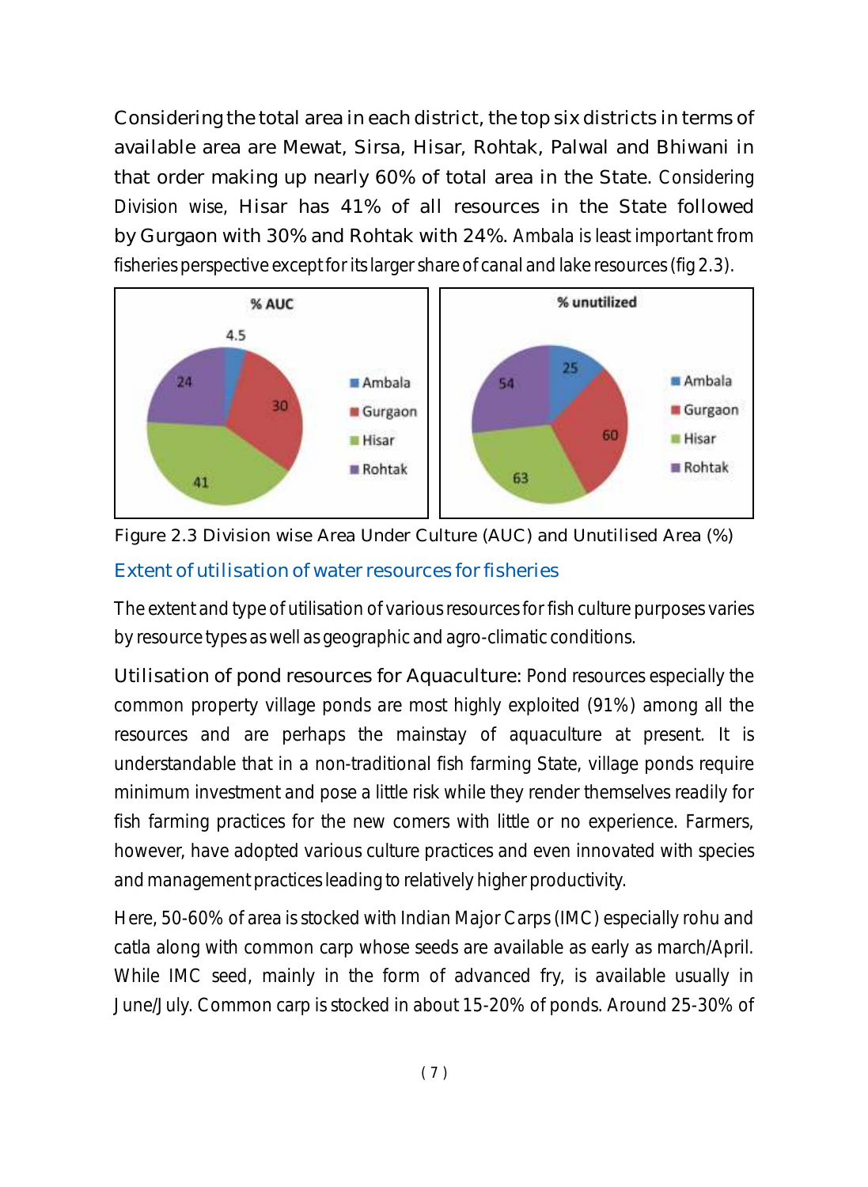Considering the total area in each district, the top six districts in terms of available area are Mewat, Sirsa, Hisar, Rohtak, Palwal and Bhiwani in that order making up nearly 60% of total area in the State. Considering Division wise, Hisar has 41% of all resources in the State followed by Gurgaon with 30% and Rohtak with 24%. Ambala is least important from fisheries perspective except for its larger share of canal and lake resources (fig 2.3).

Figure 2.3 Division wise Area Under Culture (AUC) and Unutilised Area (%)

## Extent of utilisation of water resources for fisheries

The extent and type of utilisation of various resources for fish culture purposes varies by resource types as well as geographic and agro-climatic conditions.

**Utilisation of pond resources for Aquaculture:** Pond resources especially the common property village ponds are most highly exploited (91%) among all the resources and are perhaps the mainstay of aquaculture at present. It is understandable that in a non-traditional fish farming State, village ponds require minimum investment and pose a little risk while they render themselves readily for fish farming practices for the new comers with little or no experience. Farmers, however, have adopted various culture practices and even innovated with species and management practices leading to relatively higher productivity.

Here, 50-60% of area is stocked with Indian Major Carps (IMC) especially rohu and catla along with common carp whose seeds are available as early as march/April. While IMC seed, mainly in the form of advanced fry, is available usually in June/July. Common carp is stocked in about 15-20% of ponds. Around 25-30% of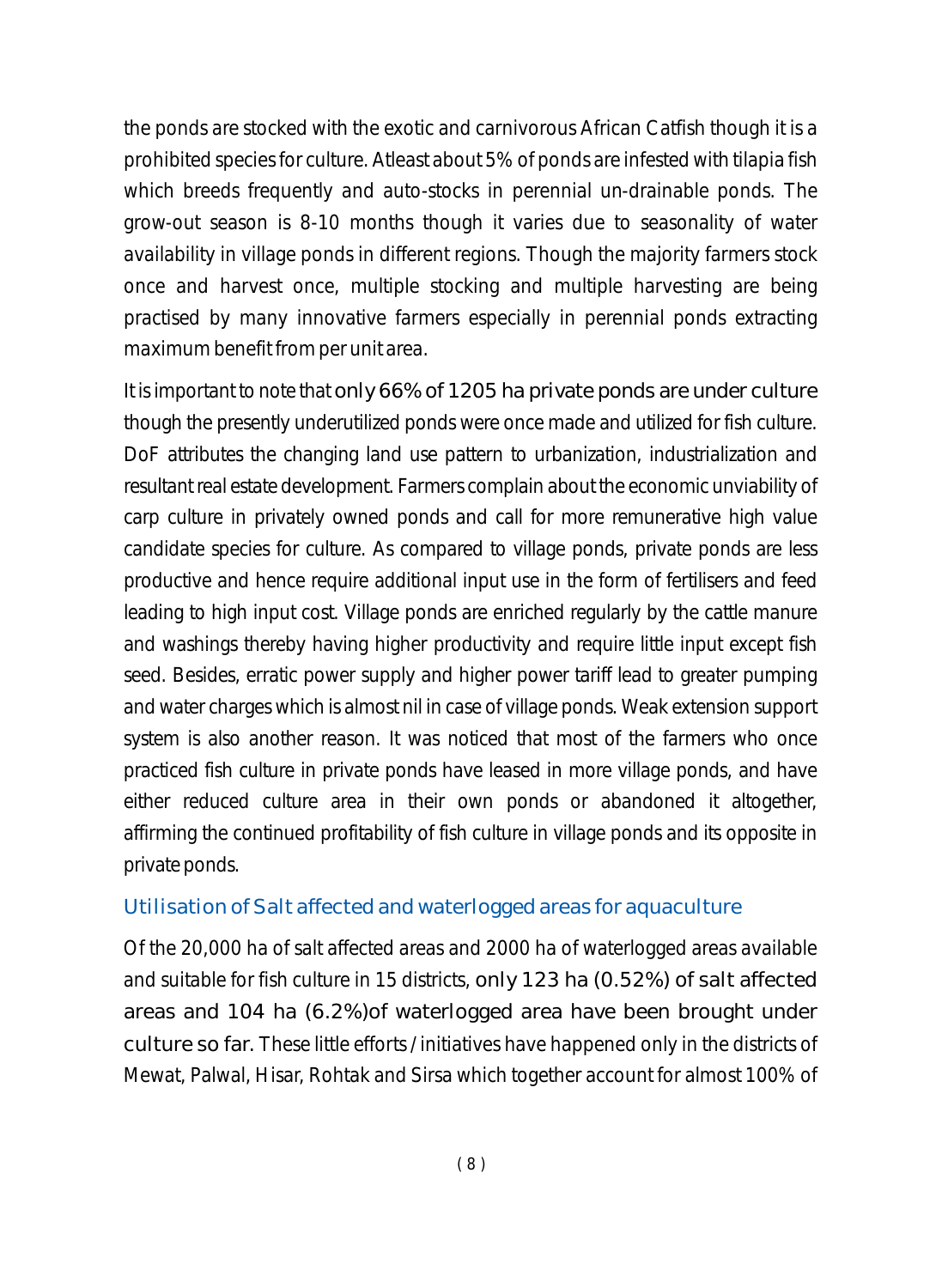the ponds are stocked with the exotic and carnivorous African Catfish though it is a prohibited species for culture. Atleast about 5% of ponds are infested with tilapia fish which breeds frequently and auto-stocks in perennial un-drainable ponds. The grow-out season is 8-10 months though it varies due to seasonality of water availability in village ponds in different regions. Though the majority farmers stock once and harvest once, multiple stocking and multiple harvesting are being practised by many innovative farmers especially in perennial ponds extracting maximum benefit from per unit area.

It is important to note that only 66% of 1205 ha private ponds are under culture though the presently underutilized ponds were once made and utilized for fish culture. DoF attributes the changing land use pattern to urbanization, industrialization and resultant real estate development. Farmers complain about the economic unviability of carp culture in privately owned ponds and call for more remunerative high value candidate species for culture. As compared to village ponds, private ponds are less productive and hence require additional input use in the form of fertilisers and feed leading to high input cost. Village ponds are enriched regularly by the cattle manure and washings thereby having higher productivity and require little input except fish seed. Besides, erratic power supply and higher power tariff lead to greater pumping and water charges which is almost nil in case of village ponds. Weak extension support system is also another reason. It was noticed that most of the farmers who once practiced fish culture in private ponds have leased in more village ponds, and have either reduced culture area in their own ponds or abandoned it altogether, affirming the continued profitability of fish culture in village ponds and its opposite in private ponds.

## Utilisation of Salt affected and waterlogged areas for aquaculture

Of the 20,000 ha of salt affected areas and 2000 ha of waterlogged areas available and suitable for fish culture in 15 districts, only 123 ha (0.52%) of salt affected areas and 104 ha (6.2%)of waterlogged area have been brought under culture so far. These little efforts / initiatives have happened only in the districts of Mewat, Palwal, Hisar, Rohtak and Sirsa which together account for almost 100% of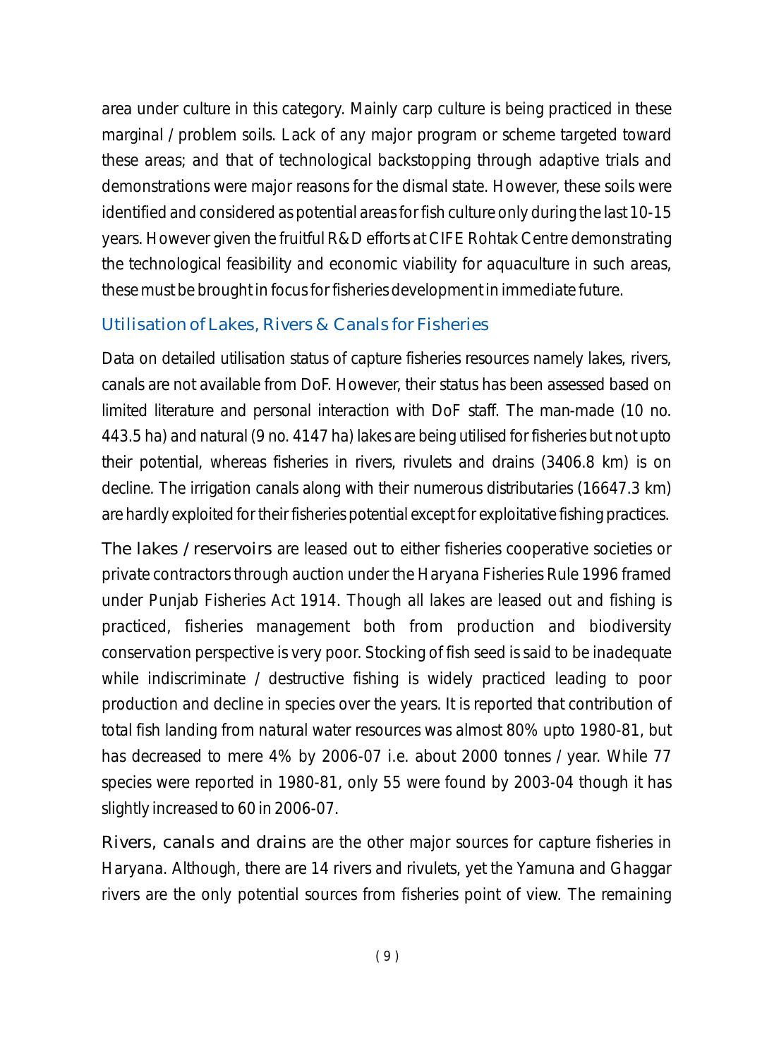area under culture in this category. Mainly carp culture is being practiced in these marginal / problem soils. Lack of any major program or scheme targeted toward these areas; and that of technological backstopping through adaptive trials and demonstrations were major reasons for the dismal state. However, these soils were identified and considered as potential areas for fish culture only during the last 10-15 years. However given the fruitful R&D efforts at CIFE Rohtak Centre demonstrating the technological feasibility and economic viability for aquaculture in such areas, these must be brought in focus for fisheries development in immediate future.

### Utilisation of Lakes, Rivers & Canals for Fisheries

Data on detailed utilisation status of capture fisheries resources namely lakes, rivers, canals are not available from DoF. However, their status has been assessed based on limited literature and personal interaction with DoF staff. The man-made (10 no. 443.5 ha) and natural (9 no. 4147 ha) lakes are being utilised for fisheries but not upto their potential, whereas fisheries in rivers, rivulets and drains (3406.8 km) is on decline. The irrigation canals along with their numerous distributaries (16647.3 km) are hardly exploited for their fisheries potential except for exploitative fishing practices.

The lakes / reservoirs are leased out to either fisheries cooperative societies or private contractors through auction under the Haryana Fisheries Rule 1996 framed under Punjab Fisheries Act 1914. Though all lakes are leased out and fishing is practiced, fisheries management both from production and biodiversity conservation perspective is very poor. Stocking of fish seed is said to be inadequate while indiscriminate / destructive fishing is widely practiced leading to poor production and decline in species over the years. It is reported that contribution of total fish landing from natural water resources was almost 80% upto 1980-81, but has decreased to mere 4% by 2006-07 i.e. about 2000 tonnes / year. While 77 species were reported in 1980-81, only 55 were found by 2003-04 though it has slightly increased to 60 in 2006-07.

Rivers, canals and drains are the other major sources for capture fisheries in Haryana. Although, there are 14 rivers and rivulets, yet the Yamuna and Ghaggar rivers are the only potential sources from fisheries point of view. The remaining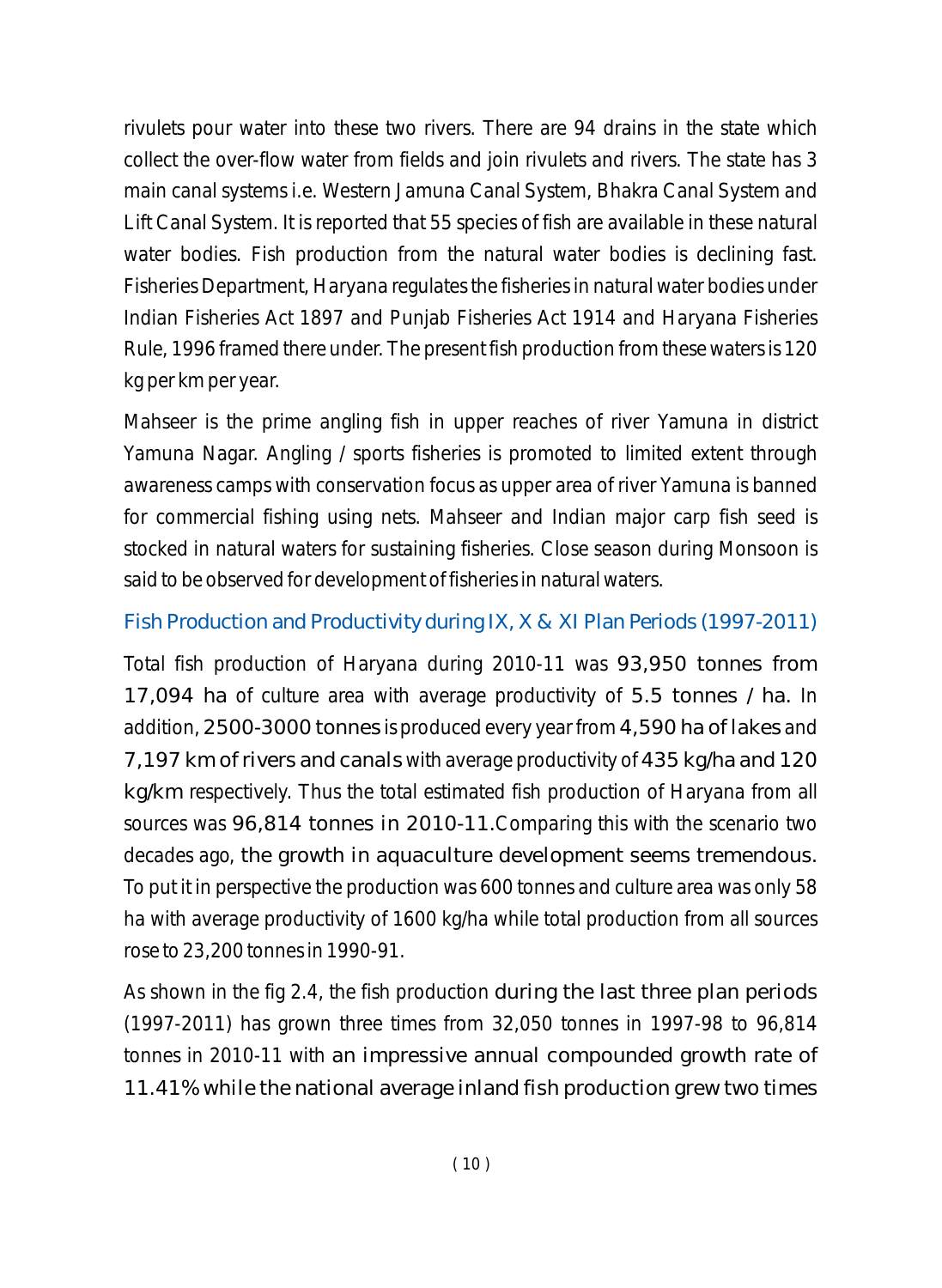rivulets pour water into these two rivers. There are 94 drains in the state which collect the over-flow water from fields and join rivulets and rivers. The state has 3 main canal systems i.e. Western Jamuna Canal System, Bhakra Canal System and Lift Canal System. It is reported that 55 species of fish are available in these natural water bodies. Fish production from the natural water bodies is declining fast. Fisheries Department, Haryana regulates the fisheries in natural water bodies under Indian Fisheries Act 1897 and Punjab Fisheries Act 1914 and Haryana Fisheries Rule, 1996 framed there under. The present fish production from these waters is 120 kg per km per year.

Mahseer is the prime angling fish in upper reaches of river Yamuna in district Yamuna Nagar. Angling / sports fisheries is promoted to limited extent through awareness camps with conservation focus as upper area of river Yamuna is banned for commercial fishing using nets. Mahseer and Indian major carp fish seed is stocked in natural waters for sustaining fisheries. Close season during Monsoon is said to be observed for development of fisheries in natural waters.

### Fish Production and Productivity during IX, X & XI Plan Periods (1997-2011)

Total fish production of Haryana during 2010-11 was 93,950 tonnes from 17,094 ha of culture area with average productivity of 5.5 tonnes / ha. In addition, 2500-3000 tonnes is produced every year from 4,590 ha of lakes and 7,197 km of rivers and canals with average productivity of 435 kg/ha and 120 kg/km respectively. Thus the total estimated fish production of Haryana from all sources was 96,814 tonnes in 2010-11.Comparing this with the scenario two decades ago, the growth in aquaculture development seems tremendous. To put it in perspective the production was 600 tonnes and culture area was only 58 ha with average productivity of 1600 kg/ha while total production from all sources rose to 23,200 tonnes in 1990-91.

As shown in the fig 2.4, the fish production during the last three plan periods (1997-2011) has grown three times from 32,050 tonnes in 1997-98 to 96,814 tonnes in 2010-11 with an impressive annual compounded growth rate of 11.41% while the national average inland fish production grew two times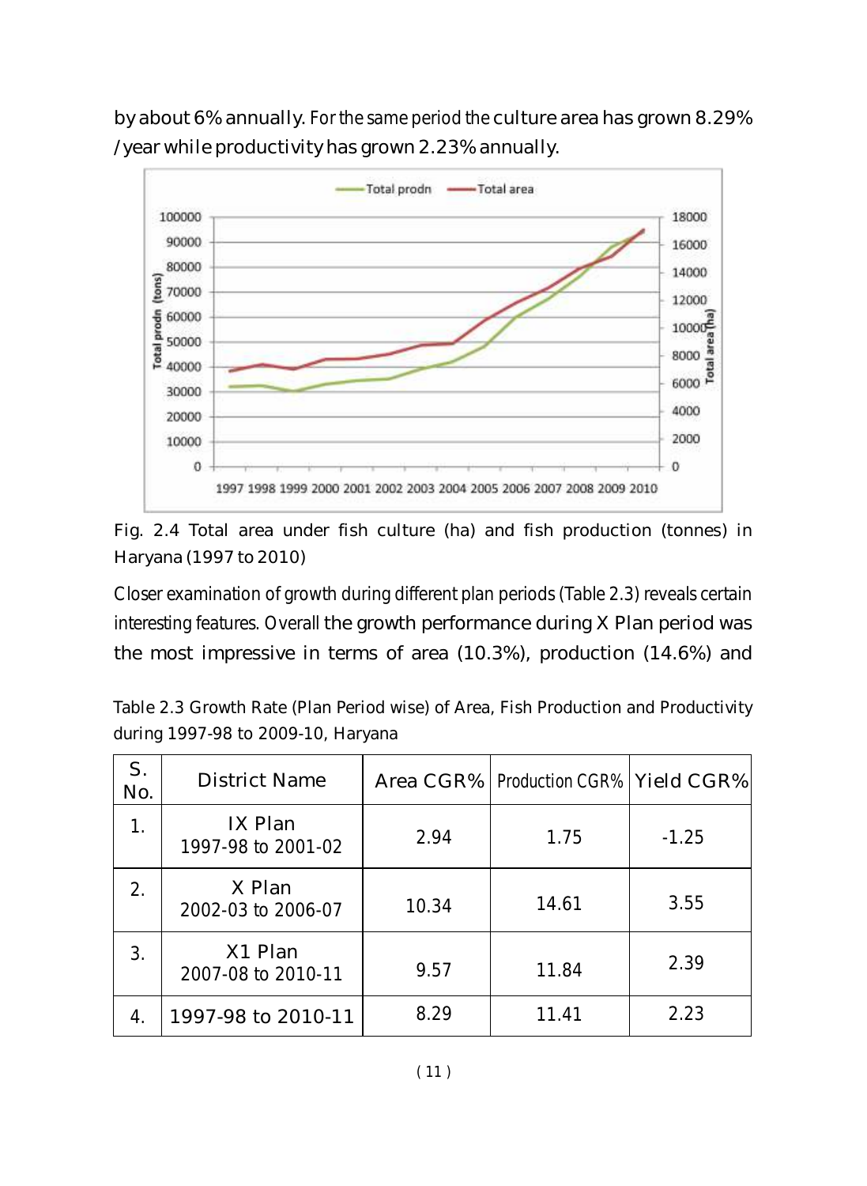by about 6% annually. For the same period the culture area has grown 8.29% / year while productivity has grown 2.23% annually.

Fig. 2.4 Total area under fish culture (ha) and fish production (tonnes) in Haryana (1997 to 2010)

Closer examination of growth during different plan periods (Table 2.3) reveals certain interesting features. Overall the growth performance during X Plan period was the most impressive in terms of area (10.3%), production (14.6%) and

Table 2.3 Growth Rate (Plan Period wise) of Area, Fish Production and Productivity during 1997-98 to 2009-10, Haryana

| S. No. | District Name | Area CGR% | Production CGR% | Yield CGR% |
|---|---|---|---|---|
| 1. | IX Plan 1997-98 to 2001-02 | 2.94 | 1.75 | -1.25 |
| 2. | X Plan 2002-03 to 2006-07 | 10.34 | 14.61 | 3.55 |
| 3. | X1 Plan 2007-08 to 2010-11 | 9.57 | 11.84 | 2.39 |
| 4. | 1997-98 to 2010-11 | 8.29 | 11.41 | 2.23 |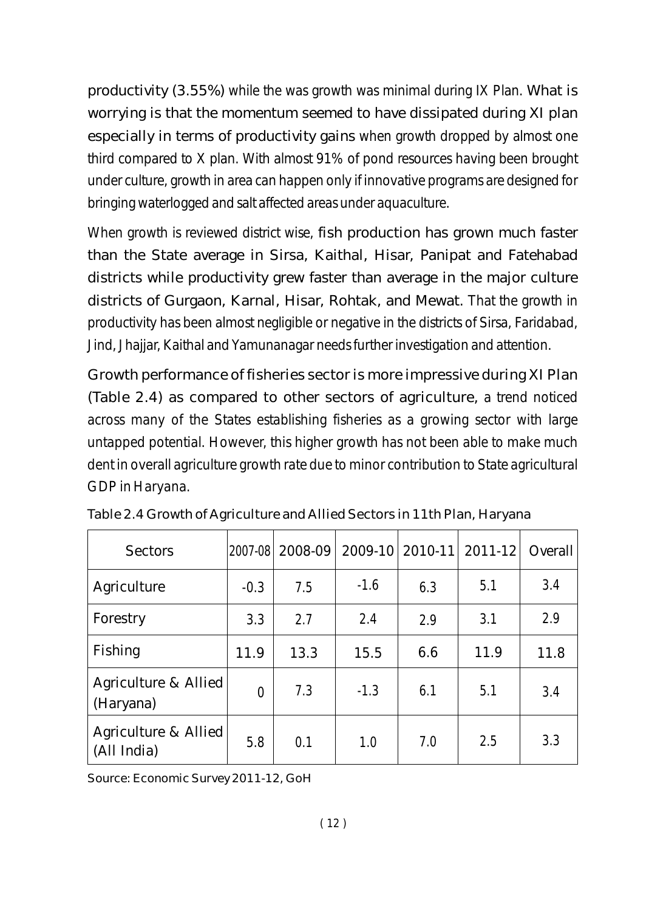productivity (3.55%) while the was growth was minimal during IX Plan. What is worrying is that the momentum seemed to have dissipated during XI plan especially in terms of productivity gains when growth dropped by almost one third compared to X plan. With almost 91% of pond resources having been brought under culture, growth in area can happen only if innovative programs are designed for bringing waterlogged and salt affected areas under aquaculture.

When growth is reviewed district wise, fish production has grown much faster than the State average in Sirsa, Kaithal, Hisar, Panipat and Fatehabad districts while productivity grew faster than average in the major culture districts of Gurgaon, Karnal, Hisar, Rohtak, and Mewat. That the growth in productivity has been almost negligible or negative in the districts of Sirsa, Faridabad, Jind, Jhajjar, Kaithal and Yamunanagar needs further investigation and attention.

Growth performance of fisheries sector is more impressive during XI Plan (Table 2.4) as compared to other sectors of agriculture, a trend noticed across many of the States establishing fisheries as a growing sector with large untapped potential. However, this higher growth has not been able to make much dent in overall agriculture growth rate due to minor contribution to State agricultural GDP in Haryana.

Table 2.4 Growth of Agriculture and Allied Sectors in 11th Plan, Haryana

| Sectors | 2007-08 | 2008-09 | 2009-10 | 2010-11 | 2011-12 | Overall |
|---|---|---|---|---|---|---|
| Agriculture | -0.3 | 7.5 | -1.6 | 6.3 | 5.1 | 3.4 |
| Forestry | 3.3 | 2.7 | 2.4 | 2.9 | 3.1 | 2.9 |
| Fishing | 11.9 | 13.3 | 15.5 | 6.6 | 11.9 | 11.8 |
| Agriculture & Allied (Haryana) | 0 | 7.3 | -1.3 | 6.1 | 5.1 | 3.4 |
| Agriculture & Allied (All India) | 5.8 | 0.1 | 1.0 | 7.0 | 2.5 | 3.3 |

Source: Economic Survey 2011-12, GoH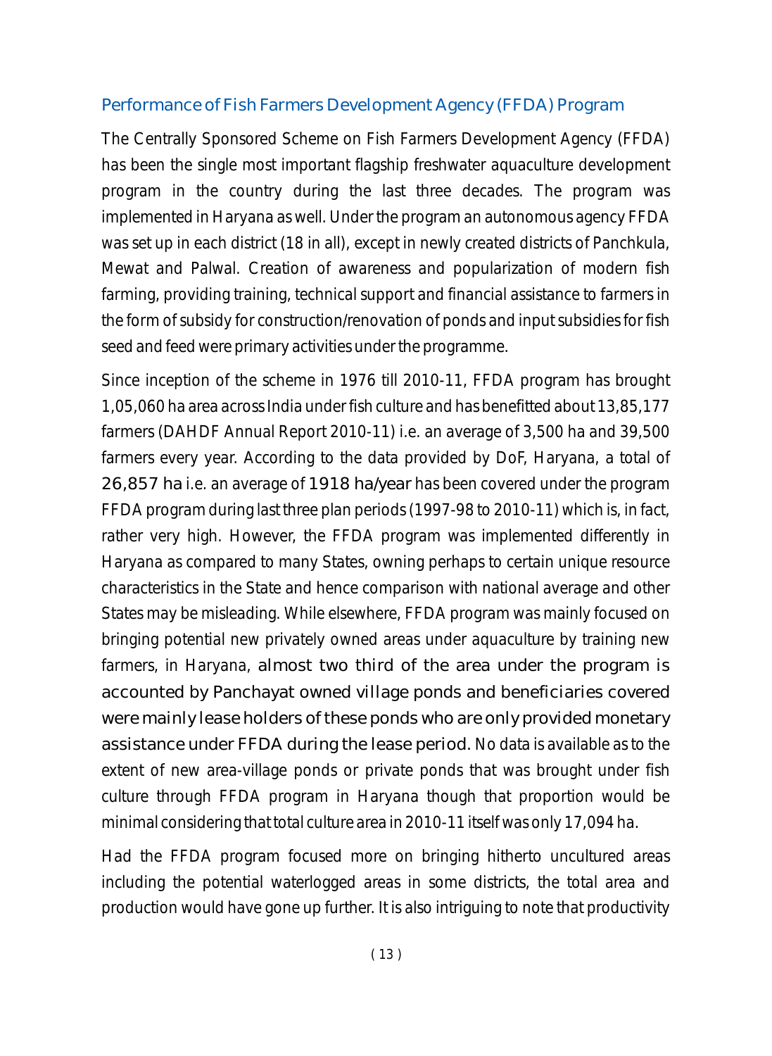## Performance of Fish Farmers Development Agency (FFDA) Program

The Centrally Sponsored Scheme on Fish Farmers Development Agency (FFDA) has been the single most important flagship freshwater aquaculture development program in the country during the last three decades. The program was implemented in Haryana as well. Under the program an autonomous agency FFDA was set up in each district (18 in all), except in newly created districts of Panchkula, Mewat and Palwal. Creation of awareness and popularization of modern fish farming, providing training, technical support and financial assistance to farmers in the form of subsidy for construction/renovation of ponds and input subsidies for fish seed and feed were primary activities under the programme.

Since inception of the scheme in 1976 till 2010-11, FFDA program has brought 1,05,060 ha area across India under fish culture and has benefitted about 13,85,177 farmers (DAHDF Annual Report 2010-11) i.e. an average of 3,500 ha and 39,500 farmers every year. According to the data provided by DoF, Haryana, a total of 26,857 ha i.e. an average of 1918 ha/year has been covered under the program FFDA program during last three plan periods (1997-98 to 2010-11) which is, in fact, rather very high. However, the FFDA program was implemented differently in Haryana as compared to many States, owning perhaps to certain unique resource characteristics in the State and hence comparison with national average and other States may be misleading. While elsewhere, FFDA program was mainly focused on bringing potential new privately owned areas under aquaculture by training new farmers, in Haryana, almost two third of the area under the program is accounted by Panchayat owned village ponds and beneficiaries covered were mainly lease holders of these ponds who are only provided monetary assistance under FFDA during the lease period. No data is available as to the extent of new area-village ponds or private ponds that was brought under fish culture through FFDA program in Haryana though that proportion would be minimal considering that total culture area in 2010-11 itself was only 17,094 ha.

Had the FFDA program focused more on bringing hitherto uncultured areas including the potential waterlogged areas in some districts, the total area and production would have gone up further. It is also intriguing to note that productivity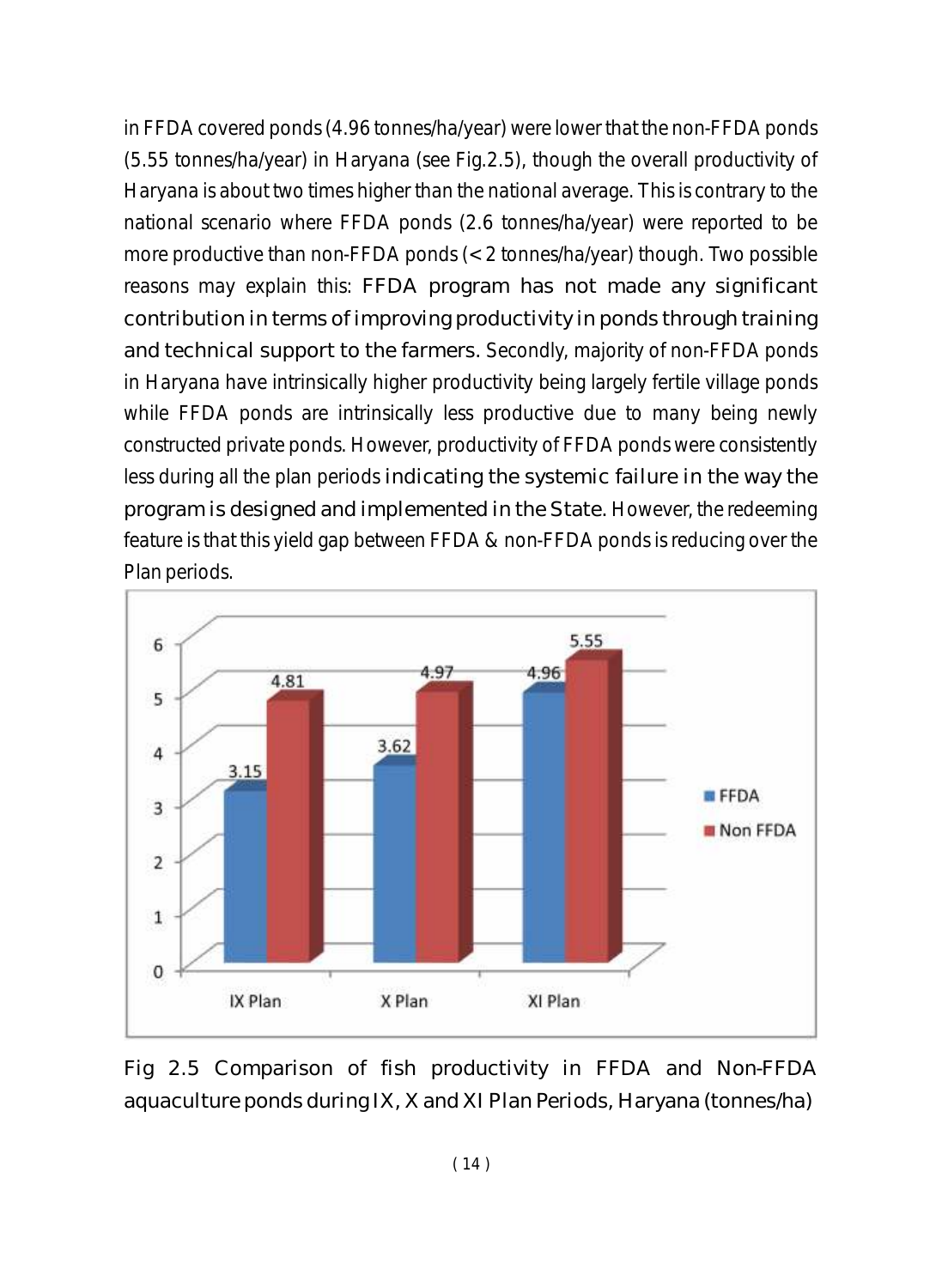in FFDA covered ponds (4.96 tonnes/ha/year) were lower that the non-FFDA ponds (5.55 tonnes/ha/year) in Haryana (see Fig.2.5), though the overall productivity of Haryana is about two times higher than the national average. This is contrary to the national scenario where FFDA ponds (2.6 tonnes/ha/year) were reported to be more productive than non-FFDA ponds (< 2 tonnes/ha/year) though. Two possible reasons may explain this: FFDA program has not made any significant contribution in terms of improving productivity in ponds through training and technical support to the farmers. Secondly, majority of non-FFDA ponds in Haryana have intrinsically higher productivity being largely fertile village ponds while FFDA ponds are intrinsically less productive due to many being newly constructed private ponds. However, productivity of FFDA ponds were consistently less during all the plan periods indicating the systemic failure in the way the program is designed and implemented in the State. However, the redeeming feature is that this yield gap between FFDA & non-FFDA ponds is reducing over the Plan periods.

Fig 2.5 Comparison of fish productivity in FFDA and Non-FFDA aquaculture ponds during IX, X and XI Plan Periods, Haryana (tonnes/ha)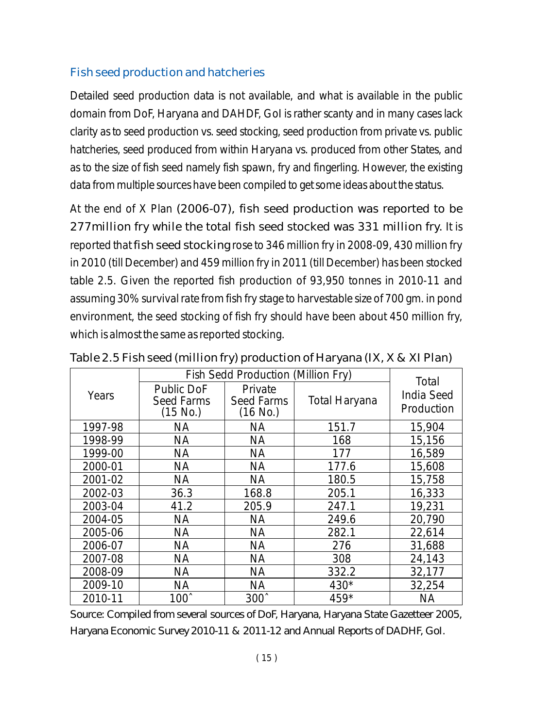### Fish seed production and hatcheries

Detailed seed production data is not available, and what is available in the public domain from DoF, Haryana and DAHDF, GoI is rather scanty and in many cases lack clarity as to seed production vs. seed stocking, seed production from private vs. public hatcheries, seed produced from within Haryana vs. produced from other States, and as to the size of fish seed namely fish spawn, fry and fingerling. However, the existing data from multiple sources have been compiled to get some ideas about the status.

At the end of X Plan (2006-07), fish seed production was reported to be 277million fry while the total fish seed stocked was 331 million fry. It is reported that fish seed stocking rose to 346 million fry in 2008-09, 430 million fry in 2010 (till December) and 459 million fry in 2011 (till December) has been stocked table 2.5. Given the reported fish production of 93,950 tonnes in 2010-11 and assuming 30% survival rate from fish fry stage to harvestable size of 700 gm. in pond environment, the seed stocking of fish fry should have been about 450 million fry, which is almost the same as reported stocking.

Table 2.5 Fish seed (million fry) production of Haryana (IX, X & XI Plan)

| Years | Fish Sedd Production (Million Fry) | | | Total India Seed Production |
|---|---|---|---|---|
| | Public DoF Seed Farms (15 No.) | Private Seed Farms (16 No.) | Total Haryana | |
| 1997-98 | NA | NA | 151.7 | 15,904 |
| 1998-99 | NA | NA | 168 | 15,156 |
| 1999-00 | NA | NA | 177 | 16,589 |
| 2000-01 | NA | NA | 177.6 | 15,608 |
| 2001-02 | NA | NA | 180.5 | 15,758 |
| 2002-03 | 36.3 | 168.8 | 205.1 | 16,333 |
| 2003-04 | 41.2 | 205.9 | 247.1 | 19,231 |
| 2004-05 | NA | NA | 249.6 | 20,790 |
| 2005-06 | NA | NA | 282.1 | 22,614 |
| 2006-07 | NA | NA | 276 | 31,688 |
| 2007-08 | NA | NA | 308 | 24,143 |
| 2008-09 | NA | NA | 332.2 | 32,177 |
| 2009-10 | NA | NA | 430* | 32,254 |
| 2010-11 | 100^ | 300^ | 459* | NA |

Source: Compiled from several sources of DoF, Haryana, Haryana State Gazetteer 2005, Haryana Economic Survey 2010-11 & 2011-12 and Annual Reports of DADHF, GoI.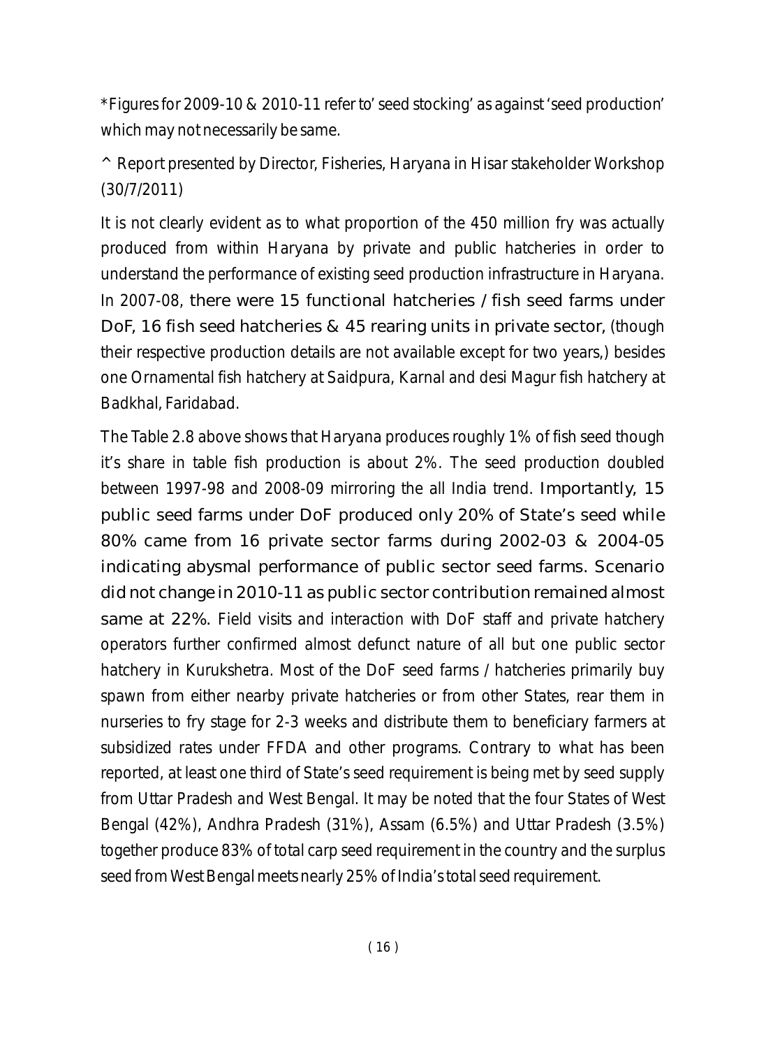*Figures for 2009-10 & 2010-11 refer to' seed stocking' as against 'seed production' which may not necessarily be same.

^ Report presented by Director, Fisheries, Haryana in Hisar stakeholder Workshop (30/7/2011)

It is not clearly evident as to what proportion of the 450 million fry was actually produced from within Haryana by private and public hatcheries in order to understand the performance of existing seed production infrastructure in Haryana. In 2007-08, there were 15 functional hatcheries / fish seed farms under DoF, 16 fish seed hatcheries & 45 rearing units in private sector, (though their respective production details are not available except for two years,) besides one Ornamental fish hatchery at Saidpura, Karnal and desi Magur fish hatchery at Badkhal, Faridabad.

The Table 2.8 above shows that Haryana produces roughly 1% of fish seed though it's share in table fish production is about 2%. The seed production doubled between 1997-98 and 2008-09 mirroring the all India trend. Importantly, 15 public seed farms under DoF produced only 20% of State's seed while 80% came from 16 private sector farms during 2002-03 & 2004-05 indicating abysmal performance of public sector seed farms. Scenario did not change in 2010-11 as public sector contribution remained almost same at 22%. Field visits and interaction with DoF staff and private hatchery operators further confirmed almost defunct nature of all but one public sector hatchery in Kurukshetra. Most of the DoF seed farms / hatcheries primarily buy spawn from either nearby private hatcheries or from other States, rear them in nurseries to fry stage for 2-3 weeks and distribute them to beneficiary farmers at subsidized rates under FFDA and other programs. Contrary to what has been reported, at least one third of State's seed requirement is being met by seed supply from Uttar Pradesh and West Bengal. It may be noted that the four States of West Bengal (42%), Andhra Pradesh (31%), Assam (6.5%) and Uttar Pradesh (3.5%) together produce 83% of total carp seed requirement in the country and the surplus seed from West Bengal meets nearly 25% of India's total seed requirement.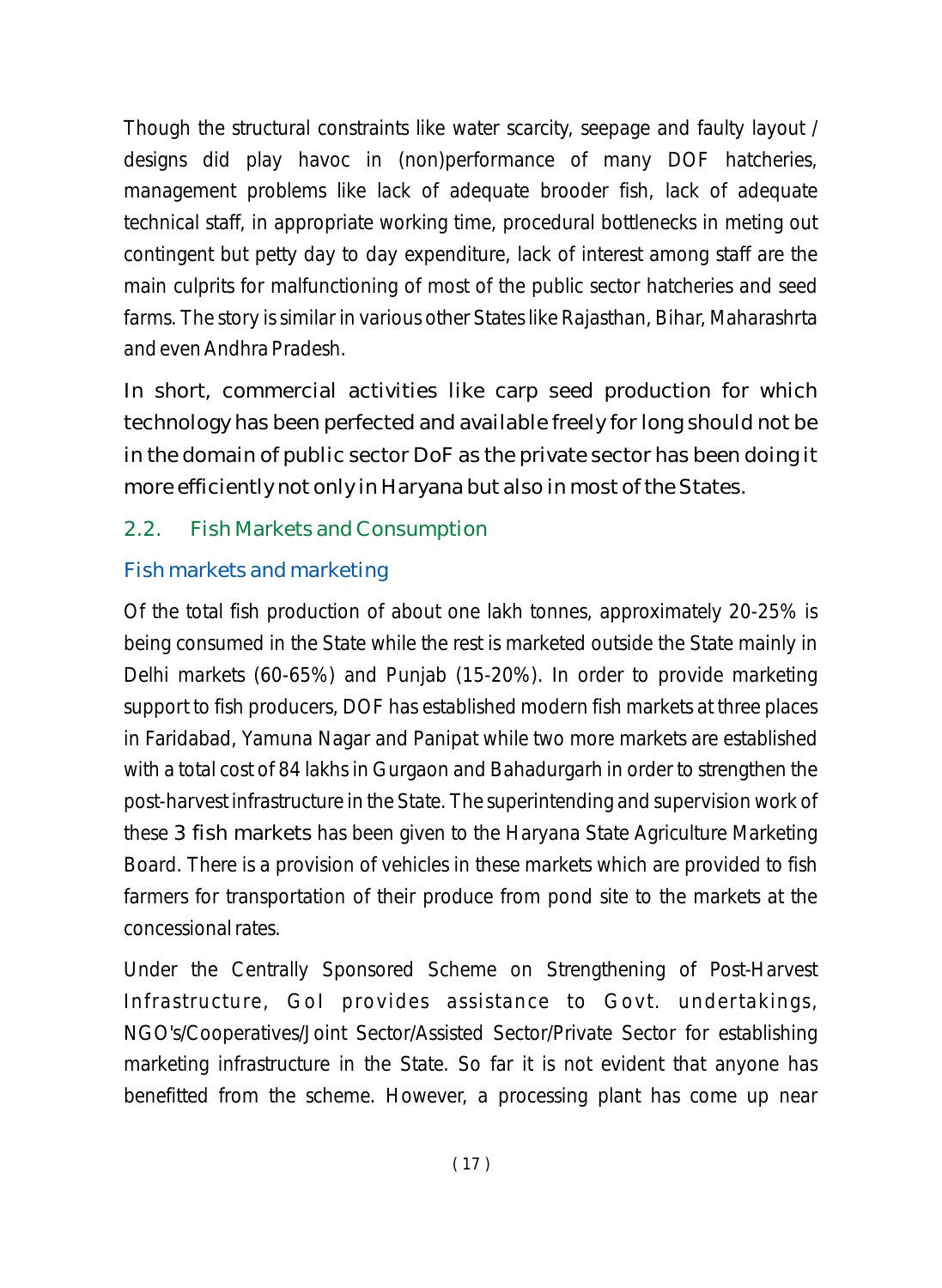Though the structural constraints like water scarcity, seepage and faulty layout / designs did play havoc in (non)performance of many DOF hatcheries, management problems like lack of adequate brooder fish, lack of adequate technical staff, in appropriate working time, procedural bottlenecks in meting out contingent but petty day to day expenditure, lack of interest among staff are the main culprits for malfunctioning of most of the public sector hatcheries and seed farms. The story is similar in various other States like Rajasthan, Bihar, Maharashrta and even Andhra Pradesh.

In short, commercial activities like carp seed production for which technology has been perfected and available freely for long should not be in the domain of public sector DoF as the private sector has been doing it more efficiently not only in Haryana but also in most of the States.

## 2.2. Fish Markets and Consumption

### Fish markets and marketing

Of the total fish production of about one lakh tonnes, approximately 20-25% is being consumed in the State while the rest is marketed outside the State mainly in Delhi markets (60-65%) and Punjab (15-20%). In order to provide marketing support to fish producers, DOF has established modern fish markets at three places in Faridabad, Yamuna Nagar and Panipat while two more markets are established with a total cost of 84 lakhs in Gurgaon and Bahadurgarh in order to strengthen the post-harvest infrastructure in the State. The superintending and supervision work of these 3 fish markets has been given to the Haryana State Agriculture Marketing Board. There is a provision of vehicles in these markets which are provided to fish farmers for transportation of their produce from pond site to the markets at the concessional rates.

Under the Centrally Sponsored Scheme on Strengthening of Post-Harvest Infrastructure, GoI provides assistance to Govt. undertakings, NGO's/Cooperatives/Joint Sector/Assisted Sector/Private Sector for establishing marketing infrastructure in the State. So far it is not evident that anyone has benefitted from the scheme. However, a processing plant has come up near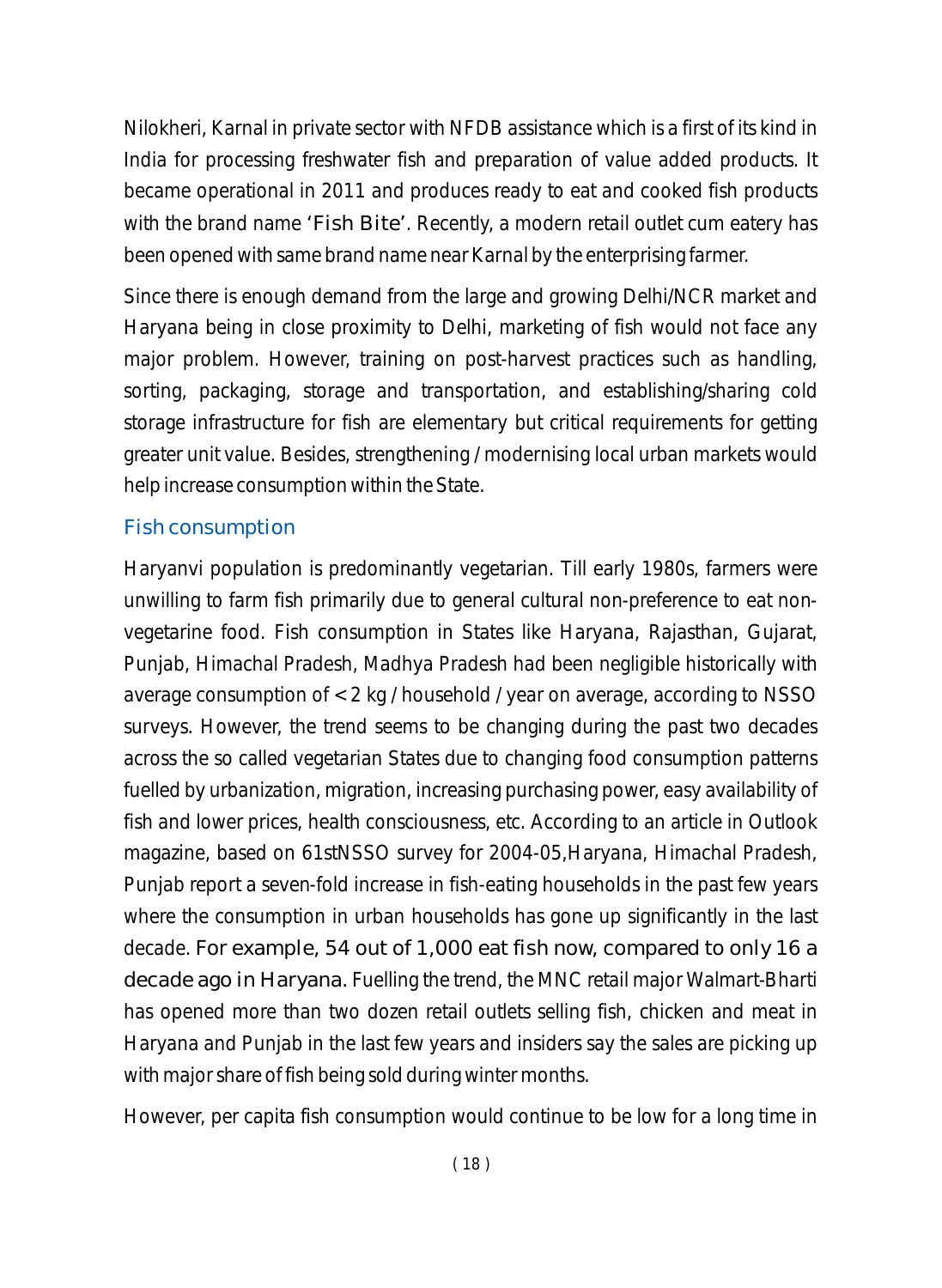Nilokheri, Karnal in private sector with NFDB assistance which is a first of its kind in India for processing freshwater fish and preparation of value added products. It became operational in 2011 and produces ready to eat and cooked fish products with the brand name 'Fish Bite'. Recently, a modern retail outlet cum eatery has been opened with same brand name near Karnal by the enterprising farmer.

Since there is enough demand from the large and growing Delhi/NCR market and Haryana being in close proximity to Delhi, marketing of fish would not face any major problem. However, training on post-harvest practices such as handling, sorting, packaging, storage and transportation, and establishing/sharing cold storage infrastructure for fish are elementary but critical requirements for getting greater unit value. Besides, strengthening / modernising local urban markets would help increase consumption within the State.

## Fish consumption

Haryanvi population is predominantly vegetarian. Till early 1980s, farmers were unwilling to farm fish primarily due to general cultural non-preference to eat non-vegetarine food. Fish consumption in States like Haryana, Rajasthan, Gujarat, Punjab, Himachal Pradesh, Madhya Pradesh had been negligible historically with average consumption of < 2 kg / household / year on average, according to NSSO surveys. However, the trend seems to be changing during the past two decades across the so called vegetarian States due to changing food consumption patterns fuelled by urbanization, migration, increasing purchasing power, easy availability of fish and lower prices, health consciousness, etc. According to an article in Outlook magazine, based on 61stNSSO survey for 2004-05,Haryana, Himachal Pradesh, Punjab report a seven-fold increase in fish-eating households in the past few years where the consumption in urban households has gone up significantly in the last decade. For example, 54 out of 1,000 eat fish now, compared to only 16 a decade ago in Haryana. Fuelling the trend, the MNC retail major Walmart-Bharti has opened more than two dozen retail outlets selling fish, chicken and meat in Haryana and Punjab in the last few years and insiders say the sales are picking up with major share of fish being sold during winter months.

However, per capita fish consumption would continue to be low for a long time in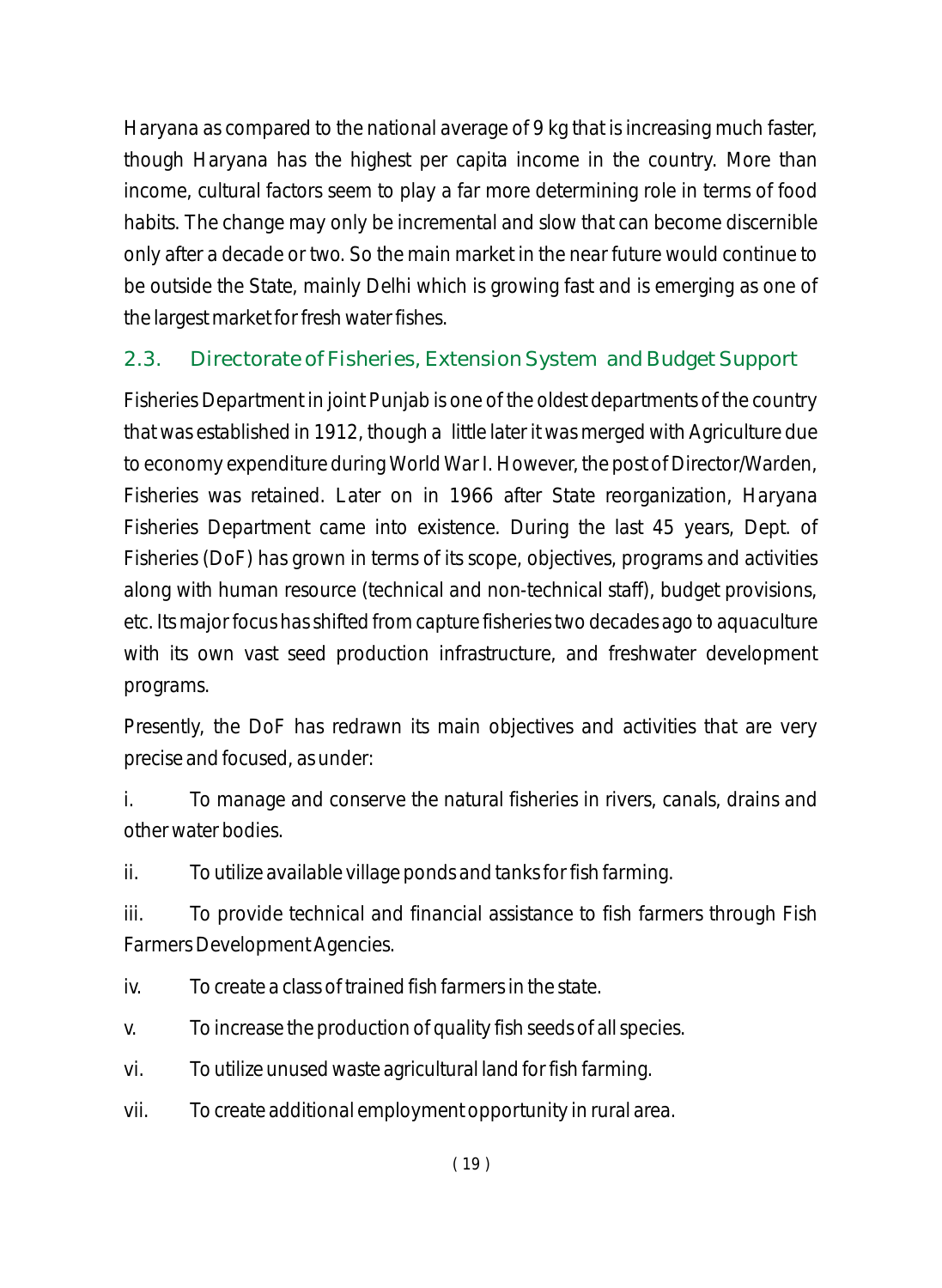Haryana as compared to the national average of 9 kg that is increasing much faster, though Haryana has the highest per capita income in the country. More than income, cultural factors seem to play a far more determining role in terms of food habits. The change may only be incremental and slow that can become discernible only after a decade or two. So the main market in the near future would continue to be outside the State, mainly Delhi which is growing fast and is emerging as one of the largest market for fresh water fishes.

## 2.3. Directorate of Fisheries, Extension System and Budget Support

Fisheries Department in joint Punjab is one of the oldest departments of the country that was established in 1912, though a little later it was merged with Agriculture due to economy expenditure during World War I. However, the post of Director/Warden, Fisheries was retained. Later on in 1966 after State reorganization, Haryana Fisheries Department came into existence. During the last 45 years, Dept. of Fisheries (DoF) has grown in terms of its scope, objectives, programs and activities along with human resource (technical and non-technical staff), budget provisions, etc. Its major focus has shifted from capture fisheries two decades ago to aquaculture with its own vast seed production infrastructure, and freshwater development programs.

Presently, the DoF has redrawn its main objectives and activities that are very precise and focused, as under:

i. To manage and conserve the natural fisheries in rivers, canals, drains and other water bodies.

ii. To utilize available village ponds and tanks for fish farming.

iii. To provide technical and financial assistance to fish farmers through Fish Farmers Development Agencies.

iv. To create a class of trained fish farmers in the state.

v. To increase the production of quality fish seeds of all species.

vi. To utilize unused waste agricultural land for fish farming.

vii. To create additional employment opportunity in rural area.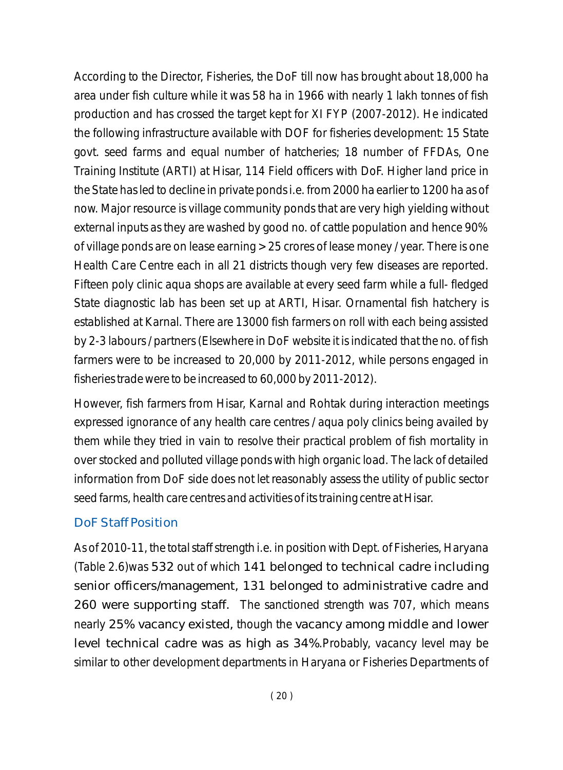According to the Director, Fisheries, the DoF till now has brought about 18,000 ha area under fish culture while it was 58 ha in 1966 with nearly 1 lakh tonnes of fish production and has crossed the target kept for XI FYP (2007-2012). He indicated the following infrastructure available with DOF for fisheries development: 15 State govt. seed farms and equal number of hatcheries; 18 number of FFDAs, One Training Institute (ARTI) at Hisar, 114 Field officers with DoF. Higher land price in the State has led to decline in private ponds i.e. from 2000 ha earlier to 1200 ha as of now. Major resource is village community ponds that are very high yielding without external inputs as they are washed by good no. of cattle population and hence 90% of village ponds are on lease earning > 25 crores of lease money / year. There is one Health Care Centre each in all 21 districts though very few diseases are reported. Fifteen poly clinic aqua shops are available at every seed farm while a full- fledged State diagnostic lab has been set up at ARTI, Hisar. Ornamental fish hatchery is established at Karnal. There are 13000 fish farmers on roll with each being assisted by 2-3 labours / partners (Elsewhere in DoF website it is indicated that the no. of fish farmers were to be increased to 20,000 by 2011-2012, while persons engaged in fisheries trade were to be increased to 60,000 by 2011-2012).

However, fish farmers from Hisar, Karnal and Rohtak during interaction meetings expressed ignorance of any health care centres / aqua poly clinics being availed by them while they tried in vain to resolve their practical problem of fish mortality in over stocked and polluted village ponds with high organic load. The lack of detailed information from DoF side does not let reasonably assess the utility of public sector seed farms, health care centres and activities of its training centre at Hisar.

## DoF Staff Position

As of 2010-11, the total staff strength i.e. in position with Dept. of Fisheries, Haryana (Table 2.6) was 532 out of which 141 belonged to technical cadre including senior officers/management, 131 belonged to administrative cadre and 260 were supporting staff. The sanctioned strength was 707, which means nearly 25% vacancy existed, though the vacancy among middle and lower level technical cadre was as high as 34%. Probably, vacancy level may be similar to other development departments in Haryana or Fisheries Departments of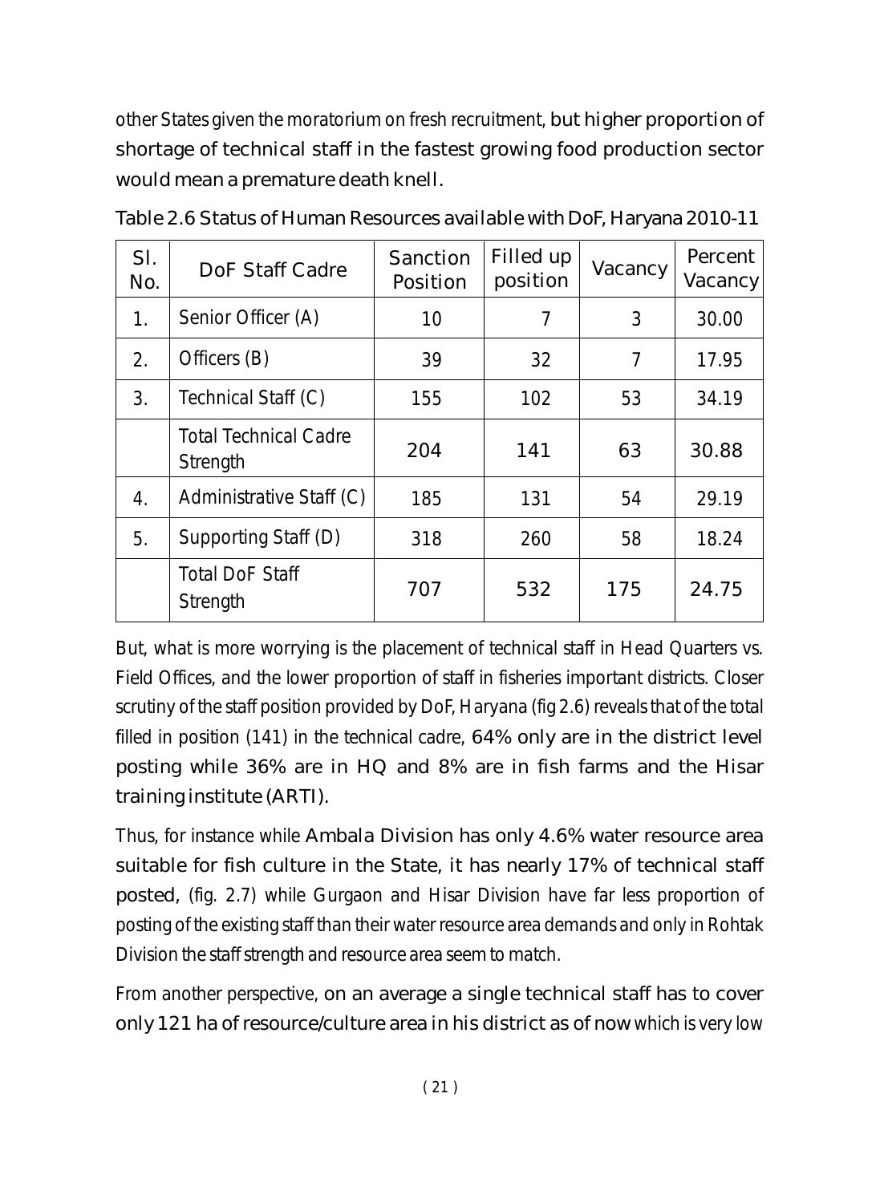other States given the moratorium on fresh recruitment, but higher proportion of shortage of technical staff in the fastest growing food production sector would mean a premature death knell.

Table 2.6 Status of Human Resources available with DoF, Haryana 2010-11

| Sl. No. | DoF Staff Cadre | Sanction Position | Filled up position | Vacancy | Percent Vacancy |
|---|---|---|---|---|---|
| 1. | Senior Officer (A) | 10 | 7 | 3 | 30.00 |
| 2. | Officers (B) | 39 | 32 | 7 | 17.95 |
| 3. | Technical Staff (C) | 155 | 102 | 53 | 34.19 |
| | Total Technical Cadre Strength | 204 | 141 | 63 | 30.88 |
| 4. | Administrative Staff (C) | 185 | 131 | 54 | 29.19 |
| 5. | Supporting Staff (D) | 318 | 260 | 58 | 18.24 |
| | Total DoF Staff Strength | 707 | 532 | 175 | 24.75 |

But, what is more worrying is the placement of technical staff in Head Quarters vs. Field Offices, and the lower proportion of staff in fisheries important districts. Closer scrutiny of the staff position provided by DoF, Haryana (fig 2.6) reveals that of the total filled in position (141) in the technical cadre, 64% only are in the district level posting while 36% are in HQ and 8% are in fish farms and the Hisar training institute (ARTI).

Thus, for instance while Ambala Division has only 4.6% water resource area suitable for fish culture in the State, it has nearly 17% of technical staff posted, (fig. 2.7) while Gurgaon and Hisar Division have far less proportion of posting of the existing staff than their water resource area demands and only in Rohtak Division the staff strength and resource area seem to match.

From another perspective, on an average a single technical staff has to cover only 121 ha of resource/culture area in his district as of now which is very low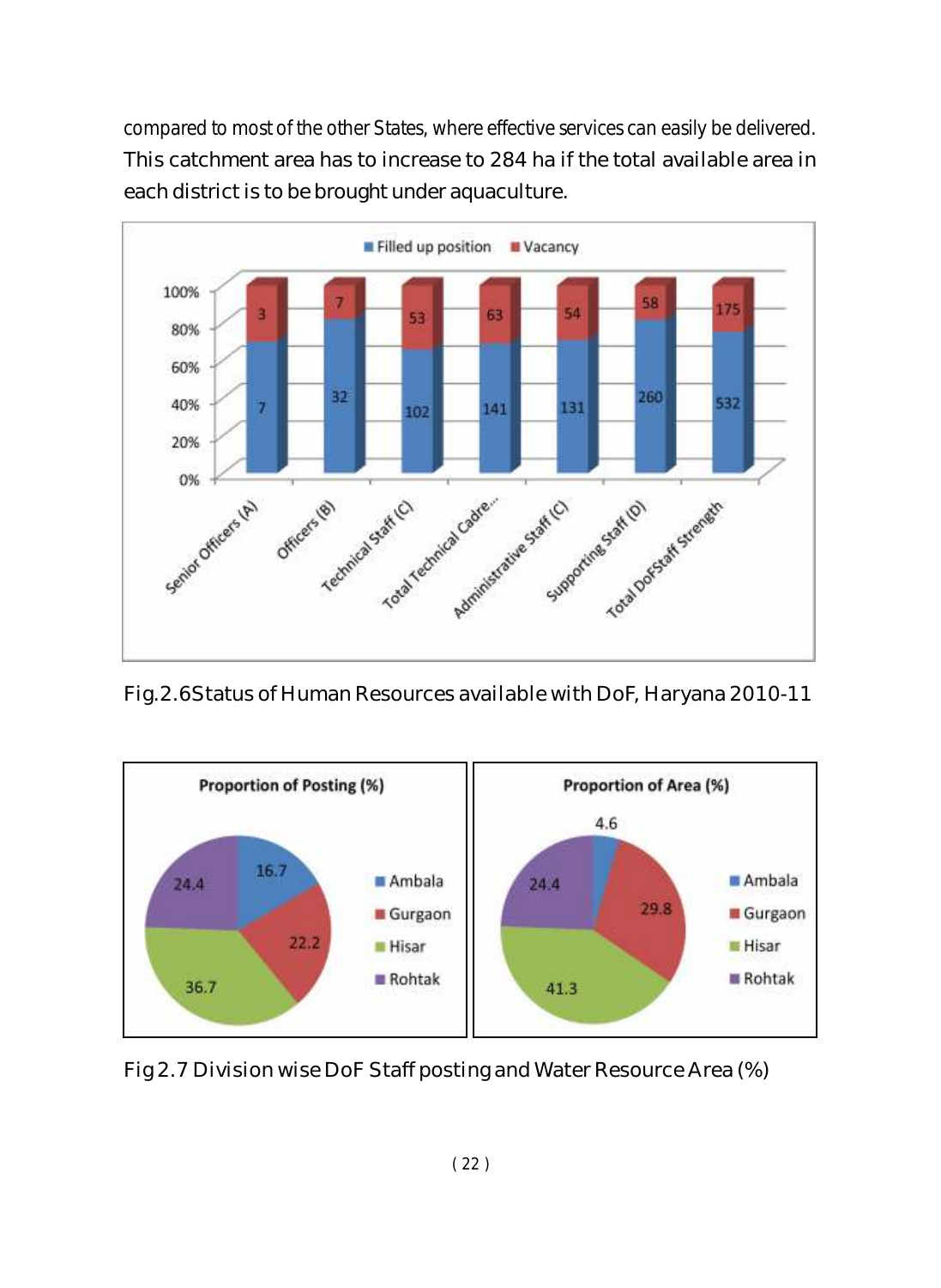compared to most of the other States, where effective services can easily be delivered. This catchment area has to increase to 284 ha if the total available area in each district is to be brought under aquaculture.

Fig.2.6Status of Human Resources available with DoF, Haryana 2010-11

Fig 2.7 Division wise DoF Staff posting and Water Resource Area (%)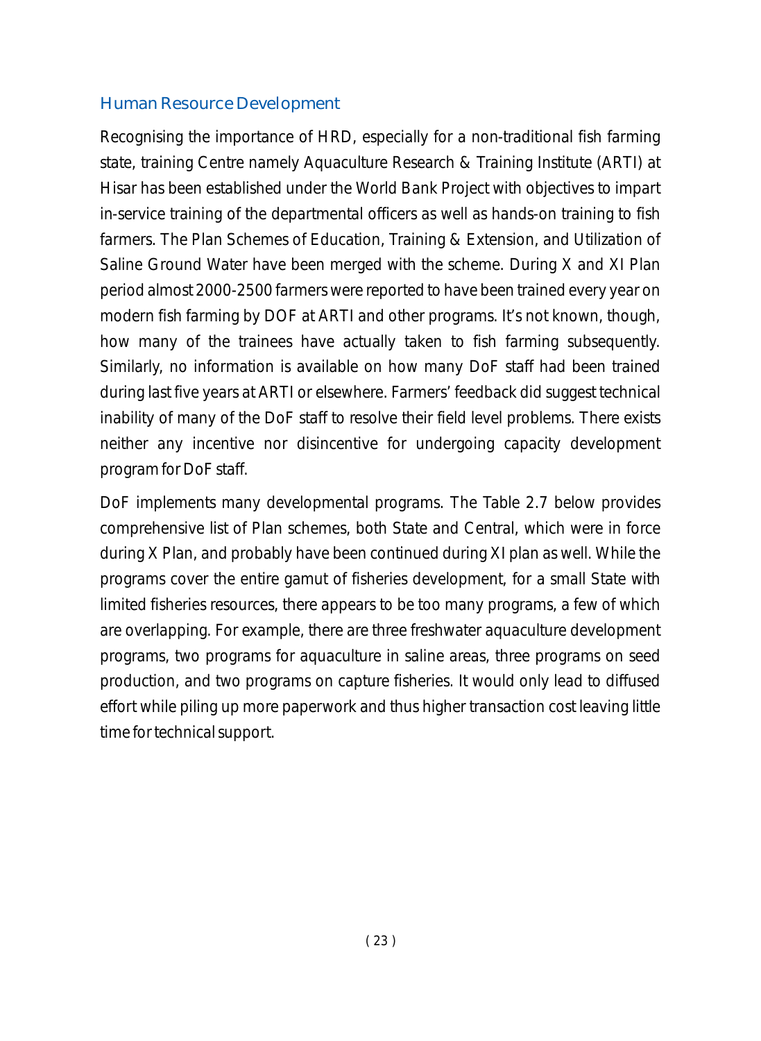## Human Resource Development

Recognising the importance of HRD, especially for a non-traditional fish farming state, training Centre namely Aquaculture Research & Training Institute (ARTI) at Hisar has been established under the World Bank Project with objectives to impart in-service training of the departmental officers as well as hands-on training to fish farmers. The Plan Schemes of Education, Training & Extension, and Utilization of Saline Ground Water have been merged with the scheme. During X and XI Plan period almost 2000-2500 farmers were reported to have been trained every year on modern fish farming by DOF at ARTI and other programs. It's not known, though, how many of the trainees have actually taken to fish farming subsequently. Similarly, no information is available on how many DoF staff had been trained during last five years at ARTI or elsewhere. Farmers' feedback did suggest technical inability of many of the DoF staff to resolve their field level problems. There exists neither any incentive nor disincentive for undergoing capacity development program for DoF staff.

DoF implements many developmental programs. The Table 2.7 below provides comprehensive list of Plan schemes, both State and Central, which were in force during X Plan, and probably have been continued during XI plan as well. While the programs cover the entire gamut of fisheries development, for a small State with limited fisheries resources, there appears to be too many programs, a few of which are overlapping. For example, there are three freshwater aquaculture development programs, two programs for aquaculture in saline areas, three programs on seed production, and two programs on capture fisheries. It would only lead to diffused effort while piling up more paperwork and thus higher transaction cost leaving little time for technical support.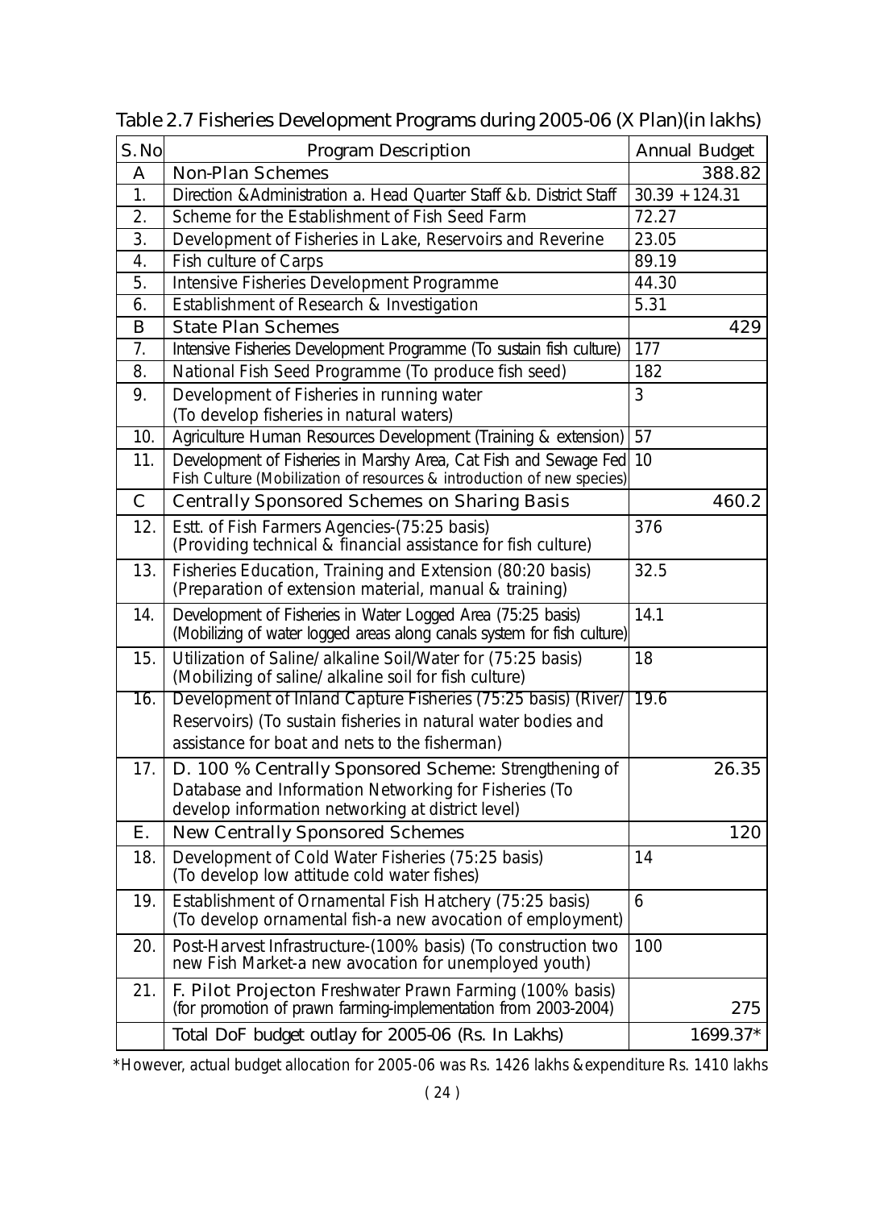Table 2.7 Fisheries Development Programs during 2005-06 (X Plan)(in lakhs)

| S.No | Program Description | Annual Budget |
|---|---|---|
| A | Non-Plan Schemes | 388.82 |
| 1. | Direction &Administration a. Head Quarter Staff &b. District Staff | 30.39 + 124.31 |
| 2. | Scheme for the Establishment of Fish Seed Farm | 72.27 |
| 3. | Development of Fisheries in Lake, Reservoirs and Reverine | 23.05 |
| 4. | Fish culture of Carps | 89.19 |
| 5. | Intensive Fisheries Development Programme | 44.30 |
| 6. | Establishment of Research & Investigation | 5.31 |
| B | State Plan Schemes | 429 |
| 7. | Intensive Fisheries Development Programme (To sustain fish culture) | 177 |
| 8. | National Fish Seed Programme (To produce fish seed) | 182 |
| 9. | Development of Fisheries in running water (To develop fisheries in natural waters) | 3 |
| 10. | Agriculture Human Resources Development (Training & extension) | 57 |
| 11. | Development of Fisheries in Marshy Area, Cat Fish and Sewage Fed Fish Culture (Mobilization of resources & introduction of new species) | 10 |
| C | Centrally Sponsored Schemes on Sharing Basis | 460.2 |
| 12. | Estt. of Fish Farmers Agencies-(75:25 basis) (Providing technical & financial assistance for fish culture) | 376 |
| 13. | Fisheries Education, Training and Extension (80:20 basis) (Preparation of extension material, manual & training) | 32.5 |
| 14. | Development of Fisheries in Water Logged Area (75:25 basis) (Mobilizing of water logged areas along canals system for fish culture) | 14.1 |
| 15. | Utilization of Saline/ alkaline Soil/Water for (75:25 basis) (Mobilizing of saline/ alkaline soil for fish culture) | 18 |
| 16. | Development of Inland Capture Fisheries (75:25 basis) (River/ Reservoirs) (To sustain fisheries in natural water bodies and assistance for boat and nets to the fisherman) | 19.6 |
| 17. | D. 100 % Centrally Sponsored Scheme: Strengthening of Database and Information Networking for Fisheries (To develop information networking at district level) | 26.35 |
| E. | New Centrally Sponsored Schemes | 120 |
| 18. | Development of Cold Water Fisheries (75:25 basis) (To develop low attitude cold water fishes) | 14 |
| 19. | Establishment of Ornamental Fish Hatchery (75:25 basis) (To develop ornamental fish-a new avocation of employment) | 6 |
| 20. | Post-Harvest Infrastructure-(100% basis) (To construction two new Fish Market-a new avocation for unemployed youth) | 100 |
| 21. | F. Pilot Projecton Freshwater Prawn Farming (100% basis) (for promotion of prawn farming-implementation from 2003-2004) | 275 |
| | Total DoF budget outlay for 2005-06 (Rs. In Lakhs) | 1699.37* |

*However, actual budget allocation for 2005-06 was Rs. 1426 lakhs &expenditure Rs. 1410 lakhs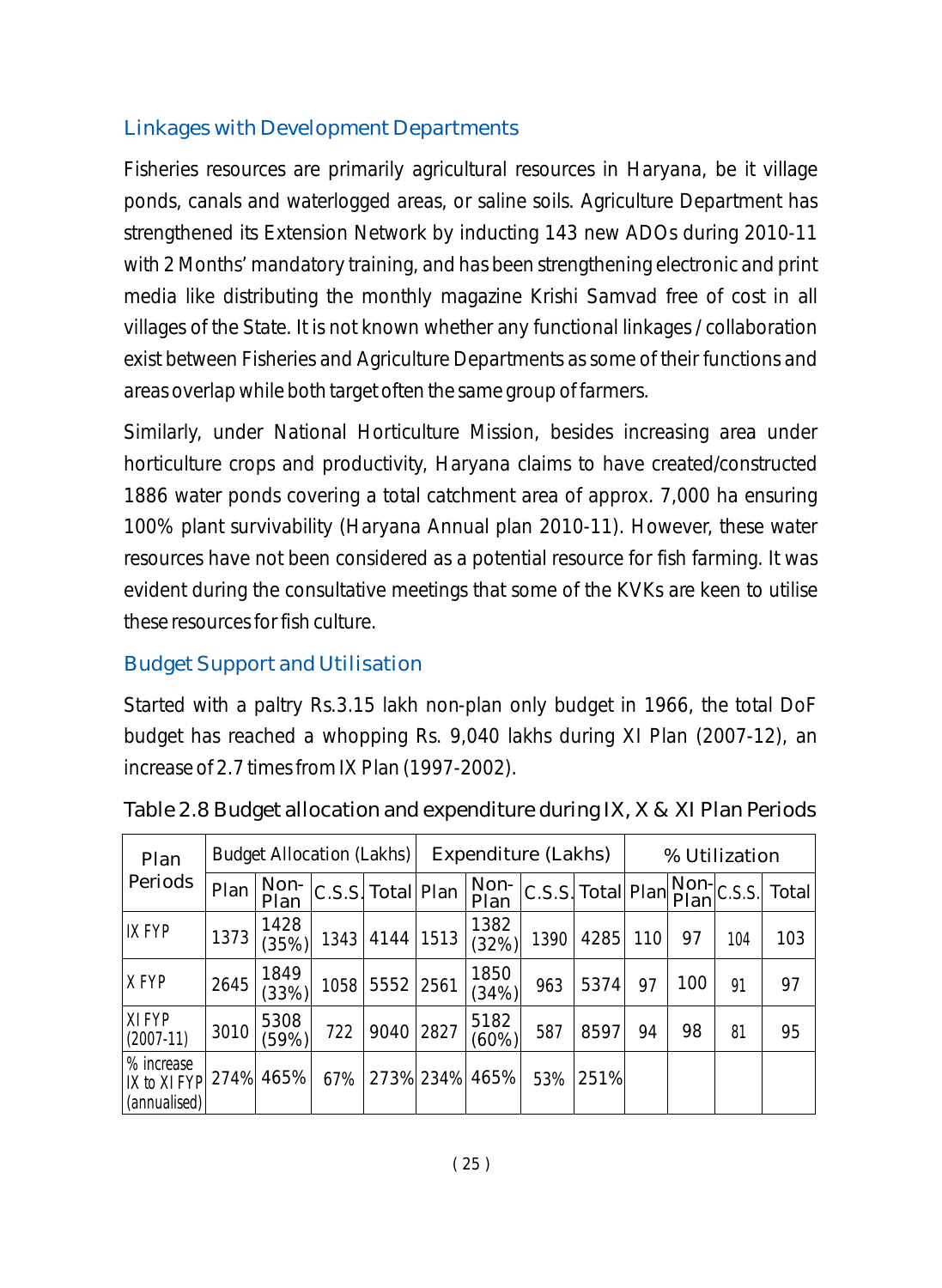## Linkages with Development Departments

Fisheries resources are primarily agricultural resources in Haryana, be it village ponds, canals and waterlogged areas, or saline soils. Agriculture Department has strengthened its Extension Network by inducting 143 new ADOs during 2010-11 with 2 Months' mandatory training, and has been strengthening electronic and print media like distributing the monthly magazine Krishi Samvad free of cost in all villages of the State. It is not known whether any functional linkages / collaboration exist between Fisheries and Agriculture Departments as some of their functions and areas overlap while both target often the same group of farmers.

Similarly, under National Horticulture Mission, besides increasing area under horticulture crops and productivity, Haryana claims to have created/constructed 1886 water ponds covering a total catchment area of approx. 7,000 ha ensuring 100% plant survivability (Haryana Annual plan 2010-11). However, these water resources have not been considered as a potential resource for fish farming. It was evident during the consultative meetings that some of the KVKs are keen to utilise these resources for fish culture.

## Budget Support and Utilisation

Started with a paltry Rs.3.15 lakh non-plan only budget in 1966, the total DoF budget has reached a whopping Rs. 9,040 lakhs during XI Plan (2007-12), an increase of 2.7 times from IX Plan (1997-2002).

Table 2.8 Budget allocation and expenditure during IX, X & XI Plan Periods

| Plan Periods | Budget Allocation (Lakhs) | | | | Expenditure (Lakhs) | | | | % Utilization | | | |
|---|---|---|---|---|---|---|---|---|---|---|---|---|
| | Plan | Non-Plan | C.S.S. | Total | Plan | Non-Plan | C.S.S. | Total | Plan | Non-Plan | C.S.S. | Total |
| IX FYP | 1373 | 1428 (35%) | 1343 | 4144 | 1513 | 1382 (32%) | 1390 | 4285 | 110 | 97 | 104 | 103 |
| X FYP | 2645 | 1849 (33%) | 1058 | 5552 | 2561 | 1850 (34%) | 963 | 5374 | 97 | 100 | 91 | 97 |
| XI FYP (2007-11) | 3010 | 5308 (59%) | 722 | 9040 | 2827 | 5182 (60%) | 587 | 8597 | 94 | 98 | 81 | 95 |
| % increase IX to XI FYP (annualised) | 274% | 465% | 67% | 273% | 234% | 465% | 53% | 251% | | | | |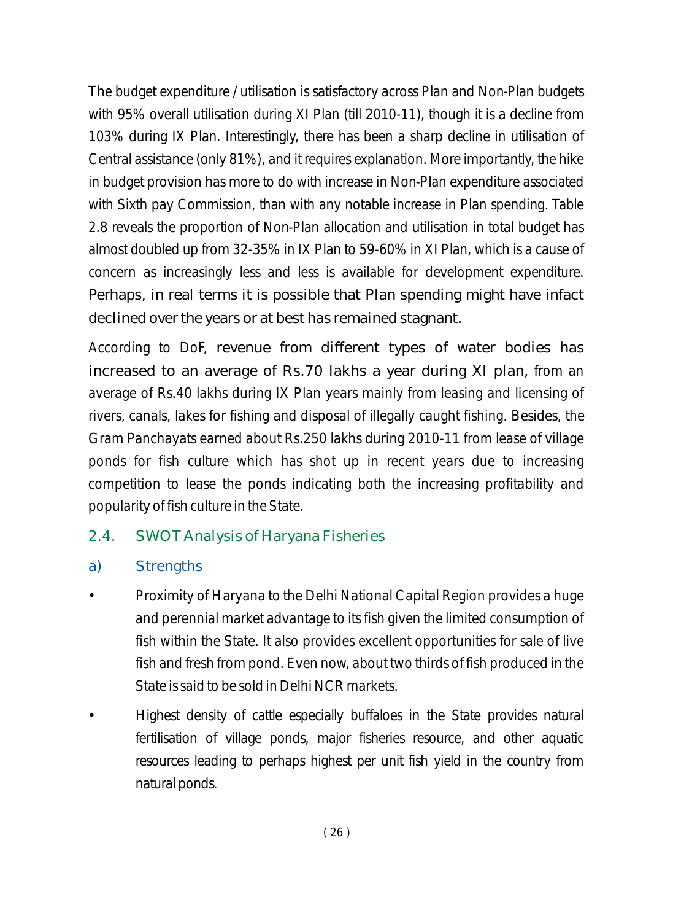The budget expenditure / utilisation is satisfactory across Plan and Non-Plan budgets with 95% overall utilisation during XI Plan (till 2010-11), though it is a decline from 103% during IX Plan. Interestingly, there has been a sharp decline in utilisation of Central assistance (only 81%), and it requires explanation. More importantly, the hike in budget provision has more to do with increase in Non-Plan expenditure associated with Sixth pay Commission, than with any notable increase in Plan spending. Table 2.8 reveals the proportion of Non-Plan allocation and utilisation in total budget has almost doubled up from 32-35% in IX Plan to 59-60% in XI Plan, which is a cause of concern as increasingly less and less is available for development expenditure. Perhaps, in real terms it is possible that Plan spending might have infact declined over the years or at best has remained stagnant.

According to DoF, revenue from different types of water bodies has increased to an average of Rs.70 lakhs a year during XI plan, from an average of Rs.40 lakhs during IX Plan years mainly from leasing and licensing of rivers, canals, lakes for fishing and disposal of illegally caught fishing. Besides, the Gram Panchayats earned about Rs.250 lakhs during 2010-11 from lease of village ponds for fish culture which has shot up in recent years due to increasing competition to lease the ponds indicating both the increasing profitability and popularity of fish culture in the State.

## 2.4. SWOT Analysis of Haryana Fisheries

### a) Strengths

- Proximity of Haryana to the Delhi National Capital Region provides a huge and perennial market advantage to its fish given the limited consumption of fish within the State. It also provides excellent opportunities for sale of live fish and fresh from pond. Even now, about two thirds of fish produced in the State is said to be sold in Delhi NCR markets.
- Highest density of cattle especially buffaloes in the State provides natural fertilisation of village ponds, major fisheries resource, and other aquatic resources leading to perhaps highest per unit fish yield in the country from natural ponds.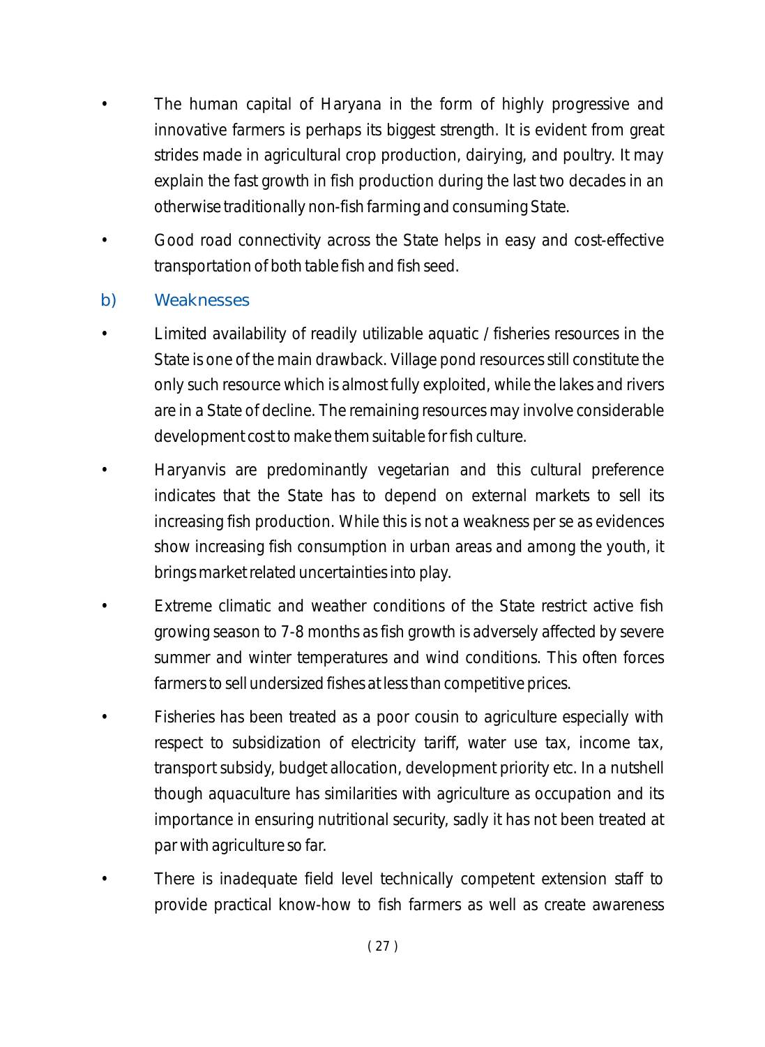- The human capital of Haryana in the form of highly progressive and innovative farmers is perhaps its biggest strength. It is evident from great strides made in agricultural crop production, dairying, and poultry. It may explain the fast growth in fish production during the last two decades in an otherwise traditionally non-fish farming and consuming State.
- Good road connectivity across the State helps in easy and cost-effective transportation of both table fish and fish seed.

### b) Weaknesses

- Limited availability of readily utilizable aquatic / fisheries resources in the State is one of the main drawback. Village pond resources still constitute the only such resource which is almost fully exploited, while the lakes and rivers are in a State of decline. The remaining resources may involve considerable development cost to make them suitable for fish culture.
- Haryanvis are predominantly vegetarian and this cultural preference indicates that the State has to depend on external markets to sell its increasing fish production. While this is not a weakness per se as evidences show increasing fish consumption in urban areas and among the youth, it brings market related uncertainties into play.
- Extreme climatic and weather conditions of the State restrict active fish growing season to 7-8 months as fish growth is adversely affected by severe summer and winter temperatures and wind conditions. This often forces farmers to sell undersized fishes at less than competitive prices.
- Fisheries has been treated as a poor cousin to agriculture especially with respect to subsidization of electricity tariff, water use tax, income tax, transport subsidy, budget allocation, development priority etc. In a nutshell though aquaculture has similarities with agriculture as occupation and its importance in ensuring nutritional security, sadly it has not been treated at par with agriculture so far.
- There is inadequate field level technically competent extension staff to provide practical know-how to fish farmers as well as create awareness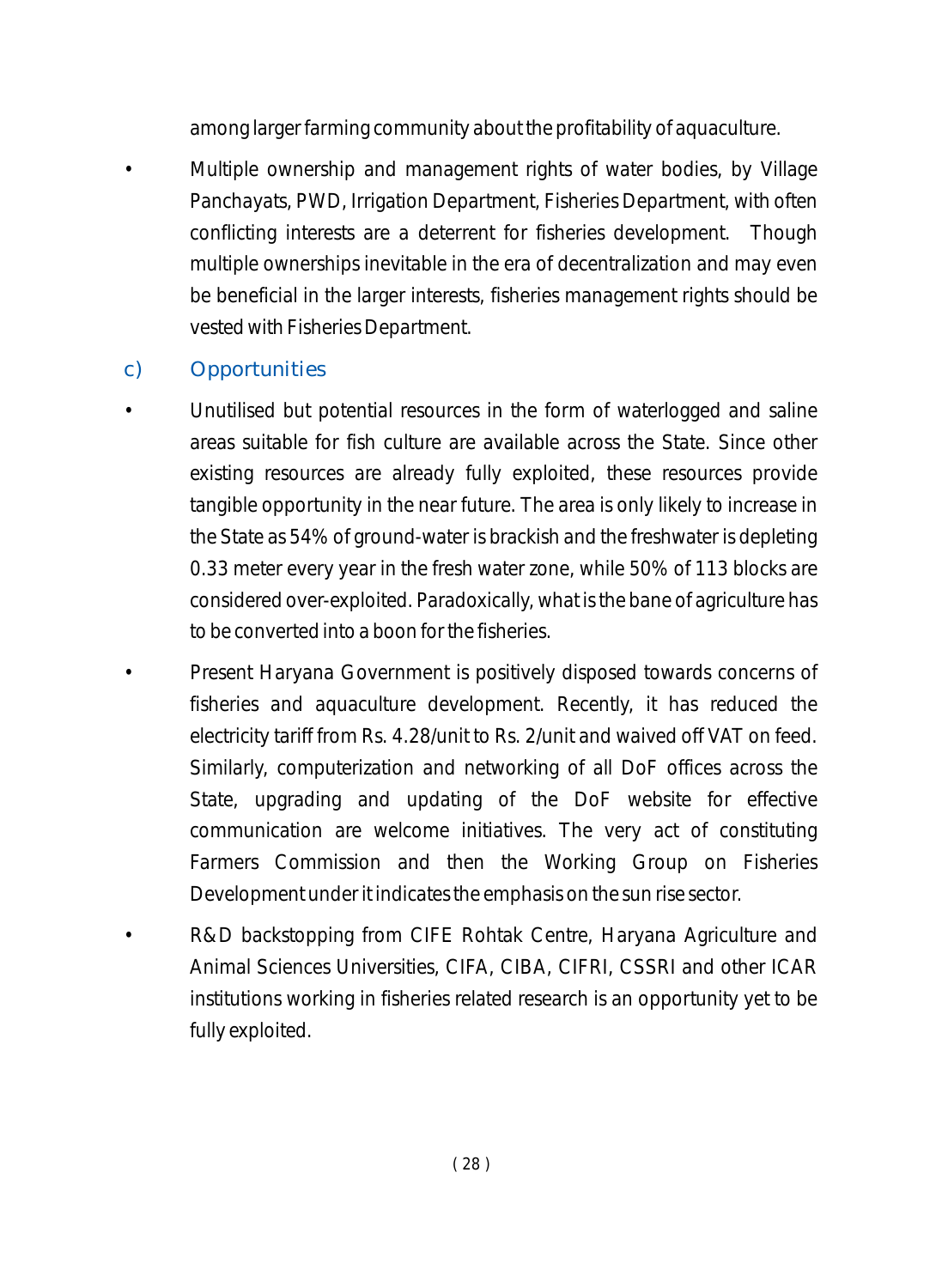among larger farming community about the profitability of aquaculture.

- Multiple ownership and management rights of water bodies, by Village Panchayats, PWD, Irrigation Department, Fisheries Department, with often conflicting interests are a deterrent for fisheries development. Though multiple ownerships inevitable in the era of decentralization and may even be beneficial in the larger interests, fisheries management rights should be vested with Fisheries Department.

### c) Opportunities

- Unutilised but potential resources in the form of waterlogged and saline areas suitable for fish culture are available across the State. Since other existing resources are already fully exploited, these resources provide tangible opportunity in the near future. The area is only likely to increase in the State as 54% of ground-water is brackish and the freshwater is depleting 0.33 meter every year in the fresh water zone, while 50% of 113 blocks are considered over-exploited. Paradoxically, what is the bane of agriculture has to be converted into a boon for the fisheries.
- Present Haryana Government is positively disposed towards concerns of fisheries and aquaculture development. Recently, it has reduced the electricity tariff from Rs. 4.28/unit to Rs. 2/unit and waived off VAT on feed. Similarly, computerization and networking of all DoF offices across the State, upgrading and updating of the DoF website for effective communication are welcome initiatives. The very act of constituting Farmers Commission and then the Working Group on Fisheries Development under it indicates the emphasis on the sun rise sector.
- R&D backstopping from CIFE Rohtak Centre, Haryana Agriculture and Animal Sciences Universities, CIFA, CIBA, CIFRI, CSSRI and other ICAR institutions working in fisheries related research is an opportunity yet to be fully exploited.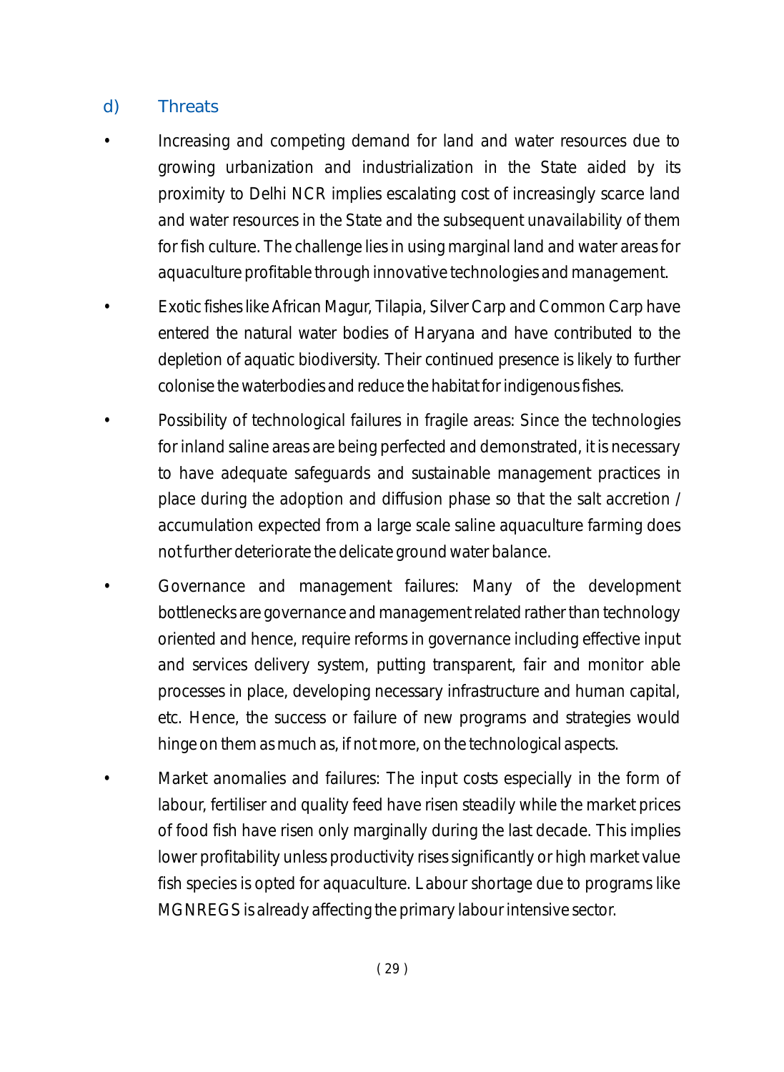### d) Threats

- Increasing and competing demand for land and water resources due to growing urbanization and industrialization in the State aided by its proximity to Delhi NCR implies escalating cost of increasingly scarce land and water resources in the State and the subsequent unavailability of them for fish culture. The challenge lies in using marginal land and water areas for aquaculture profitable through innovative technologies and management.
- Exotic fishes like African Magur, Tilapia, Silver Carp and Common Carp have entered the natural water bodies of Haryana and have contributed to the depletion of aquatic biodiversity. Their continued presence is likely to further colonise the waterbodies and reduce the habitat for indigenous fishes.
- Possibility of technological failures in fragile areas: Since the technologies for inland saline areas are being perfected and demonstrated, it is necessary to have adequate safeguards and sustainable management practices in place during the adoption and diffusion phase so that the salt accretion / accumulation expected from a large scale saline aquaculture farming does not further deteriorate the delicate ground water balance.
- Governance and management failures: Many of the development bottlenecks are governance and management related rather than technology oriented and hence, require reforms in governance including effective input and services delivery system, putting transparent, fair and monitor able processes in place, developing necessary infrastructure and human capital, etc. Hence, the success or failure of new programs and strategies would hinge on them as much as, if not more, on the technological aspects.
- Market anomalies and failures: The input costs especially in the form of labour, fertiliser and quality feed have risen steadily while the market prices of food fish have risen only marginally during the last decade. This implies lower profitability unless productivity rises significantly or high market value fish species is opted for aquaculture. Labour shortage due to programs like MGNREGS is already affecting the primary labour intensive sector.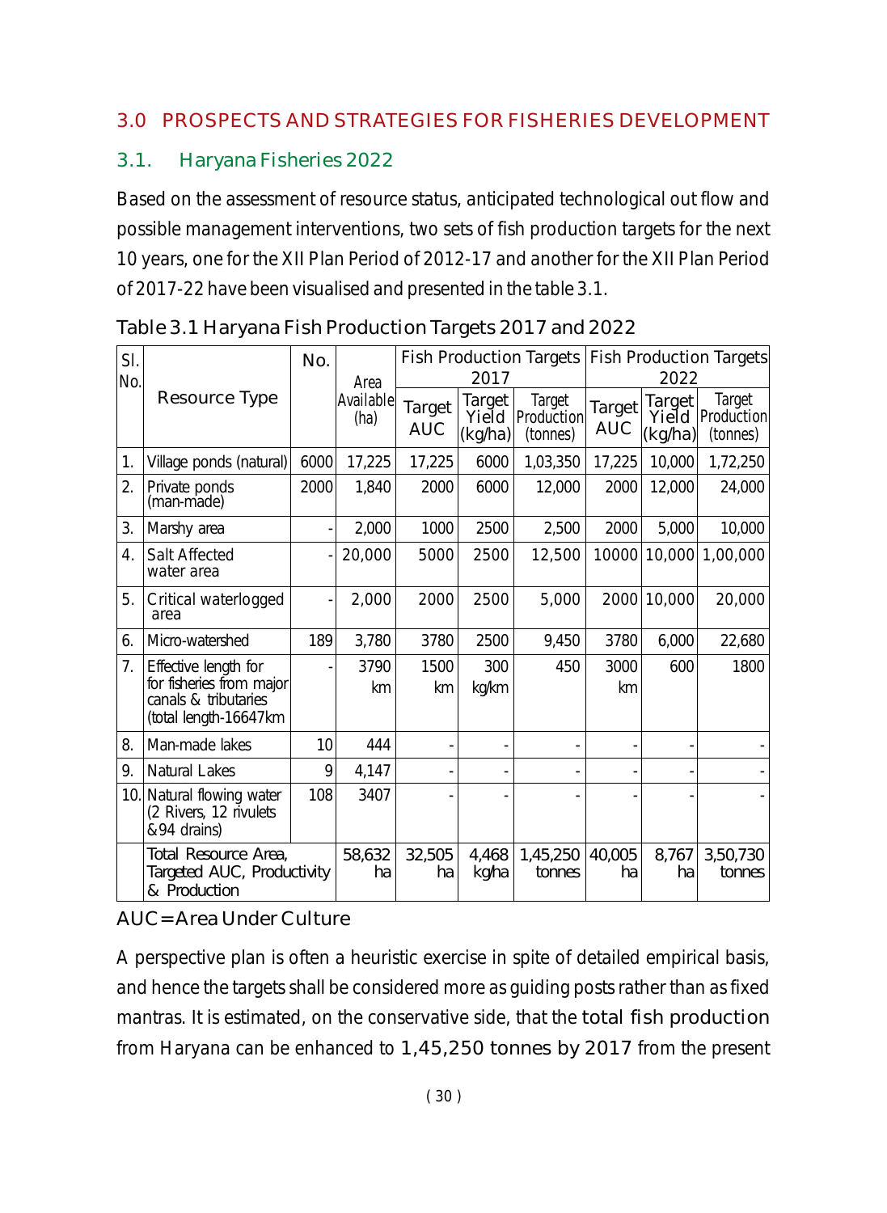## 3.0 PROSPECTS AND STRATEGIES FOR FISHERIES DEVELOPMENT

### 3.1. Haryana Fisheries 2022

Based on the assessment of resource status, anticipated technological out flow and possible management interventions, two sets of fish production targets for the next 10 years, one for the XII Plan Period of 2012-17 and another for the XII Plan Period of 2017-22 have been visualised and presented in the table 3.1.

Table 3.1 Haryana Fish Production Targets 2017 and 2022

| Sl. No. | Resource Type | No. | Area Available (ha) | Fish Production Targets 2017 | | | Fish Production Targets 2022 | | |
|---|---|---|---|---|---|---|---|---|---|
| | | | | Target AUC | Target Yield (kg/ha) | Target Production (tonnes) | Target AUC | Target Yield (kg/ha) | Target Production (tonnes) |
| 1. | Village ponds (natural) | 6000 | 17,225 | 17,225 | 6000 | 1,03,350 | 17,225 | 10,000 | 1,72,250 |
| 2. | Private ponds (man-made) | 2000 | 1,840 | 2000 | 6000 | 12,000 | 2000 | 12,000 | 24,000 |
| 3. | Marshy area | - | 2,000 | 1000 | 2500 | 2,500 | 2000 | 5,000 | 10,000 |
| 4. | Salt Affected water area | - | 20,000 | 5000 | 2500 | 12,500 | 10000 | 10,000 | 1,00,000 |
| 5. | Critical waterlogged area | - | 2,000 | 2000 | 2500 | 5,000 | 2000 | 10,000 | 20,000 |
| 6. | Micro-watershed | 189 | 3,780 | 3780 | 2500 | 9,450 | 3780 | 6,000 | 22,680 |
| 7. | Effective length for for fisheries from major canals & tributaries (total length-16647km | - | 3790 km | 1500 km | 300 kg/km | 450 | 3000 km | 600 | 1800 |
| 8. | Man-made lakes | 10 | 444 | - | - | - | - | - | - |
| 9. | Natural Lakes | 9 | 4,147 | - | - | - | - | - | - |
| 10. | Natural flowing water (2 Rivers, 12 rivulets &94 drains) | 108 | 3407 | - | - | - | - | - | - |
| | Total Resource Area, Targeted AUC, Productivity & Production | | 58,632 ha | 32,505 ha | 4,468 kg/ha | 1,45,250 tonnes | 40,005 ha | 8,767 ha | 3,50,730 tonnes |

AUC= Area Under Culture

A perspective plan is often a heuristic exercise in spite of detailed empirical basis, and hence the targets shall be considered more as guiding posts rather than as fixed mantras. It is estimated, on the conservative side, that the total fish production from Haryana can be enhanced to 1,45,250 tonnes by 2017 from the present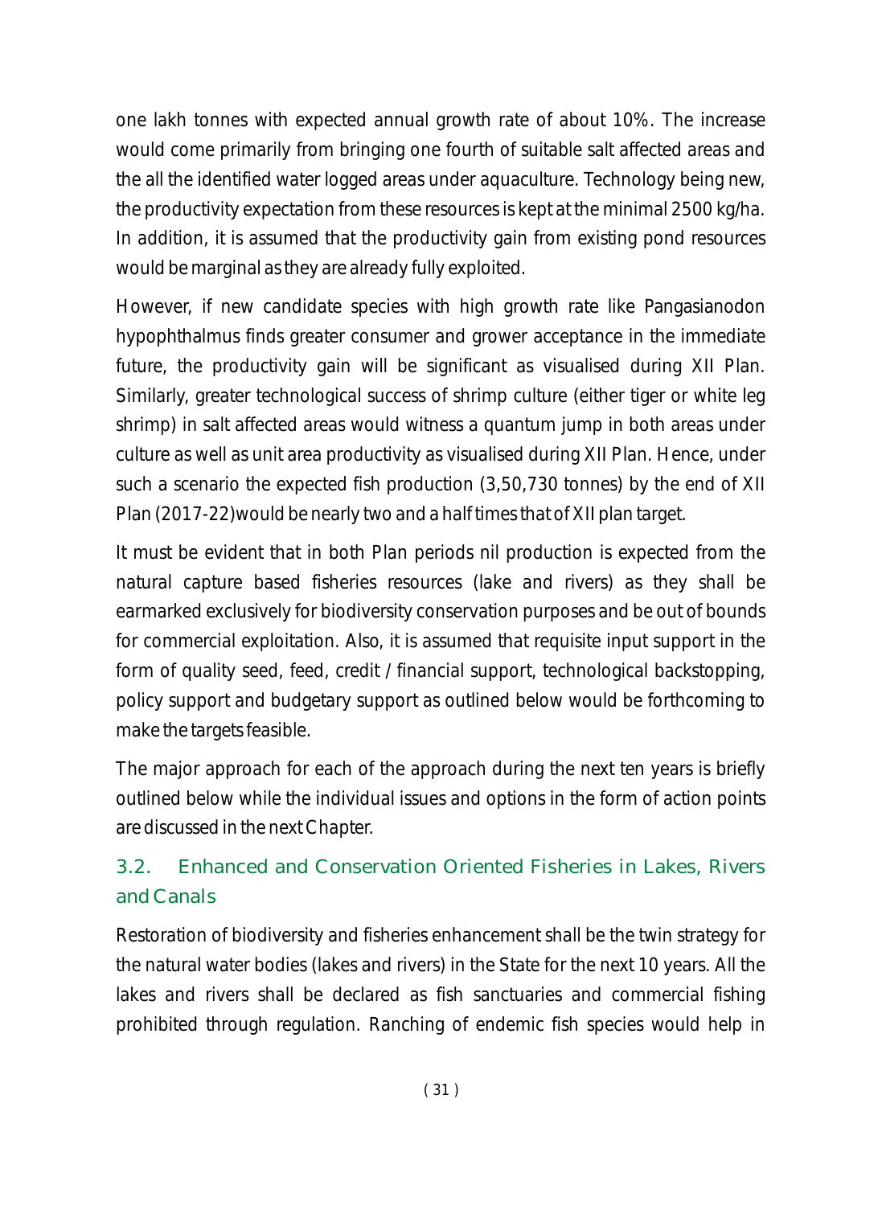one lakh tonnes with expected annual growth rate of about 10%. The increase would come primarily from bringing one fourth of suitable salt affected areas and the all the identified water logged areas under aquaculture. Technology being new, the productivity expectation from these resources is kept at the minimal 2500 kg/ha. In addition, it is assumed that the productivity gain from existing pond resources would be marginal as they are already fully exploited.

However, if new candidate species with high growth rate like Pangasianodon hypophthalmus finds greater consumer and grower acceptance in the immediate future, the productivity gain will be significant as visualised during XII Plan. Similarly, greater technological success of shrimp culture (either tiger or white leg shrimp) in salt affected areas would witness a quantum jump in both areas under culture as well as unit area productivity as visualised during XII Plan. Hence, under such a scenario the expected fish production (3,50,730 tonnes) by the end of XII Plan (2017-22)would be nearly two and a half times that of XII plan target.

It must be evident that in both Plan periods nil production is expected from the natural capture based fisheries resources (lake and rivers) as they shall be earmarked exclusively for biodiversity conservation purposes and be out of bounds for commercial exploitation. Also, it is assumed that requisite input support in the form of quality seed, feed, credit / financial support, technological backstopping, policy support and budgetary support as outlined below would be forthcoming to make the targets feasible.

The major approach for each of the approach during the next ten years is briefly outlined below while the individual issues and options in the form of action points are discussed in the next Chapter.

## 3.2. Enhanced and Conservation Oriented Fisheries in Lakes, Rivers and Canals

Restoration of biodiversity and fisheries enhancement shall be the twin strategy for the natural water bodies (lakes and rivers) in the State for the next 10 years. All the lakes and rivers shall be declared as fish sanctuaries and commercial fishing prohibited through regulation. Ranching of endemic fish species would help in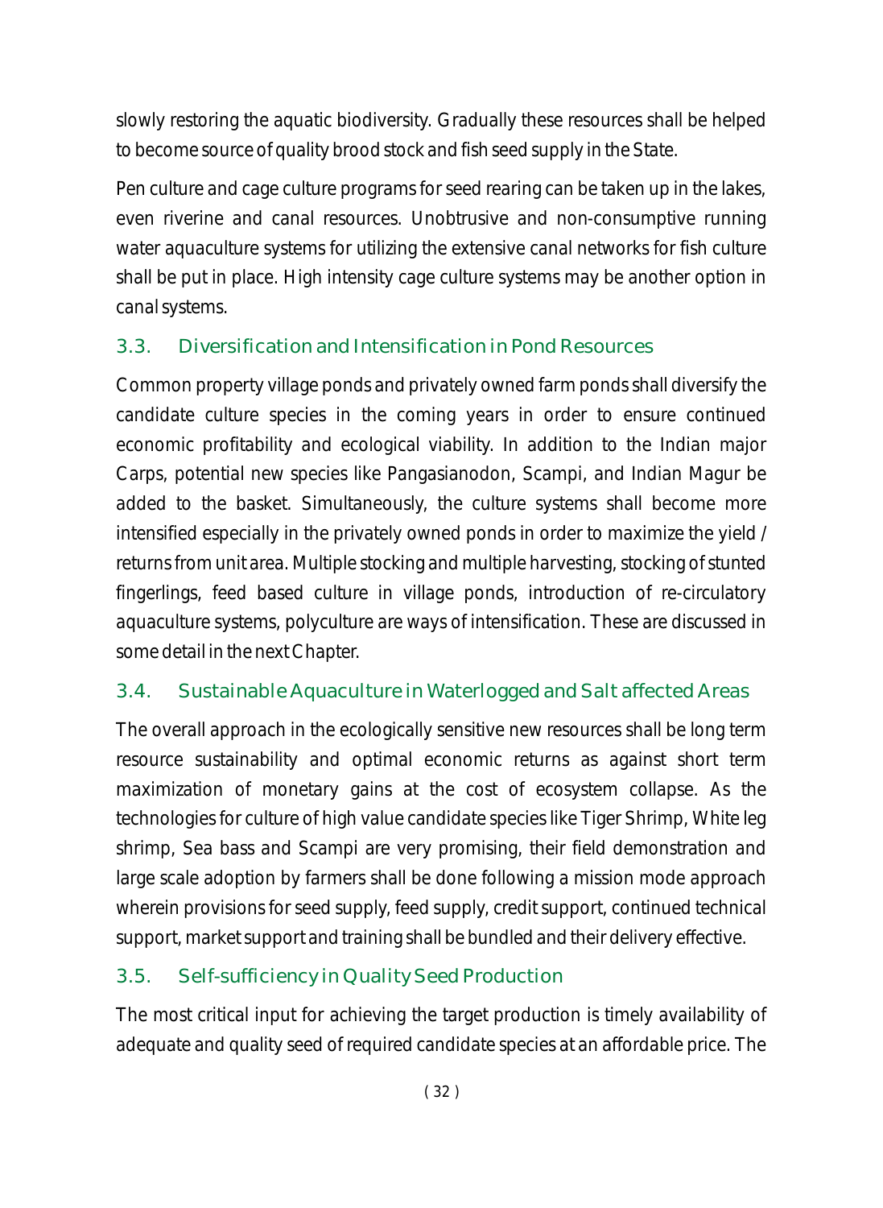slowly restoring the aquatic biodiversity. Gradually these resources shall be helped to become source of quality brood stock and fish seed supply in the State.

Pen culture and cage culture programs for seed rearing can be taken up in the lakes, even riverine and canal resources. Unobtrusive and non-consumptive running water aquaculture systems for utilizing the extensive canal networks for fish culture shall be put in place. High intensity cage culture systems may be another option in canal systems.

### 3.3. Diversification and Intensification in Pond Resources

Common property village ponds and privately owned farm ponds shall diversify the candidate culture species in the coming years in order to ensure continued economic profitability and ecological viability. In addition to the Indian major Carps, potential new species like Pangasianodon, Scampi, and Indian Magur be added to the basket. Simultaneously, the culture systems shall become more intensified especially in the privately owned ponds in order to maximize the yield / returns from unit area. Multiple stocking and multiple harvesting, stocking of stunted fingerlings, feed based culture in village ponds, introduction of re-circulatory aquaculture systems, polyculture are ways of intensification. These are discussed in some detail in the next Chapter.

### 3.4. Sustainable Aquaculture in Waterlogged and Salt affected Areas

The overall approach in the ecologically sensitive new resources shall be long term resource sustainability and optimal economic returns as against short term maximization of monetary gains at the cost of ecosystem collapse. As the technologies for culture of high value candidate species like Tiger Shrimp, White leg shrimp, Sea bass and Scampi are very promising, their field demonstration and large scale adoption by farmers shall be done following a mission mode approach wherein provisions for seed supply, feed supply, credit support, continued technical support, market support and training shall be bundled and their delivery effective.

### 3.5. Self-sufficiency in Quality Seed Production

The most critical input for achieving the target production is timely availability of adequate and quality seed of required candidate species at an affordable price. The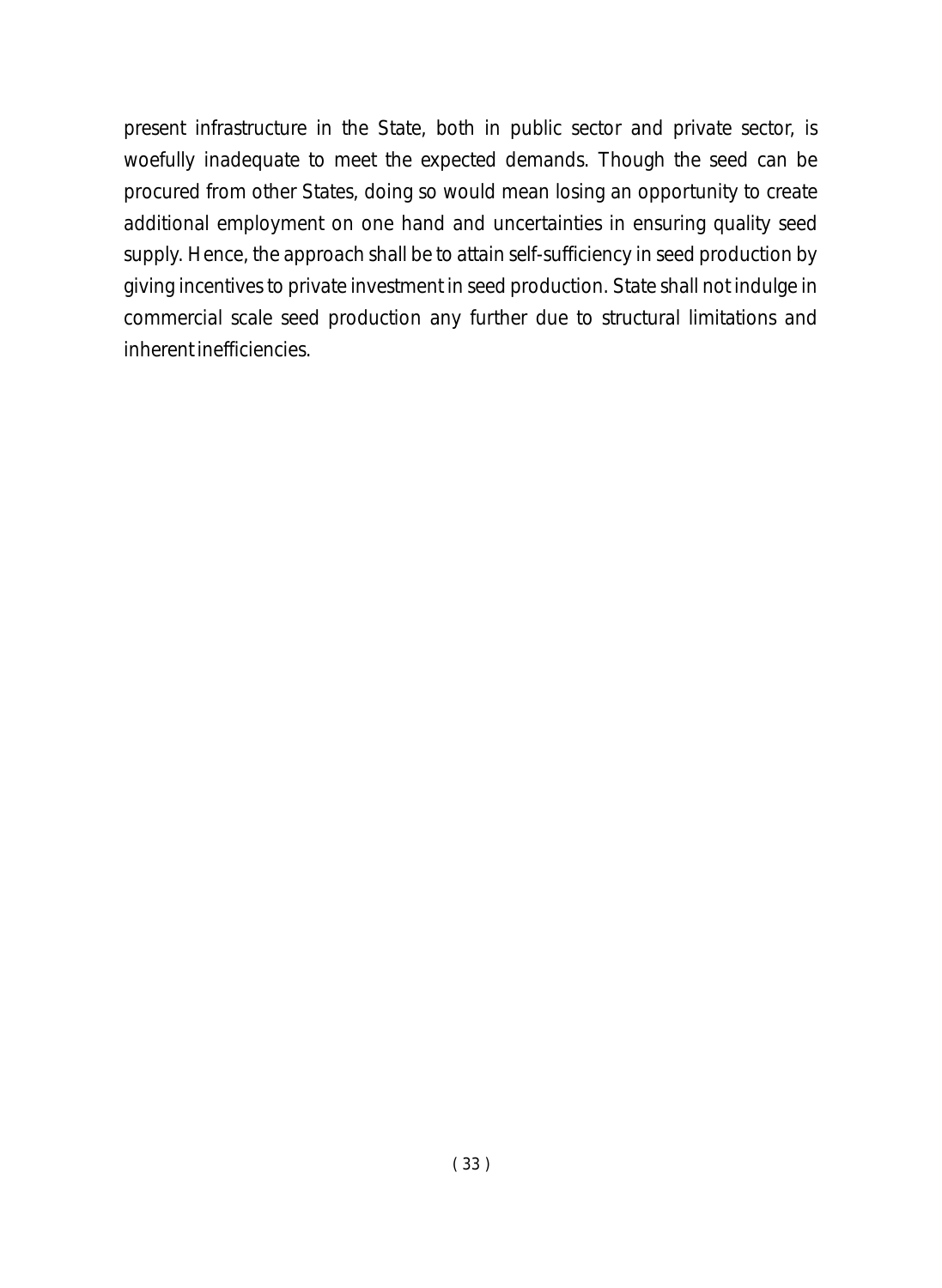present infrastructure in the State, both in public sector and private sector, is woefully inadequate to meet the expected demands. Though the seed can be procured from other States, doing so would mean losing an opportunity to create additional employment on one hand and uncertainties in ensuring quality seed supply. Hence, the approach shall be to attain self-sufficiency in seed production by giving incentives to private investment in seed production. State shall not indulge in commercial scale seed production any further due to structural limitations and inherent inefficiencies.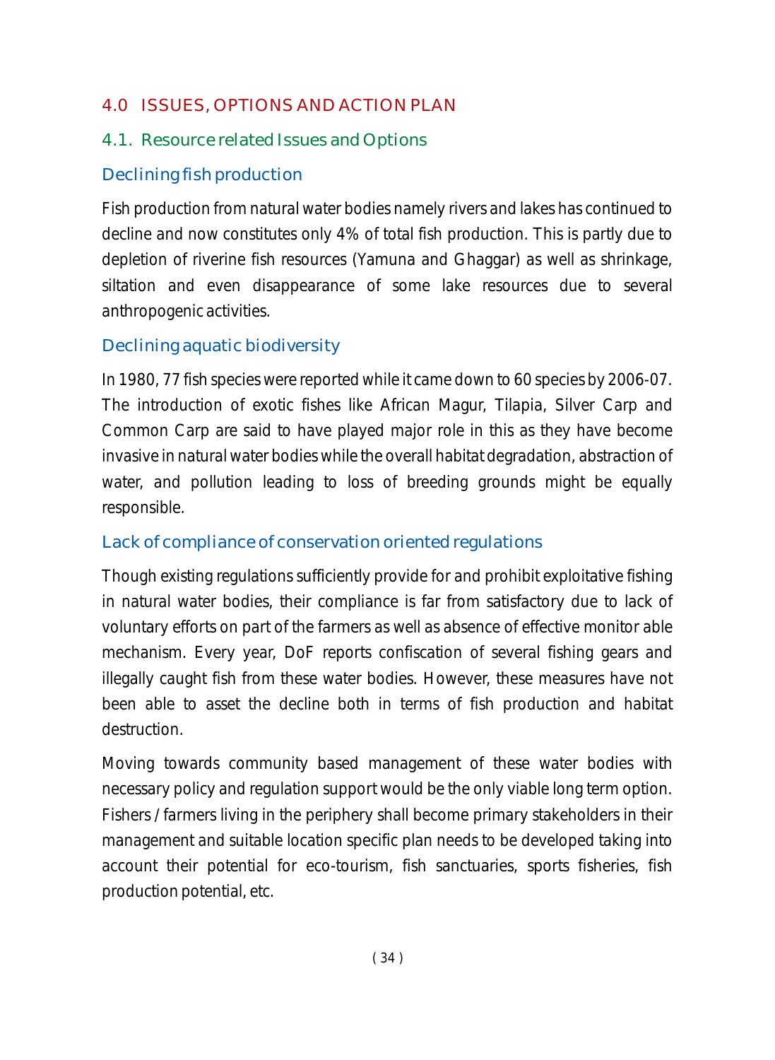# 4.0 ISSUES, OPTIONS AND ACTION PLAN

## 4.1. Resource related Issues and Options

### Declining fish production

Fish production from natural water bodies namely rivers and lakes has continued to decline and now constitutes only 4% of total fish production. This is partly due to depletion of riverine fish resources (Yamuna and Ghaggar) as well as shrinkage, siltation and even disappearance of some lake resources due to several anthropogenic activities.

### Declining aquatic biodiversity

In 1980, 77 fish species were reported while it came down to 60 species by 2006-07. The introduction of exotic fishes like African Magur, Tilapia, Silver Carp and Common Carp are said to have played major role in this as they have become invasive in natural water bodies while the overall habitat degradation, abstraction of water, and pollution leading to loss of breeding grounds might be equally responsible.

### Lack of compliance of conservation oriented regulations

Though existing regulations sufficiently provide for and prohibit exploitative fishing in natural water bodies, their compliance is far from satisfactory due to lack of voluntary efforts on part of the farmers as well as absence of effective monitor able mechanism. Every year, DoF reports confiscation of several fishing gears and illegally caught fish from these water bodies. However, these measures have not been able to asset the decline both in terms of fish production and habitat destruction.

Moving towards community based management of these water bodies with necessary policy and regulation support would be the only viable long term option. Fishers / farmers living in the periphery shall become primary stakeholders in their management and suitable location specific plan needs to be developed taking into account their potential for eco-tourism, fish sanctuaries, sports fisheries, fish production potential, etc.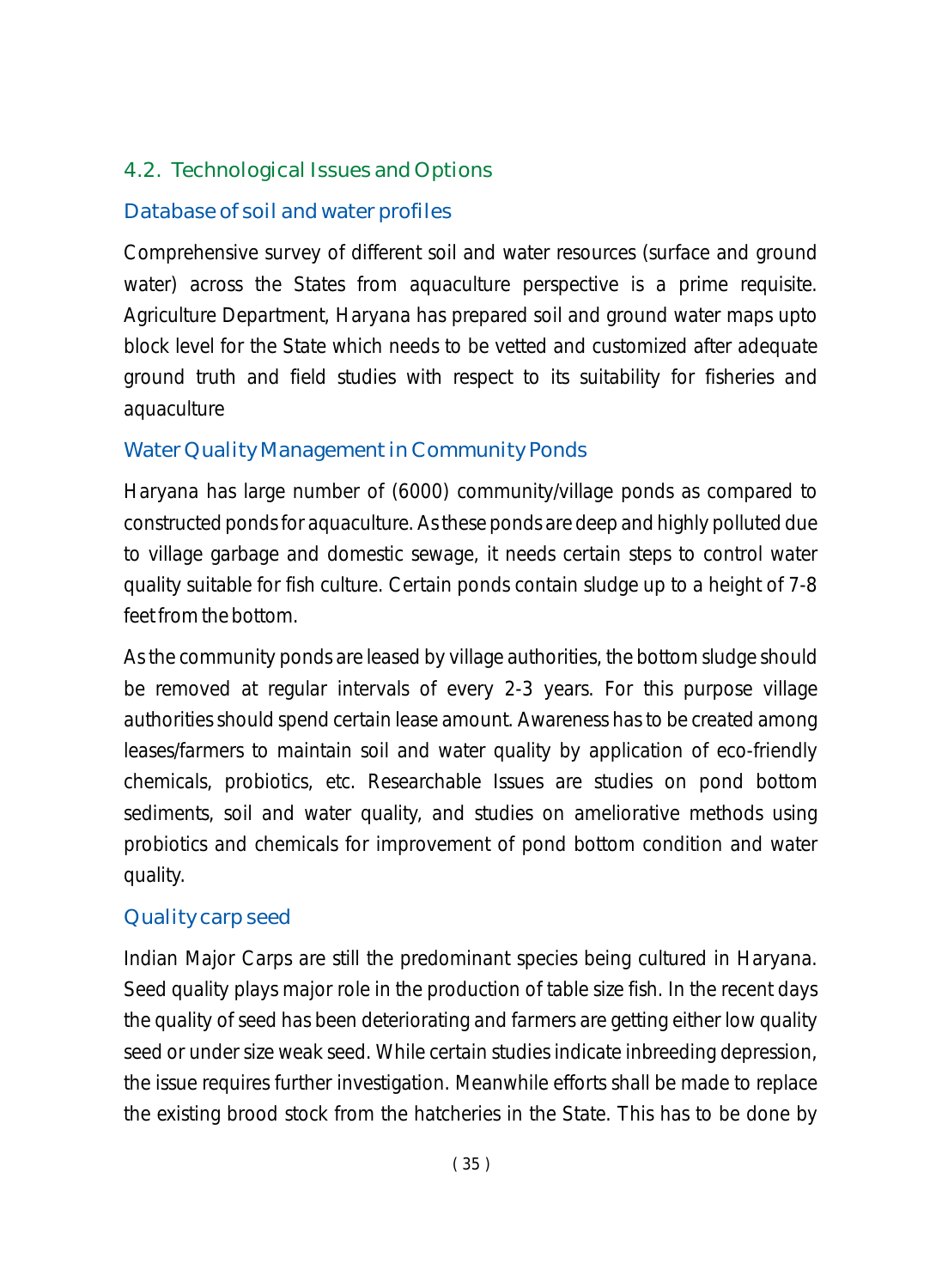## 4.2. Technological Issues and Options

### Database of soil and water profiles

Comprehensive survey of different soil and water resources (surface and ground water) across the States from aquaculture perspective is a prime requisite. Agriculture Department, Haryana has prepared soil and ground water maps upto block level for the State which needs to be vetted and customized after adequate ground truth and field studies with respect to its suitability for fisheries and aquaculture

### Water Quality Management in Community Ponds

Haryana has large number of (6000) community/village ponds as compared to constructed ponds for aquaculture. As these ponds are deep and highly polluted due to village garbage and domestic sewage, it needs certain steps to control water quality suitable for fish culture. Certain ponds contain sludge up to a height of 7-8 feet from the bottom.

As the community ponds are leased by village authorities, the bottom sludge should be removed at regular intervals of every 2-3 years. For this purpose village authorities should spend certain lease amount. Awareness has to be created among leases/farmers to maintain soil and water quality by application of eco-friendly chemicals, probiotics, etc. Researchable Issues are studies on pond bottom sediments, soil and water quality, and studies on ameliorative methods using probiotics and chemicals for improvement of pond bottom condition and water quality.

### Quality carp seed

Indian Major Carps are still the predominant species being cultured in Haryana. Seed quality plays major role in the production of table size fish. In the recent days the quality of seed has been deteriorating and farmers are getting either low quality seed or under size weak seed. While certain studies indicate inbreeding depression, the issue requires further investigation. Meanwhile efforts shall be made to replace the existing brood stock from the hatcheries in the State. This has to be done by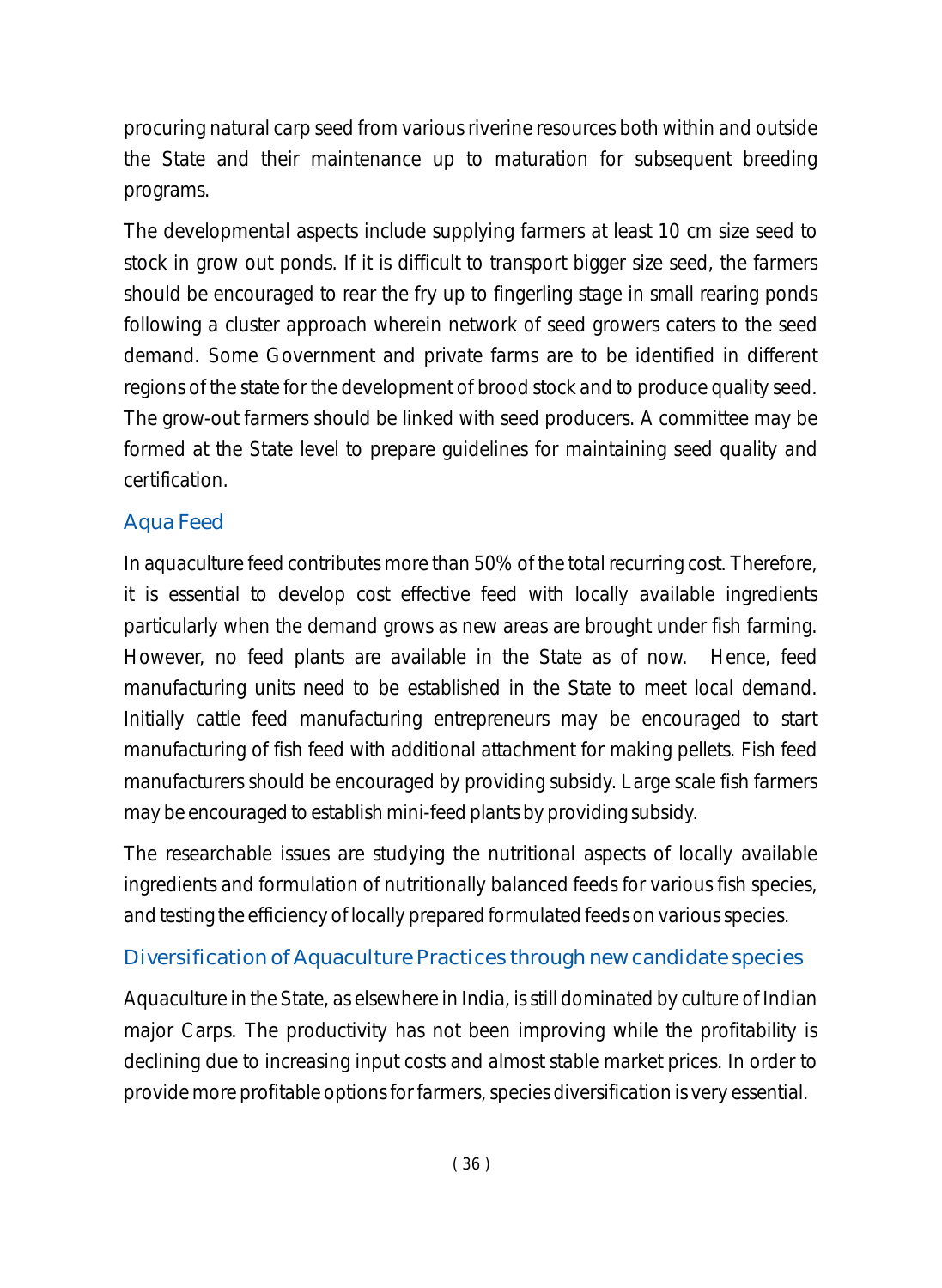procuring natural carp seed from various riverine resources both within and outside the State and their maintenance up to maturation for subsequent breeding programs.

The developmental aspects include supplying farmers at least 10 cm size seed to stock in grow out ponds. If it is difficult to transport bigger size seed, the farmers should be encouraged to rear the fry up to fingerling stage in small rearing ponds following a cluster approach wherein network of seed growers caters to the seed demand. Some Government and private farms are to be identified in different regions of the state for the development of brood stock and to produce quality seed. The grow-out farmers should be linked with seed producers. A committee may be formed at the State level to prepare guidelines for maintaining seed quality and certification.

## Aqua Feed

In aquaculture feed contributes more than 50% of the total recurring cost. Therefore, it is essential to develop cost effective feed with locally available ingredients particularly when the demand grows as new areas are brought under fish farming. However, no feed plants are available in the State as of now. Hence, feed manufacturing units need to be established in the State to meet local demand. Initially cattle feed manufacturing entrepreneurs may be encouraged to start manufacturing of fish feed with additional attachment for making pellets. Fish feed manufacturers should be encouraged by providing subsidy. Large scale fish farmers may be encouraged to establish mini-feed plants by providing subsidy.

The researchable issues are studying the nutritional aspects of locally available ingredients and formulation of nutritionally balanced feeds for various fish species, and testing the efficiency of locally prepared formulated feeds on various species.

## Diversification of Aquaculture Practices through new candidate species

Aquaculture in the State, as elsewhere in India, is still dominated by culture of Indian major Carps. The productivity has not been improving while the profitability is declining due to increasing input costs and almost stable market prices. In order to provide more profitable options for farmers, species diversification is very essential.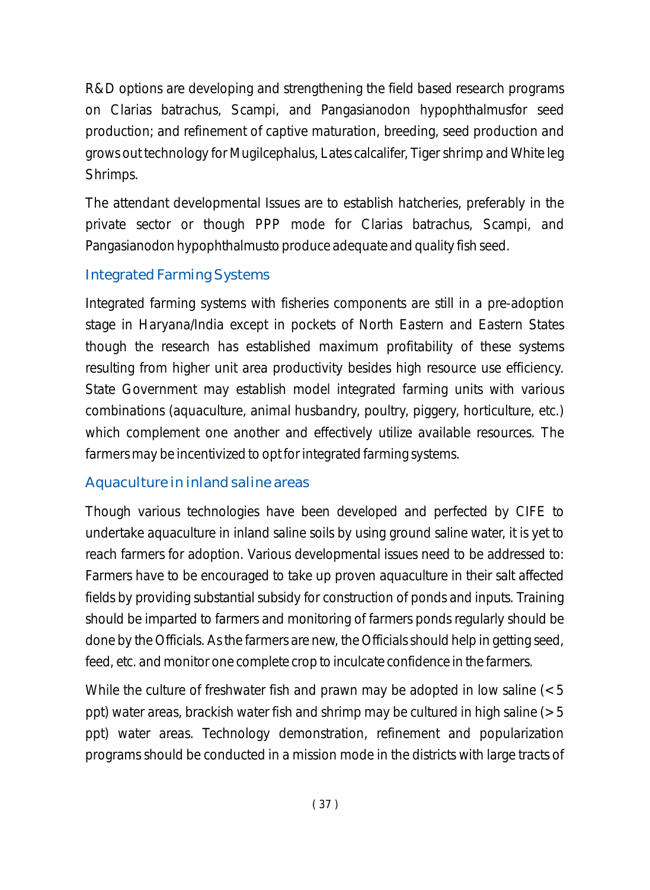R&D options are developing and strengthening the field based research programs on Clarias batrachus, Scampi, and Pangasianodon hypophthalmusfor seed production; and refinement of captive maturation, breeding, seed production and grows out technology for Mugilcephalus, Lates calcalifer, Tiger shrimp and White leg Shrimps.

The attendant developmental Issues are to establish hatcheries, preferably in the private sector or though PPP mode for Clarias batrachus, Scampi, and Pangasianodon hypophthalmusto produce adequate and quality fish seed.

### Integrated Farming Systems

Integrated farming systems with fisheries components are still in a pre-adoption stage in Haryana/India except in pockets of North Eastern and Eastern States though the research has established maximum profitability of these systems resulting from higher unit area productivity besides high resource use efficiency. State Government may establish model integrated farming units with various combinations (aquaculture, animal husbandry, poultry, piggery, horticulture, etc.) which complement one another and effectively utilize available resources. The farmers may be incentivized to opt for integrated farming systems.

### Aquaculture in inland saline areas

Though various technologies have been developed and perfected by CIFE to undertake aquaculture in inland saline soils by using ground saline water, it is yet to reach farmers for adoption. Various developmental issues need to be addressed to: Farmers have to be encouraged to take up proven aquaculture in their salt affected fields by providing substantial subsidy for construction of ponds and inputs. Training should be imparted to farmers and monitoring of farmers ponds regularly should be done by the Officials. As the farmers are new, the Officials should help in getting seed, feed, etc. and monitor one complete crop to inculcate confidence in the farmers.

While the culture of freshwater fish and prawn may be adopted in low saline (< 5 ppt) water areas, brackish water fish and shrimp may be cultured in high saline (> 5 ppt) water areas. Technology demonstration, refinement and popularization programs should be conducted in a mission mode in the districts with large tracts of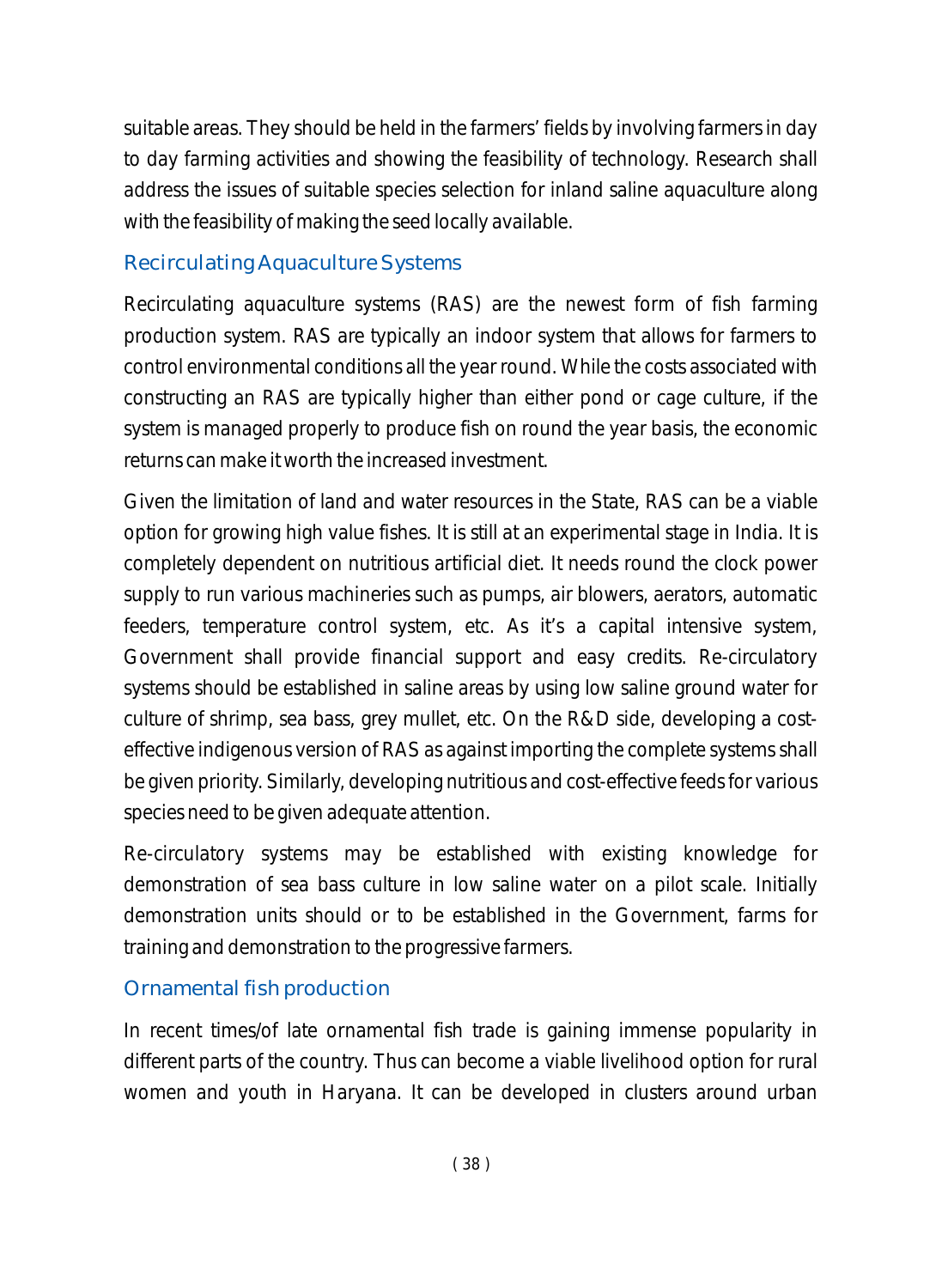suitable areas. They should be held in the farmers' fields by involving farmers in day to day farming activities and showing the feasibility of technology. Research shall address the issues of suitable species selection for inland saline aquaculture along with the feasibility of making the seed locally available.

### Recirculating Aquaculture Systems

Recirculating aquaculture systems (RAS) are the newest form of fish farming production system. RAS are typically an indoor system that allows for farmers to control environmental conditions all the year round. While the costs associated with constructing an RAS are typically higher than either pond or cage culture, if the system is managed properly to produce fish on round the year basis, the economic returns can make it worth the increased investment.

Given the limitation of land and water resources in the State, RAS can be a viable option for growing high value fishes. It is still at an experimental stage in India. It is completely dependent on nutritious artificial diet. It needs round the clock power supply to run various machineries such as pumps, air blowers, aerators, automatic feeders, temperature control system, etc. As it's a capital intensive system, Government shall provide financial support and easy credits. Re-circulatory systems should be established in saline areas by using low saline ground water for culture of shrimp, sea bass, grey mullet, etc. On the R&D side, developing a cost-effective indigenous version of RAS as against importing the complete systems shall be given priority. Similarly, developing nutritious and cost-effective feeds for various species need to be given adequate attention.

Re-circulatory systems may be established with existing knowledge for demonstration of sea bass culture in low saline water on a pilot scale. Initially demonstration units should or to be established in the Government, farms for training and demonstration to the progressive farmers.

### Ornamental fish production

In recent times/of late ornamental fish trade is gaining immense popularity in different parts of the country. Thus can become a viable livelihood option for rural women and youth in Haryana. It can be developed in clusters around urban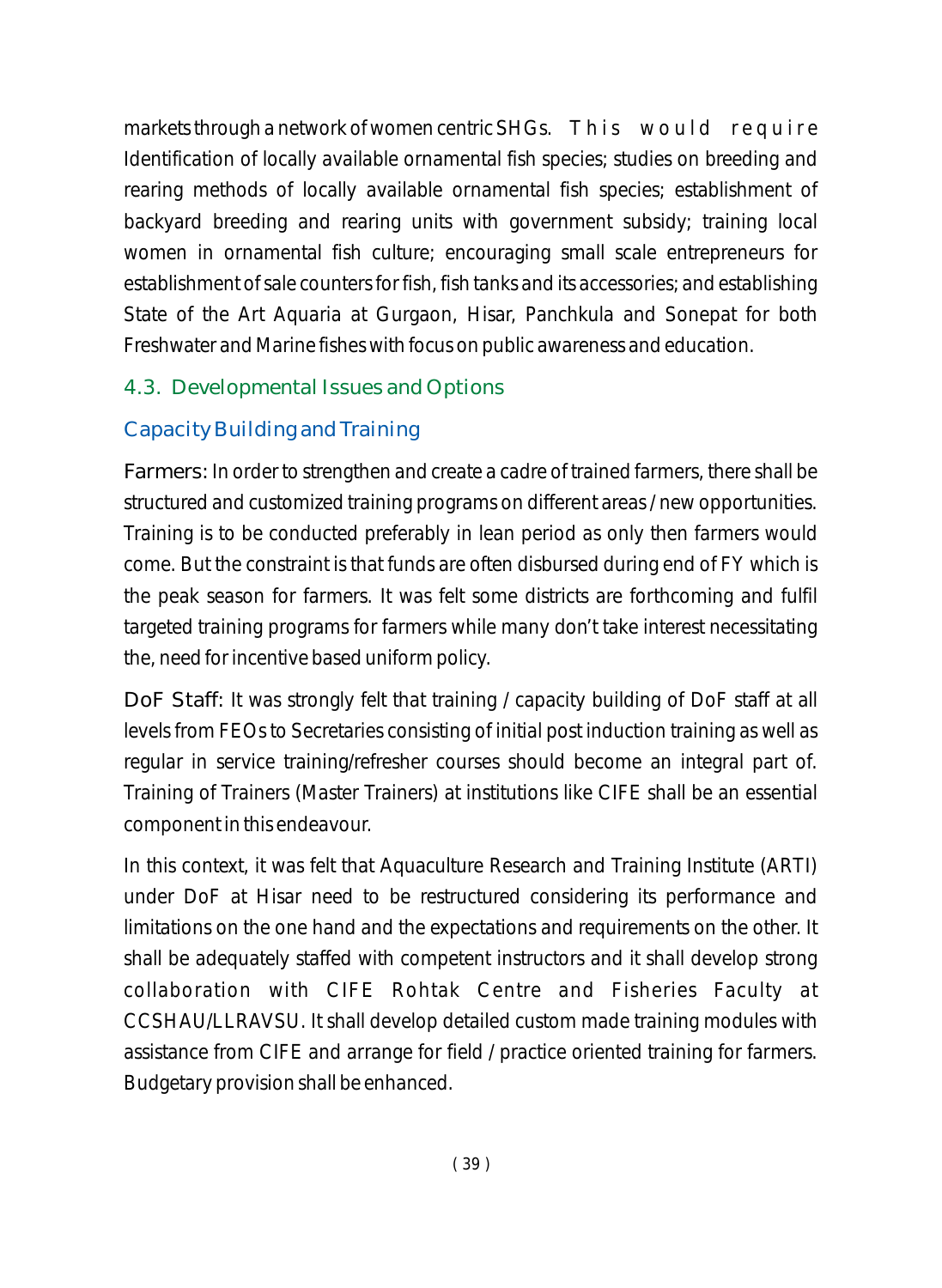markets through a network of women centric SHGs. This would require Identification of locally available ornamental fish species; studies on breeding and rearing methods of locally available ornamental fish species; establishment of backyard breeding and rearing units with government subsidy; training local women in ornamental fish culture; encouraging small scale entrepreneurs for establishment of sale counters for fish, fish tanks and its accessories; and establishing State of the Art Aquaria at Gurgaon, Hisar, Panchkula and Sonepat for both Freshwater and Marine fishes with focus on public awareness and education.

## 4.3. Developmental Issues and Options

### Capacity Building and Training

**Farmers:** In order to strengthen and create a cadre of trained farmers, there shall be structured and customized training programs on different areas / new opportunities. Training is to be conducted preferably in lean period as only then farmers would come. But the constraint is that funds are often disbursed during end of FY which is the peak season for farmers. It was felt some districts are forthcoming and fulfil targeted training programs for farmers while many don't take interest necessitating the, need for incentive based uniform policy.

**DoF Staff:** It was strongly felt that training / capacity building of DoF staff at all levels from FEOs to Secretaries consisting of initial post induction training as well as regular in service training/refresher courses should become an integral part of. Training of Trainers (Master Trainers) at institutions like CIFE shall be an essential component in this endeavour.

In this context, it was felt that Aquaculture Research and Training Institute (ARTI) under DoF at Hisar need to be restructured considering its performance and limitations on the one hand and the expectations and requirements on the other. It shall be adequately staffed with competent instructors and it shall develop strong collaboration with CIFE Rohtak Centre and Fisheries Faculty at CCSHAU/LLRAVSU. It shall develop detailed custom made training modules with assistance from CIFE and arrange for field / practice oriented training for farmers. Budgetary provision shall be enhanced.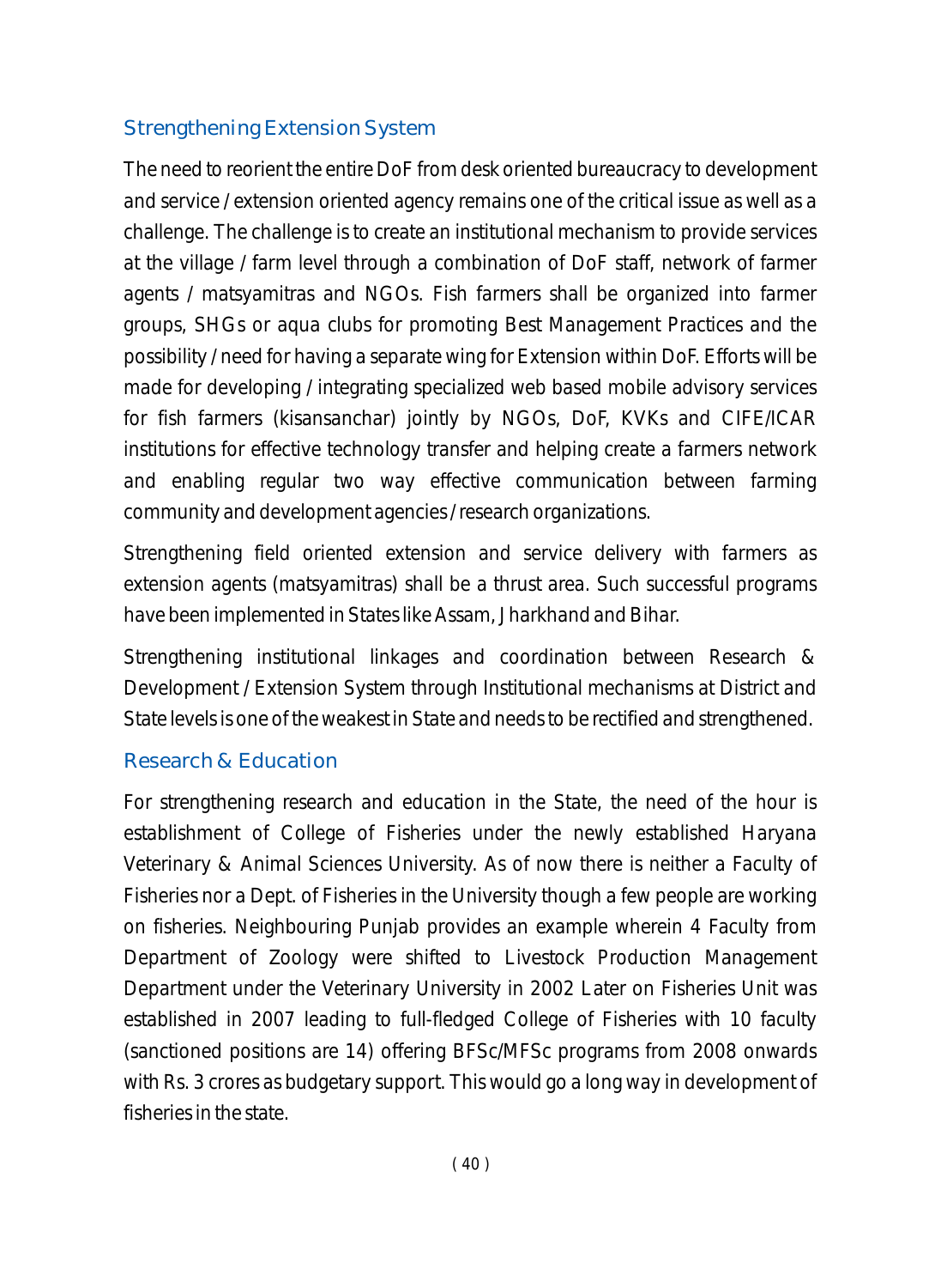## Strengthening Extension System

The need to reorient the entire DoF from desk oriented bureaucracy to development and service / extension oriented agency remains one of the critical issue as well as a challenge. The challenge is to create an institutional mechanism to provide services at the village / farm level through a combination of DoF staff, network of farmer agents / matsyamitras and NGOs. Fish farmers shall be organized into farmer groups, SHGs or aqua clubs for promoting Best Management Practices and the possibility / need for having a separate wing for Extension within DoF. Efforts will be made for developing / integrating specialized web based mobile advisory services for fish farmers (kisansanchar) jointly by NGOs, DoF, KVKs and CIFE/ICAR institutions for effective technology transfer and helping create a farmers network and enabling regular two way effective communication between farming community and development agencies / research organizations.

Strengthening field oriented extension and service delivery with farmers as extension agents (matsyamitras) shall be a thrust area. Such successful programs have been implemented in States like Assam, Jharkhand and Bihar.

Strengthening institutional linkages and coordination between Research & Development / Extension System through Institutional mechanisms at District and State levels is one of the weakest in State and needs to be rectified and strengthened.

## Research & Education

For strengthening research and education in the State, the need of the hour is establishment of College of Fisheries under the newly established Haryana Veterinary & Animal Sciences University. As of now there is neither a Faculty of Fisheries nor a Dept. of Fisheries in the University though a few people are working on fisheries. Neighbouring Punjab provides an example wherein 4 Faculty from Department of Zoology were shifted to Livestock Production Management Department under the Veterinary University in 2002 Later on Fisheries Unit was established in 2007 leading to full-fledged College of Fisheries with 10 faculty (sanctioned positions are 14) offering BFSc/MFSc programs from 2008 onwards with Rs. 3 crores as budgetary support. This would go a long way in development of fisheries in the state.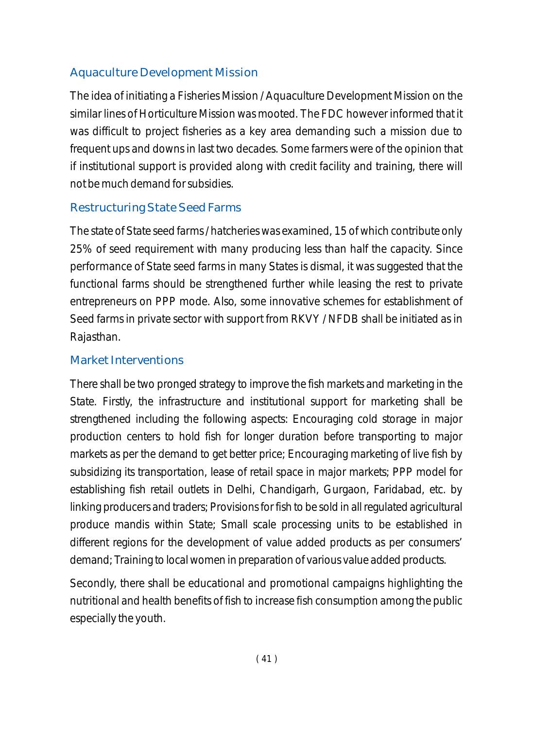## Aquaculture Development Mission

The idea of initiating a Fisheries Mission / Aquaculture Development Mission on the similar lines of Horticulture Mission was mooted. The FDC however informed that it was difficult to project fisheries as a key area demanding such a mission due to frequent ups and downs in last two decades. Some farmers were of the opinion that if institutional support is provided along with credit facility and training, there will not be much demand for subsidies.

## Restructuring State Seed Farms

The state of State seed farms / hatcheries was examined, 15 of which contribute only 25% of seed requirement with many producing less than half the capacity. Since performance of State seed farms in many States is dismal, it was suggested that the functional farms should be strengthened further while leasing the rest to private entrepreneurs on PPP mode. Also, some innovative schemes for establishment of Seed farms in private sector with support from RKVY / NFDB shall be initiated as in Rajasthan.

## Market Interventions

There shall be two pronged strategy to improve the fish markets and marketing in the State. Firstly, the infrastructure and institutional support for marketing shall be strengthened including the following aspects: Encouraging cold storage in major production centers to hold fish for longer duration before transporting to major markets as per the demand to get better price; Encouraging marketing of live fish by subsidizing its transportation, lease of retail space in major markets; PPP model for establishing fish retail outlets in Delhi, Chandigarh, Gurgaon, Faridabad, etc. by linking producers and traders; Provisions for fish to be sold in all regulated agricultural produce mandis within State; Small scale processing units to be established in different regions for the development of value added products as per consumers' demand; Training to local women in preparation of various value added products.

Secondly, there shall be educational and promotional campaigns highlighting the nutritional and health benefits of fish to increase fish consumption among the public especially the youth.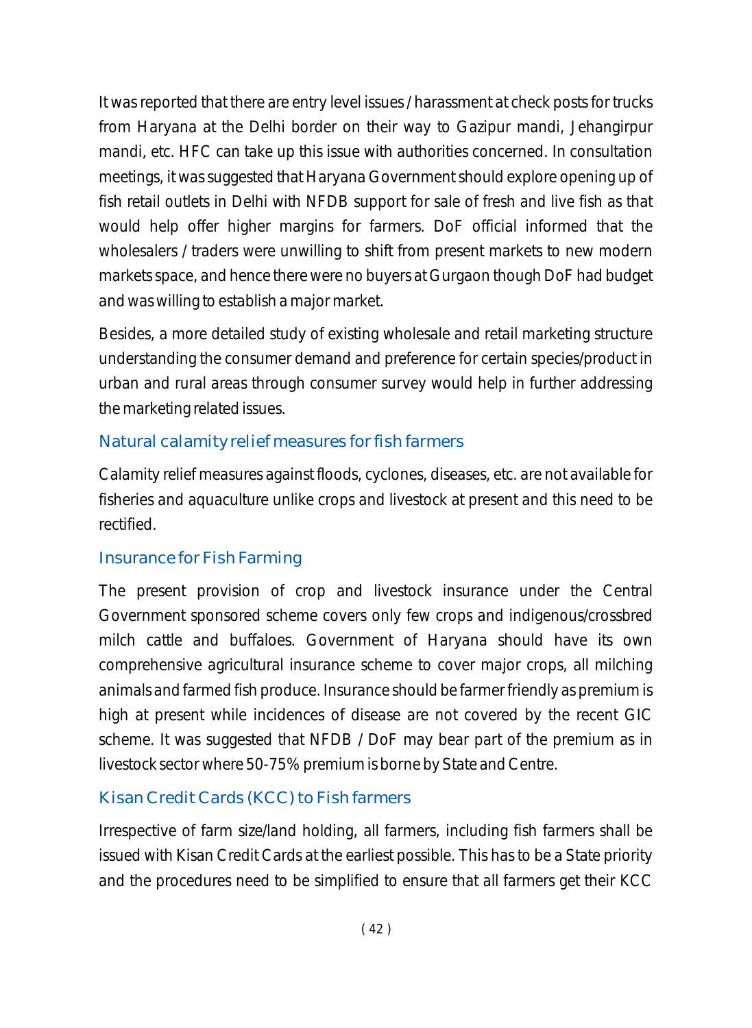It was reported that there are entry level issues / harassment at check posts for trucks from Haryana at the Delhi border on their way to Gazipur mandi, Jehangirpur mandi, etc. HFC can take up this issue with authorities concerned. In consultation meetings, it was suggested that Haryana Government should explore opening up of fish retail outlets in Delhi with NFDB support for sale of fresh and live fish as that would help offer higher margins for farmers. DoF official informed that the wholesalers / traders were unwilling to shift from present markets to new modern markets space, and hence there were no buyers at Gurgaon though DoF had budget and was willing to establish a major market.

Besides, a more detailed study of existing wholesale and retail marketing structure understanding the consumer demand and preference for certain species/product in urban and rural areas through consumer survey would help in further addressing the marketing related issues.

### Natural calamity relief measures for fish farmers

Calamity relief measures against floods, cyclones, diseases, etc. are not available for fisheries and aquaculture unlike crops and livestock at present and this need to be rectified.

### Insurance for Fish Farming

The present provision of crop and livestock insurance under the Central Government sponsored scheme covers only few crops and indigenous/crossbred milch cattle and buffaloes. Government of Haryana should have its own comprehensive agricultural insurance scheme to cover major crops, all milching animals and farmed fish produce. Insurance should be farmer friendly as premium is high at present while incidences of disease are not covered by the recent GIC scheme. It was suggested that NFDB / DoF may bear part of the premium as in livestock sector where 50-75% premium is borne by State and Centre.

### Kisan Credit Cards (KCC) to Fish farmers

Irrespective of farm size/land holding, all farmers, including fish farmers shall be issued with Kisan Credit Cards at the earliest possible. This has to be a State priority and the procedures need to be simplified to ensure that all farmers get their KCC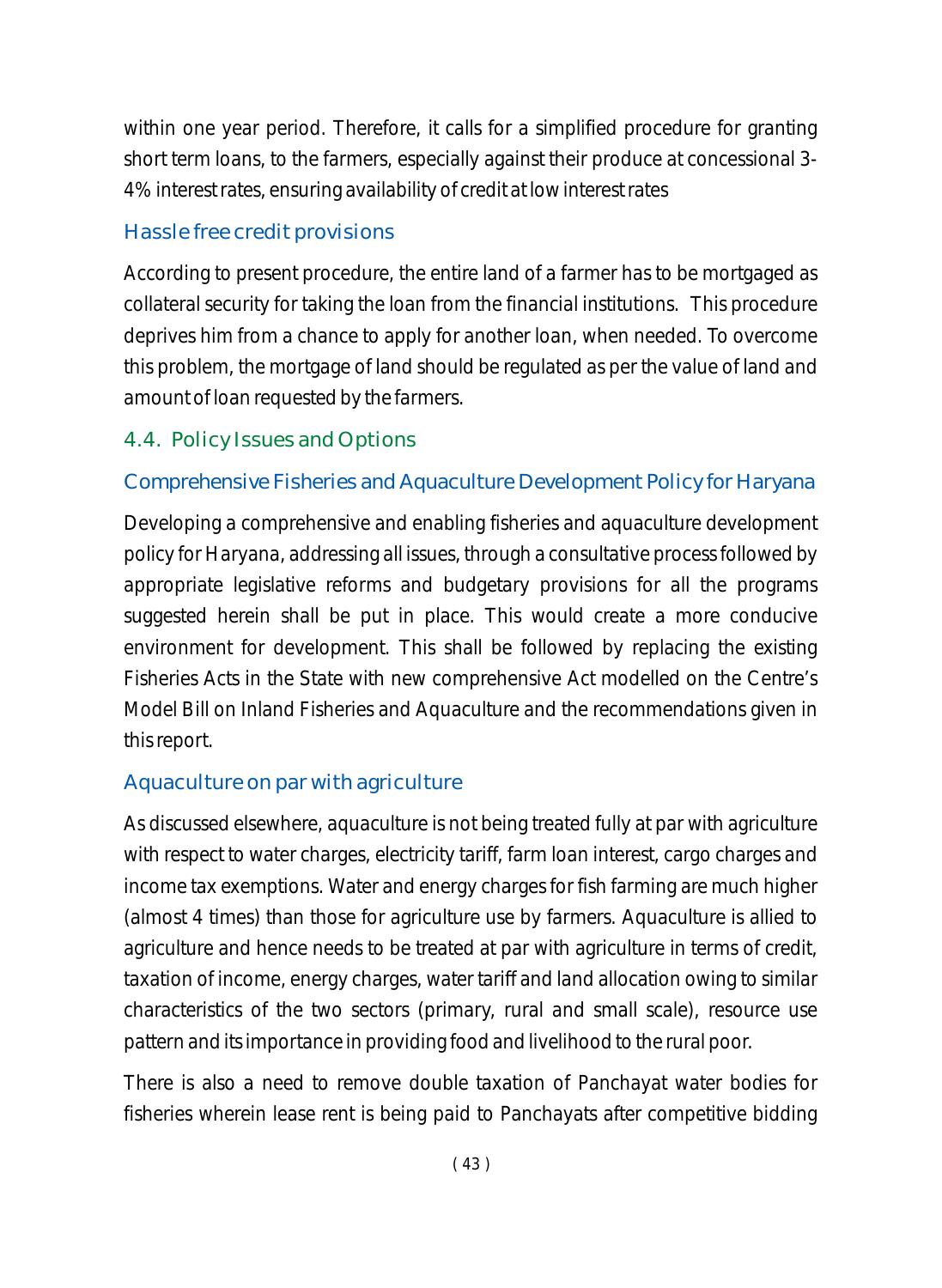within one year period. Therefore, it calls for a simplified procedure for granting short term loans, to the farmers, especially against their produce at concessional 3-4% interest rates, ensuring availability of credit at low interest rates

### Hassle free credit provisions

According to present procedure, the entire land of a farmer has to be mortgaged as collateral security for taking the loan from the financial institutions. This procedure deprives him from a chance to apply for another loan, when needed. To overcome this problem, the mortgage of land should be regulated as per the value of land and amount of loan requested by the farmers.

## 4.4. Policy Issues and Options

### Comprehensive Fisheries and Aquaculture Development Policy for Haryana

Developing a comprehensive and enabling fisheries and aquaculture development policy for Haryana, addressing all issues, through a consultative process followed by appropriate legislative reforms and budgetary provisions for all the programs suggested herein shall be put in place. This would create a more conducive environment for development. This shall be followed by replacing the existing Fisheries Acts in the State with new comprehensive Act modelled on the Centre's Model Bill on Inland Fisheries and Aquaculture and the recommendations given in this report.

### Aquaculture on par with agriculture

As discussed elsewhere, aquaculture is not being treated fully at par with agriculture with respect to water charges, electricity tariff, farm loan interest, cargo charges and income tax exemptions. Water and energy charges for fish farming are much higher (almost 4 times) than those for agriculture use by farmers. Aquaculture is allied to agriculture and hence needs to be treated at par with agriculture in terms of credit, taxation of income, energy charges, water tariff and land allocation owing to similar characteristics of the two sectors (primary, rural and small scale), resource use pattern and its importance in providing food and livelihood to the rural poor.

There is also a need to remove double taxation of Panchayat water bodies for fisheries wherein lease rent is being paid to Panchayats after competitive bidding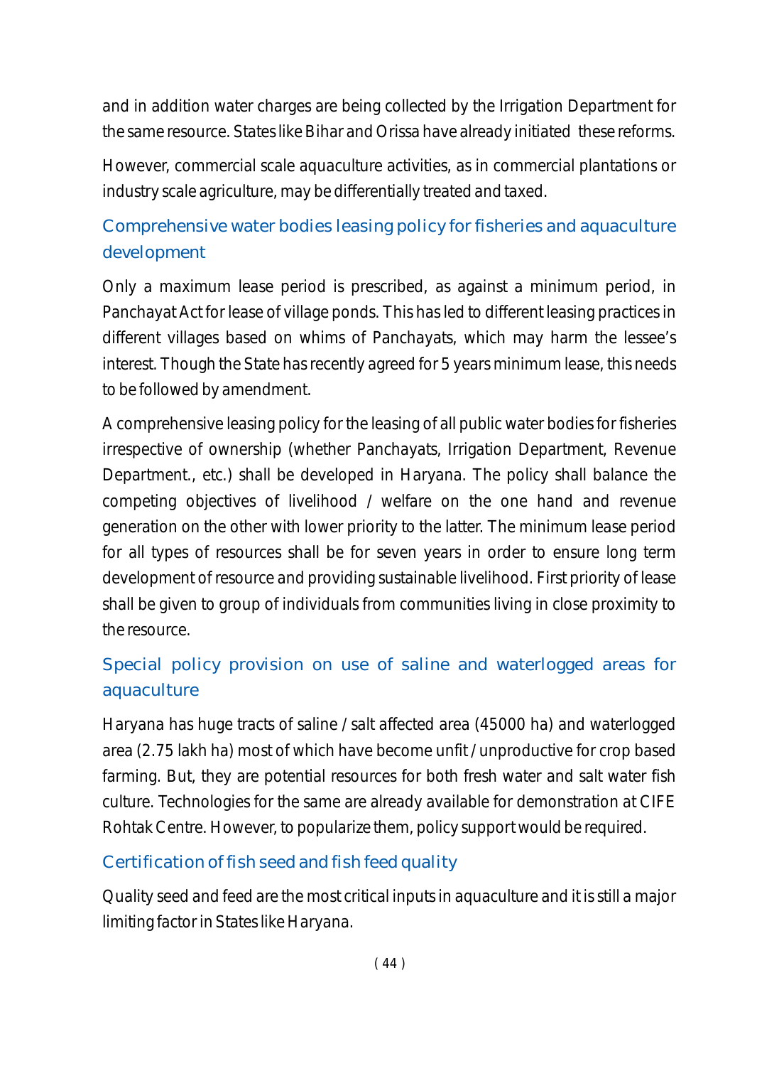and in addition water charges are being collected by the Irrigation Department for the same resource. States like Bihar and Orissa have already initiated these reforms.

However, commercial scale aquaculture activities, as in commercial plantations or industry scale agriculture, may be differentially treated and taxed.

### Comprehensive water bodies leasing policy for fisheries and aquaculture development

Only a maximum lease period is prescribed, as against a minimum period, in Panchayat Act for lease of village ponds. This has led to different leasing practices in different villages based on whims of Panchayats, which may harm the lessee's interest. Though the State has recently agreed for 5 years minimum lease, this needs to be followed by amendment.

A comprehensive leasing policy for the leasing of all public water bodies for fisheries irrespective of ownership (whether Panchayats, Irrigation Department, Revenue Department., etc.) shall be developed in Haryana. The policy shall balance the competing objectives of livelihood / welfare on the one hand and revenue generation on the other with lower priority to the latter. The minimum lease period for all types of resources shall be for seven years in order to ensure long term development of resource and providing sustainable livelihood. First priority of lease shall be given to group of individuals from communities living in close proximity to the resource.

### Special policy provision on use of saline and waterlogged areas for aquaculture

Haryana has huge tracts of saline / salt affected area (45000 ha) and waterlogged area (2.75 lakh ha) most of which have become unfit / unproductive for crop based farming. But, they are potential resources for both fresh water and salt water fish culture. Technologies for the same are already available for demonstration at CIFE Rohtak Centre. However, to popularize them, policy support would be required.

### Certification of fish seed and fish feed quality

Quality seed and feed are the most critical inputs in aquaculture and it is still a major limiting factor in States like Haryana.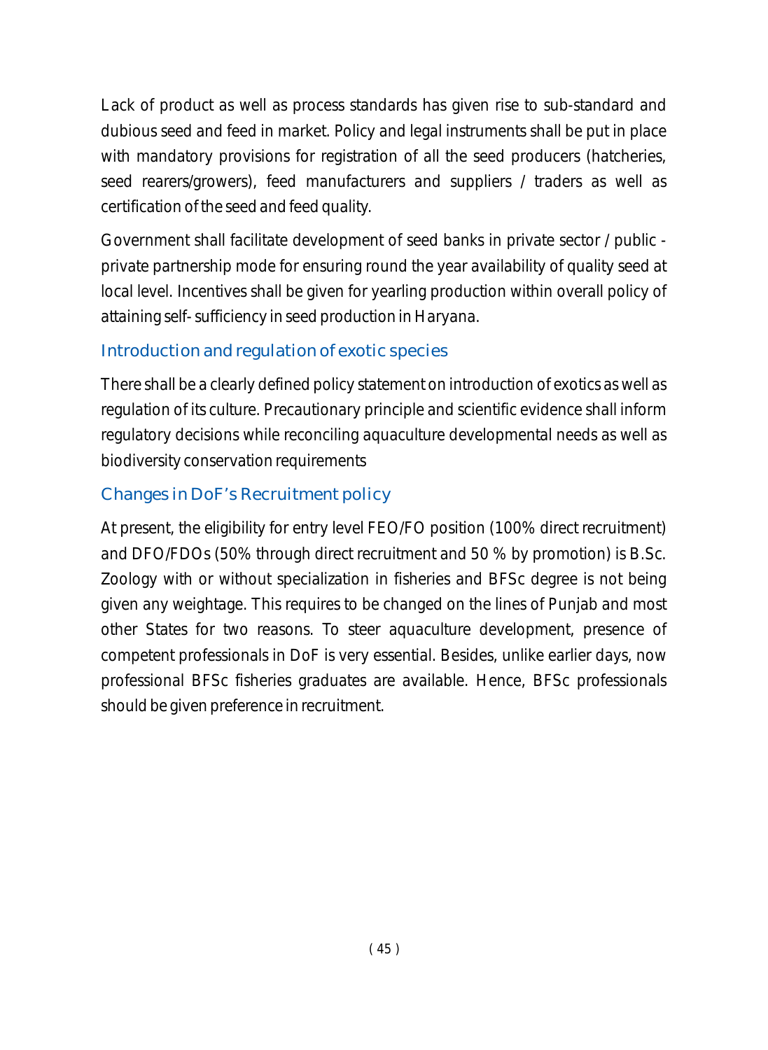Lack of product as well as process standards has given rise to sub-standard and dubious seed and feed in market. Policy and legal instruments shall be put in place with mandatory provisions for registration of all the seed producers (hatcheries, seed rearers/growers), feed manufacturers and suppliers / traders as well as certification of the seed and feed quality.

Government shall facilitate development of seed banks in private sector / public - private partnership mode for ensuring round the year availability of quality seed at local level. Incentives shall be given for yearling production within overall policy of attaining self- sufficiency in seed production in Haryana.

### Introduction and regulation of exotic species

There shall be a clearly defined policy statement on introduction of exotics as well as regulation of its culture. Precautionary principle and scientific evidence shall inform regulatory decisions while reconciling aquaculture developmental needs as well as biodiversity conservation requirements

### Changes in DoF's Recruitment policy

At present, the eligibility for entry level FEO/FO position (100% direct recruitment) and DFO/FDOs (50% through direct recruitment and 50 % by promotion) is B.Sc. Zoology with or without specialization in fisheries and BFSc degree is not being given any weightage. This requires to be changed on the lines of Punjab and most other States for two reasons. To steer aquaculture development, presence of competent professionals in DoF is very essential. Besides, unlike earlier days, now professional BFSc fisheries graduates are available. Hence, BFSc professionals should be given preference in recruitment.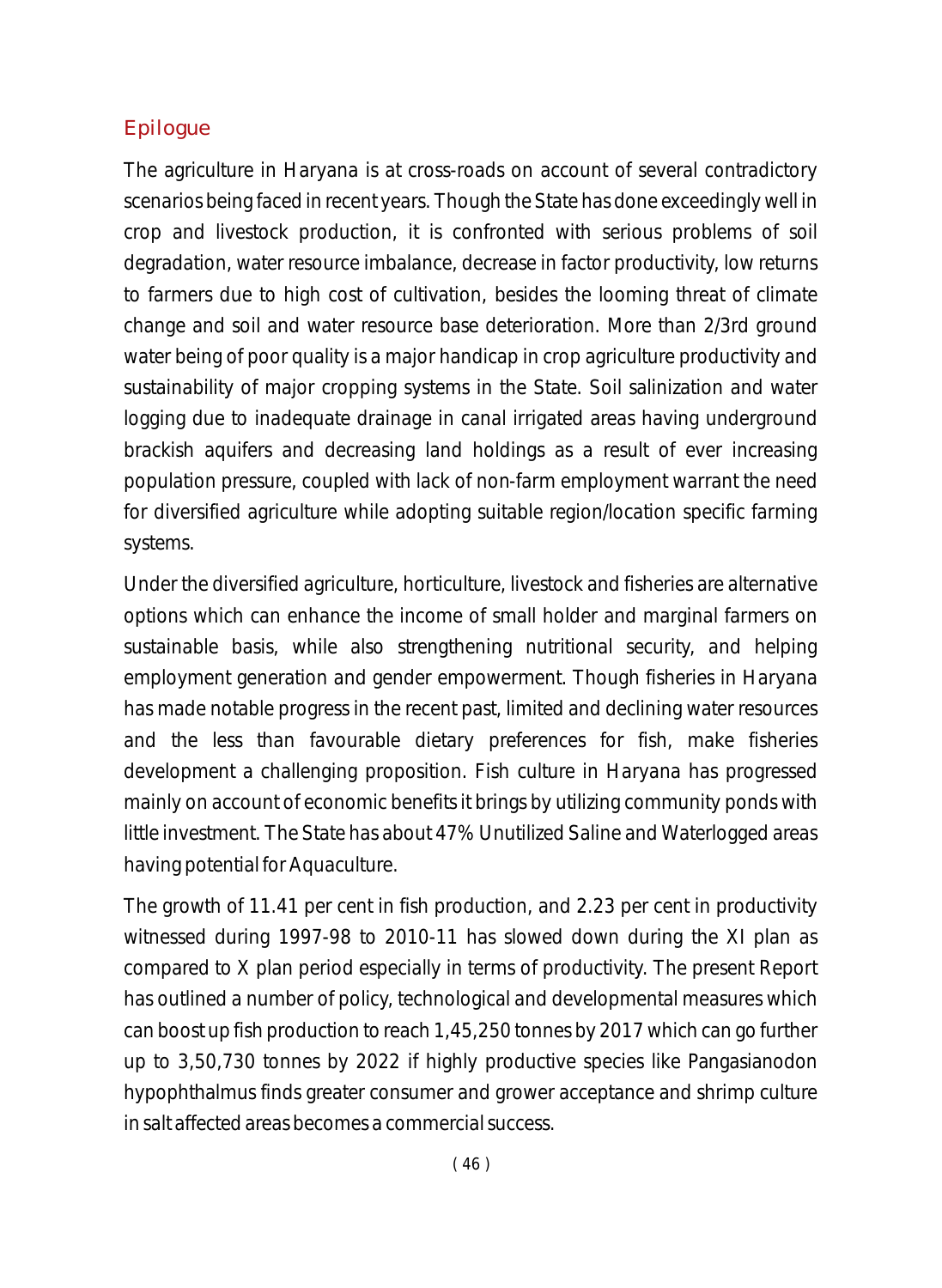## Epilogue

The agriculture in Haryana is at cross-roads on account of several contradictory scenarios being faced in recent years. Though the State has done exceedingly well in crop and livestock production, it is confronted with serious problems of soil degradation, water resource imbalance, decrease in factor productivity, low returns to farmers due to high cost of cultivation, besides the looming threat of climate change and soil and water resource base deterioration. More than 2/3rd ground water being of poor quality is a major handicap in crop agriculture productivity and sustainability of major cropping systems in the State. Soil salinization and water logging due to inadequate drainage in canal irrigated areas having underground brackish aquifers and decreasing land holdings as a result of ever increasing population pressure, coupled with lack of non-farm employment warrant the need for diversified agriculture while adopting suitable region/location specific farming systems.

Under the diversified agriculture, horticulture, livestock and fisheries are alternative options which can enhance the income of small holder and marginal farmers on sustainable basis, while also strengthening nutritional security, and helping employment generation and gender empowerment. Though fisheries in Haryana has made notable progress in the recent past, limited and declining water resources and the less than favourable dietary preferences for fish, make fisheries development a challenging proposition. Fish culture in Haryana has progressed mainly on account of economic benefits it brings by utilizing community ponds with little investment. The State has about 47% Unutilized Saline and Waterlogged areas having potential for Aquaculture.

The growth of 11.41 per cent in fish production, and 2.23 per cent in productivity witnessed during 1997-98 to 2010-11 has slowed down during the XI plan as compared to X plan period especially in terms of productivity. The present Report has outlined a number of policy, technological and developmental measures which can boost up fish production to reach 1,45,250 tonnes by 2017 which can go further up to 3,50,730 tonnes by 2022 if highly productive species like Pangasianodon hypophthalmus finds greater consumer and grower acceptance and shrimp culture in salt affected areas becomes a commercial success.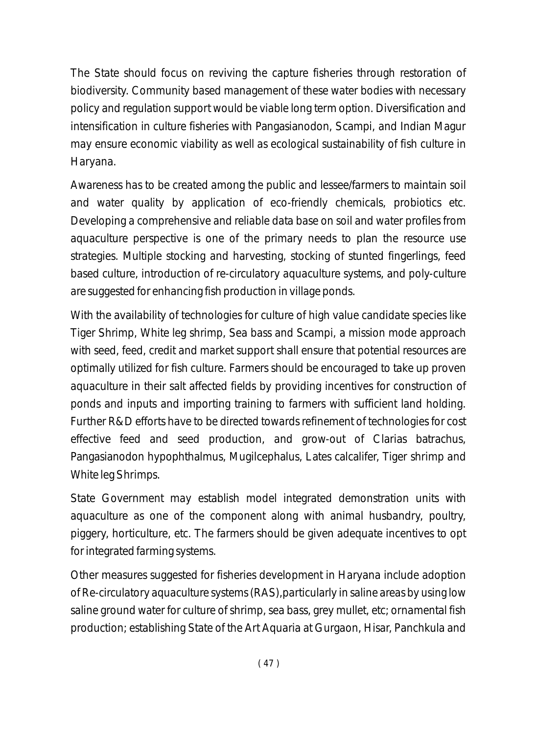The State should focus on reviving the capture fisheries through restoration of biodiversity. Community based management of these water bodies with necessary policy and regulation support would be viable long term option. Diversification and intensification in culture fisheries with Pangasianodon, Scampi, and Indian Magur may ensure economic viability as well as ecological sustainability of fish culture in Haryana.

Awareness has to be created among the public and lessee/farmers to maintain soil and water quality by application of eco-friendly chemicals, probiotics etc. Developing a comprehensive and reliable data base on soil and water profiles from aquaculture perspective is one of the primary needs to plan the resource use strategies. Multiple stocking and harvesting, stocking of stunted fingerlings, feed based culture, introduction of re-circulatory aquaculture systems, and poly-culture are suggested for enhancing fish production in village ponds.

With the availability of technologies for culture of high value candidate species like Tiger Shrimp, White leg shrimp, Sea bass and Scampi, a mission mode approach with seed, feed, credit and market support shall ensure that potential resources are optimally utilized for fish culture. Farmers should be encouraged to take up proven aquaculture in their salt affected fields by providing incentives for construction of ponds and inputs and importing training to farmers with sufficient land holding. Further R&D efforts have to be directed towards refinement of technologies for cost effective feed and seed production, and grow-out of Clarias batrachus, Pangasianodon hypophthalmus, Mugilcephalus, Lates calcalifer, Tiger shrimp and White leg Shrimps.

State Government may establish model integrated demonstration units with aquaculture as one of the component along with animal husbandry, poultry, piggery, horticulture, etc. The farmers should be given adequate incentives to opt for integrated farming systems.

Other measures suggested for fisheries development in Haryana include adoption of Re-circulatory aquaculture systems (RAS),particularly in saline areas by using low saline ground water for culture of shrimp, sea bass, grey mullet, etc; ornamental fish production; establishing State of the Art Aquaria at Gurgaon, Hisar, Panchkula and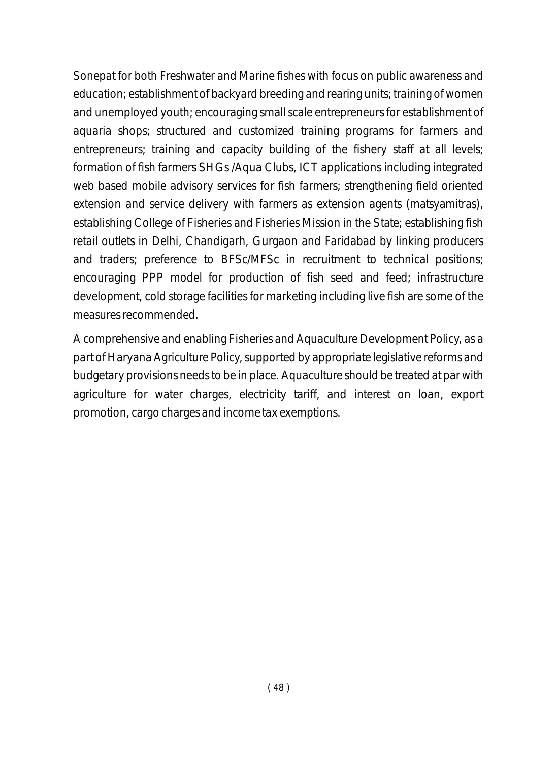Sonepat for both Freshwater and Marine fishes with focus on public awareness and education; establishment of backyard breeding and rearing units; training of women and unemployed youth; encouraging small scale entrepreneurs for establishment of aquaria shops; structured and customized training programs for farmers and entrepreneurs; training and capacity building of the fishery staff at all levels; formation of fish farmers SHGs /Aqua Clubs, ICT applications including integrated web based mobile advisory services for fish farmers; strengthening field oriented extension and service delivery with farmers as extension agents (matsyamitras), establishing College of Fisheries and Fisheries Mission in the State; establishing fish retail outlets in Delhi, Chandigarh, Gurgaon and Faridabad by linking producers and traders; preference to BFSc/MFSc in recruitment to technical positions; encouraging PPP model for production of fish seed and feed; infrastructure development, cold storage facilities for marketing including live fish are some of the measures recommended.

A comprehensive and enabling Fisheries and Aquaculture Development Policy, as a part of Haryana Agriculture Policy, supported by appropriate legislative reforms and budgetary provisions needs to be in place. Aquaculture should be treated at par with agriculture for water charges, electricity tariff, and interest on loan, export promotion, cargo charges and income tax exemptions.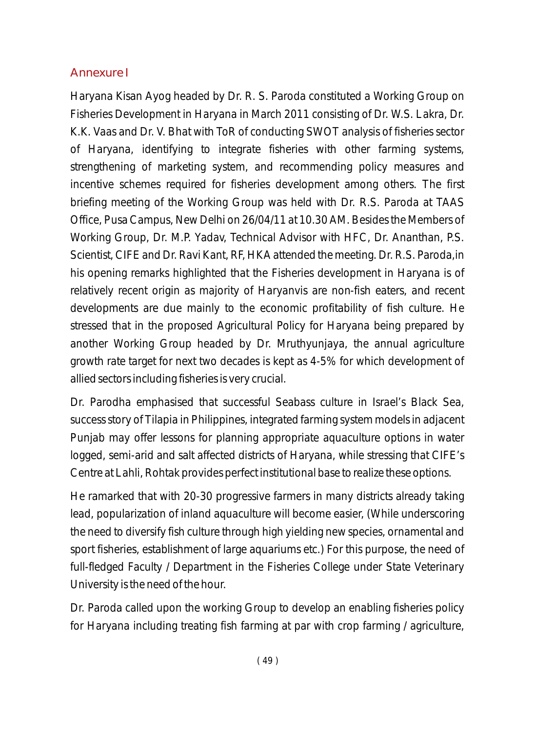## Annexure I

Haryana Kisan Ayog headed by Dr. R. S. Paroda constituted a Working Group on Fisheries Development in Haryana in March 2011 consisting of Dr. W.S. Lakra, Dr. K.K. Vaas and Dr. V. Bhat with ToR of conducting SWOT analysis of fisheries sector of Haryana, identifying to integrate fisheries with other farming systems, strengthening of marketing system, and recommending policy measures and incentive schemes required for fisheries development among others. The first briefing meeting of the Working Group was held with Dr. R.S. Paroda at TAAS Office, Pusa Campus, New Delhi on 26/04/11 at 10.30 AM. Besides the Members of Working Group, Dr. M.P. Yadav, Technical Advisor with HFC, Dr. Ananthan, P.S. Scientist, CIFE and Dr. Ravi Kant, RF, HKA attended the meeting. Dr. R.S. Paroda,in his opening remarks highlighted that the Fisheries development in Haryana is of relatively recent origin as majority of Haryanvis are non-fish eaters, and recent developments are due mainly to the economic profitability of fish culture. He stressed that in the proposed Agricultural Policy for Haryana being prepared by another Working Group headed by Dr. Mruthyunjaya, the annual agriculture growth rate target for next two decades is kept as 4-5% for which development of allied sectors including fisheries is very crucial.

Dr. Parodha emphasised that successful Seabass culture in Israel's Black Sea, success story of Tilapia in Philippines, integrated farming system models in adjacent Punjab may offer lessons for planning appropriate aquaculture options in water logged, semi-arid and salt affected districts of Haryana, while stressing that CIFE's Centre at Lahli, Rohtak provides perfect institutional base to realize these options.

He ramarked that with 20-30 progressive farmers in many districts already taking lead, popularization of inland aquaculture will become easier, (While underscoring the need to diversify fish culture through high yielding new species, ornamental and sport fisheries, establishment of large aquariums etc.) For this purpose, the need of full-fledged Faculty / Department in the Fisheries College under State Veterinary University is the need of the hour.

Dr. Paroda called upon the working Group to develop an enabling fisheries policy for Haryana including treating fish farming at par with crop farming / agriculture,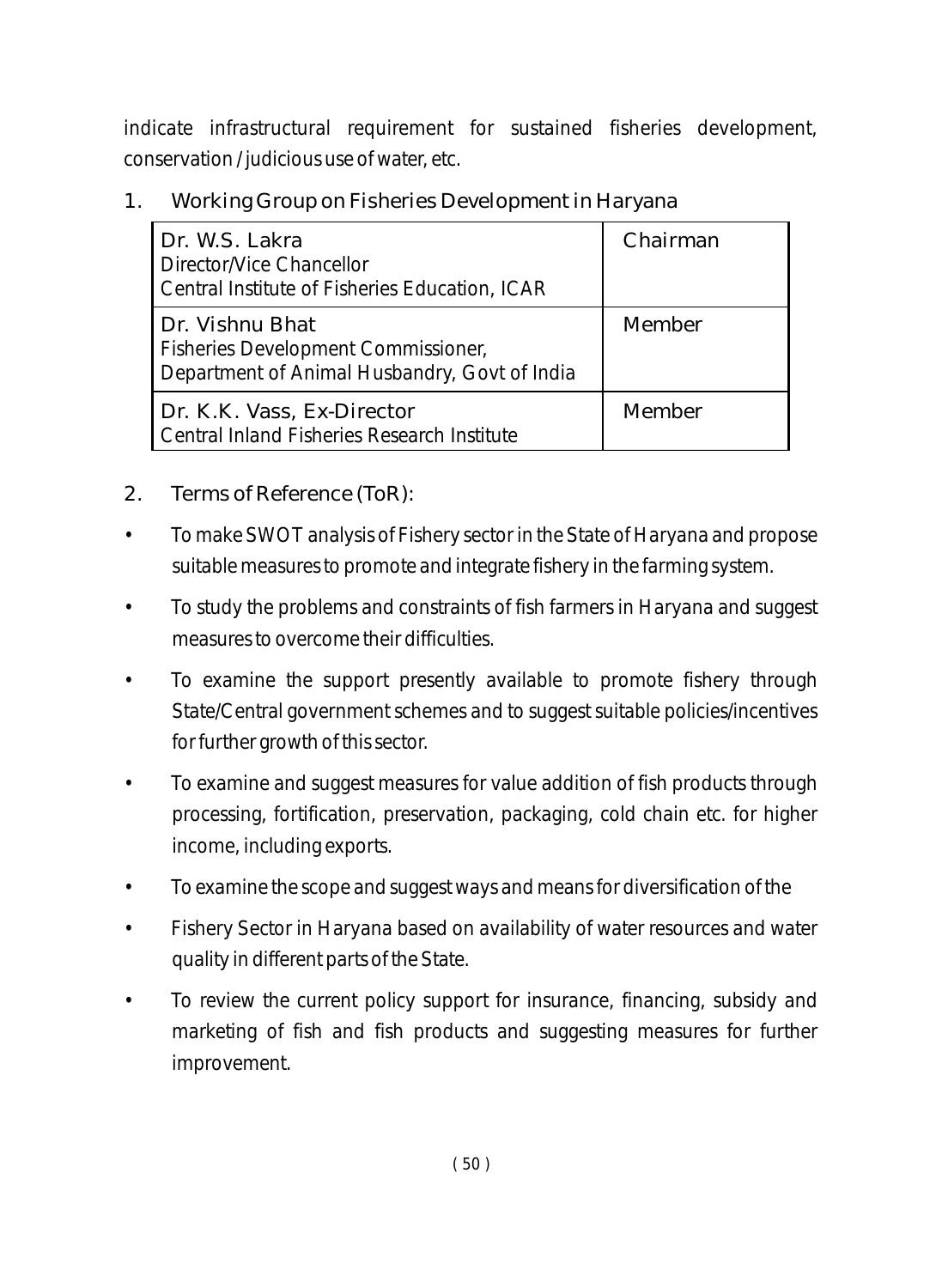indicate infrastructural requirement for sustained fisheries development, conservation / judicious use of water, etc.

## 1. Working Group on Fisheries Development in Haryana

| | |
|---|---|
| Dr. W.S. Lakra<br>Director/Vice Chancellor<br>Central Institute of Fisheries Education, ICAR | Chairman |
| Dr. Vishnu Bhat<br>Fisheries Development Commissioner,<br>Department of Animal Husbandry, Govt of India | Member |
| Dr. K.K. Vass, Ex-Director<br>Central Inland Fisheries Research Institute | Member |

## 2. Terms of Reference (ToR):

- To make SWOT analysis of Fishery sector in the State of Haryana and propose suitable measures to promote and integrate fishery in the farming system.
- To study the problems and constraints of fish farmers in Haryana and suggest measures to overcome their difficulties.
- To examine the support presently available to promote fishery through State/Central government schemes and to suggest suitable policies/incentives for further growth of this sector.
- To examine and suggest measures for value addition of fish products through processing, fortification, preservation, packaging, cold chain etc. for higher income, including exports.
- To examine the scope and suggest ways and means for diversification of the
- Fishery Sector in Haryana based on availability of water resources and water quality in different parts of the State.
- To review the current policy support for insurance, financing, subsidy and marketing of fish and fish products and suggesting measures for further improvement.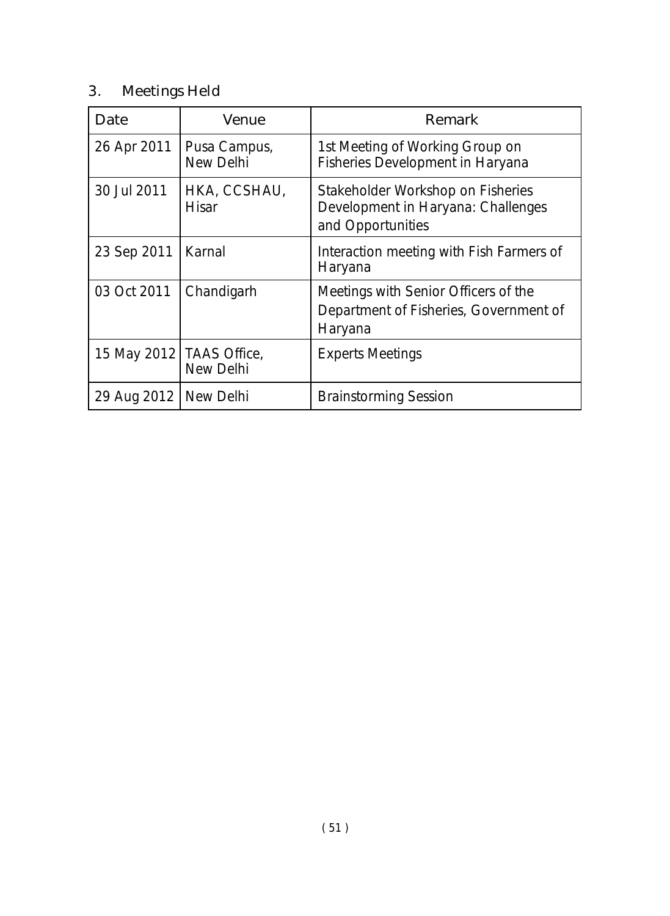## 3. Meetings Held

| Date | Venue | Remark |
|---|---|---|
| 26 Apr 2011 | Pusa Campus, New Delhi | 1st Meeting of Working Group on Fisheries Development in Haryana |
| 30 Jul 2011 | HKA, CCSHAU, Hisar | Stakeholder Workshop on Fisheries Development in Haryana: Challenges and Opportunities |
| 23 Sep 2011 | Karnal | Interaction meeting with Fish Farmers of Haryana |
| 03 Oct 2011 | Chandigarh | Meetings with Senior Officers of the Department of Fisheries, Government of Haryana |
| 15 May 2012 | TAAS Office, New Delhi | Experts Meetings |
| 29 Aug 2012 | New Delhi | Brainstorming Session |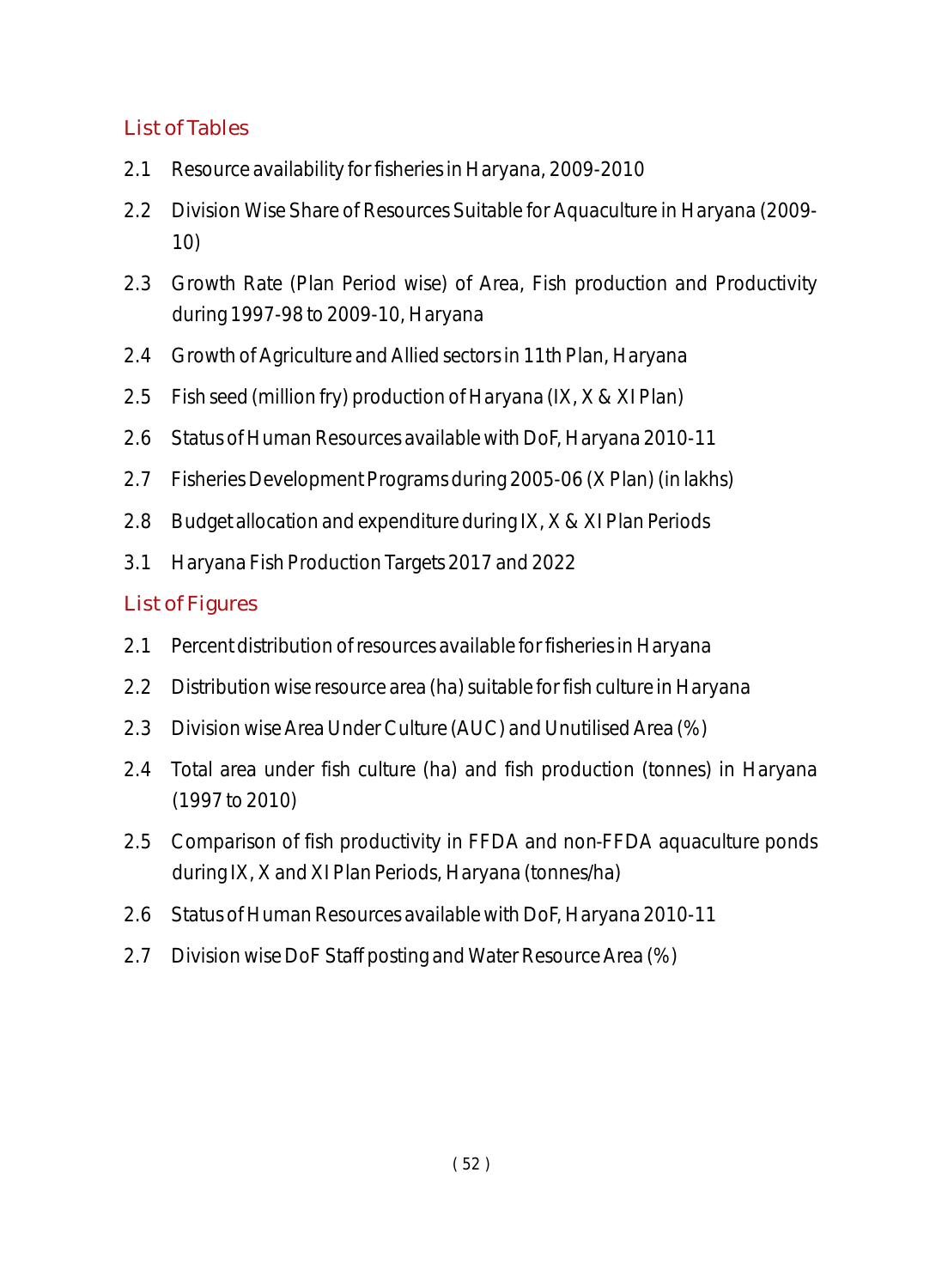## List of Tables

2.1 Resource availability for fisheries in Haryana, 2009-2010

2.2 Division Wise Share of Resources Suitable for Aquaculture in Haryana (2009-10)

2.3 Growth Rate (Plan Period wise) of Area, Fish production and Productivity during 1997-98 to 2009-10, Haryana

2.4 Growth of Agriculture and Allied sectors in 11th Plan, Haryana

2.5 Fish seed (million fry) production of Haryana (IX, X & XI Plan)

2.6 Status of Human Resources available with DoF, Haryana 2010-11

2.7 Fisheries Development Programs during 2005-06 (X Plan) (in lakhs)

2.8 Budget allocation and expenditure during IX, X & XI Plan Periods

3.1 Haryana Fish Production Targets 2017 and 2022

## List of Figures

2.1 Percent distribution of resources available for fisheries in Haryana

2.2 Distribution wise resource area (ha) suitable for fish culture in Haryana

2.3 Division wise Area Under Culture (AUC) and Unutilised Area (%)

2.4 Total area under fish culture (ha) and fish production (tonnes) in Haryana (1997 to 2010)

2.5 Comparison of fish productivity in FFDA and non-FFDA aquaculture ponds during IX, X and XI Plan Periods, Haryana (tonnes/ha)

2.6 Status of Human Resources available with DoF, Haryana 2010-11

2.7 Division wise DoF Staff posting and Water Resource Area (%)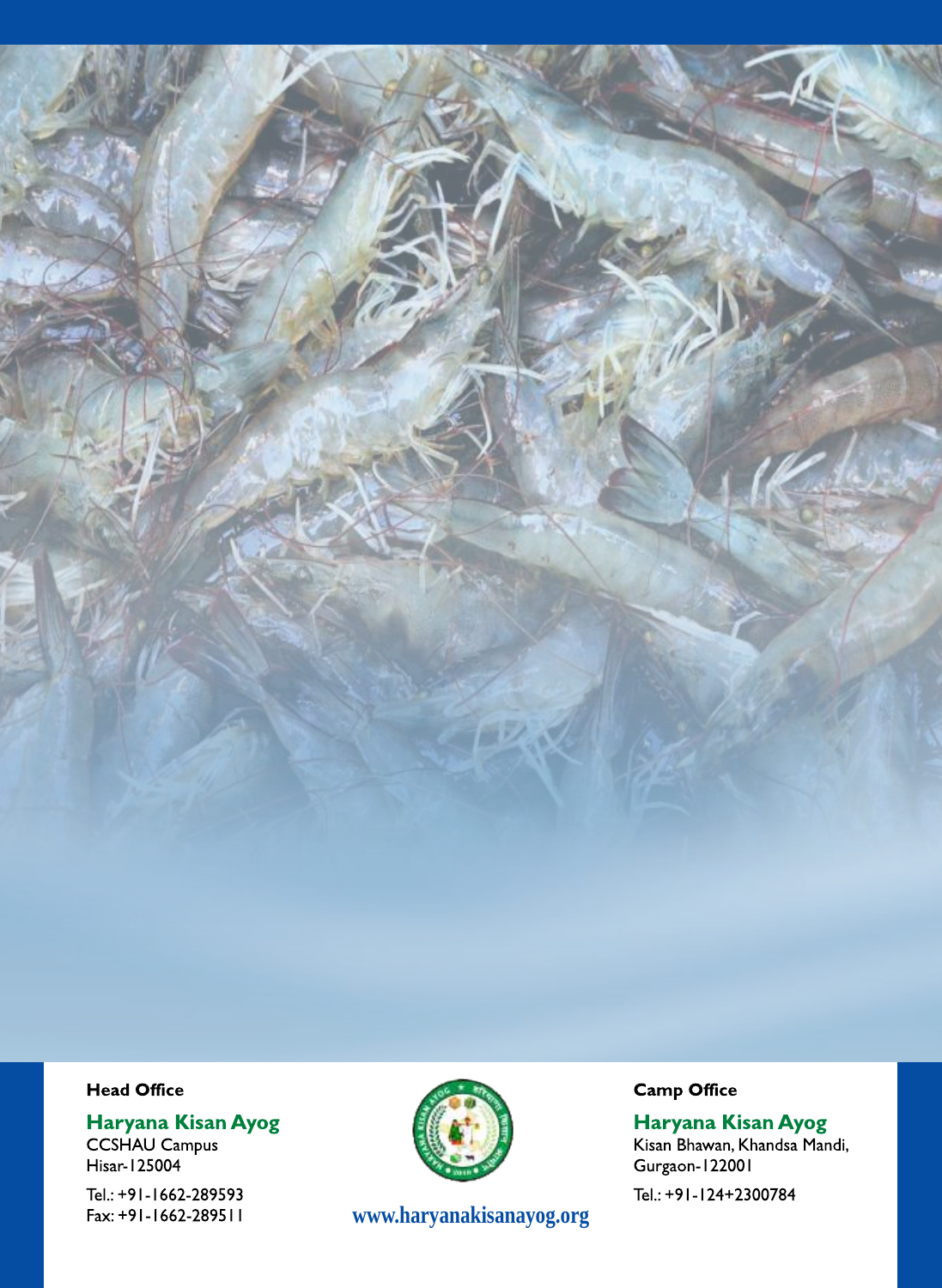**Head Office**

**Haryana Kisan Ayog**
CCSHAU Campus
Hisar-125004

Tel.: +91-1662-289593
Fax: +91-1662-289511

www.haryanakisanayog.org

**Camp Office**

**Haryana Kisan Ayog**
Kisan Bhawan, Khandsa Mandi,
Gurgaon-122001

Tel.: +91-124+2300784